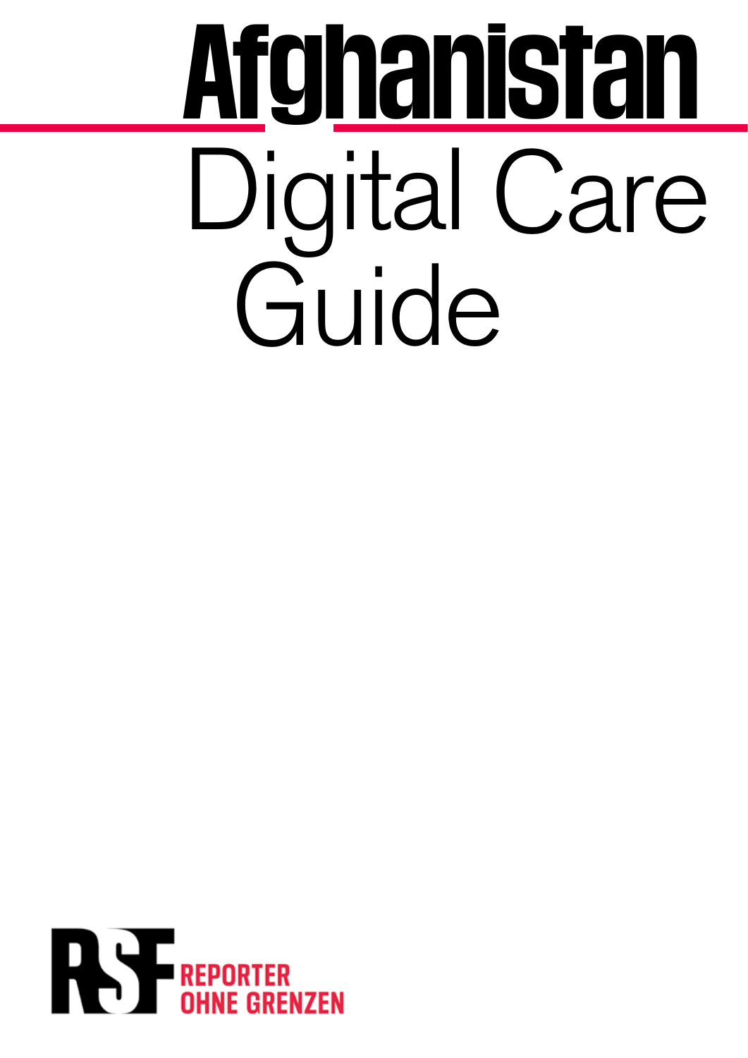# Afghanistan

## Digital Care Guide

RSF REPORTER OHNE GRENZEN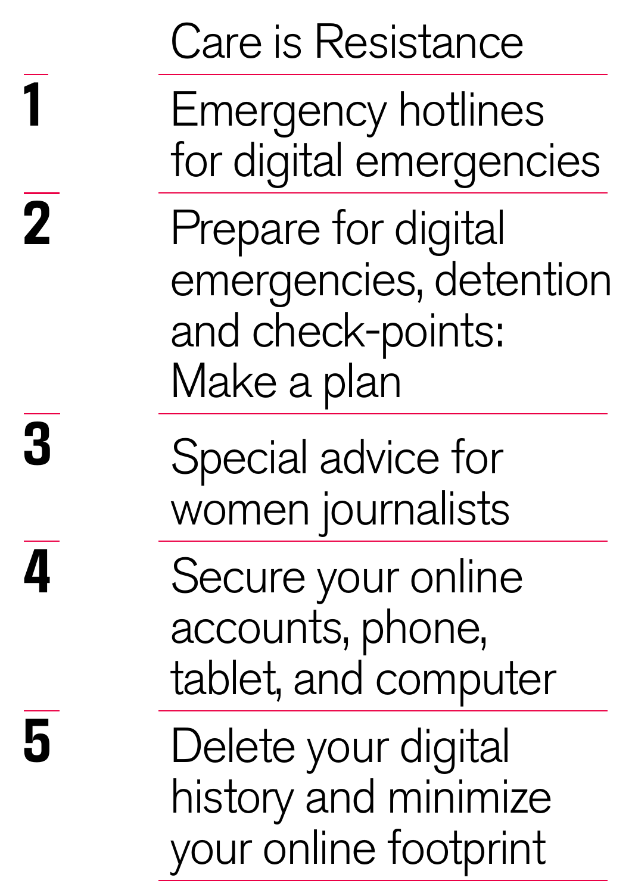# Care is Resistance

1. Emergency hotlines for digital emergencies
2. Prepare for digital emergencies, detention and check-points: Make a plan
3. Special advice for women journalists
4. Secure your online accounts, phone, tablet, and computer
5. Delete your digital history and minimize your online footprint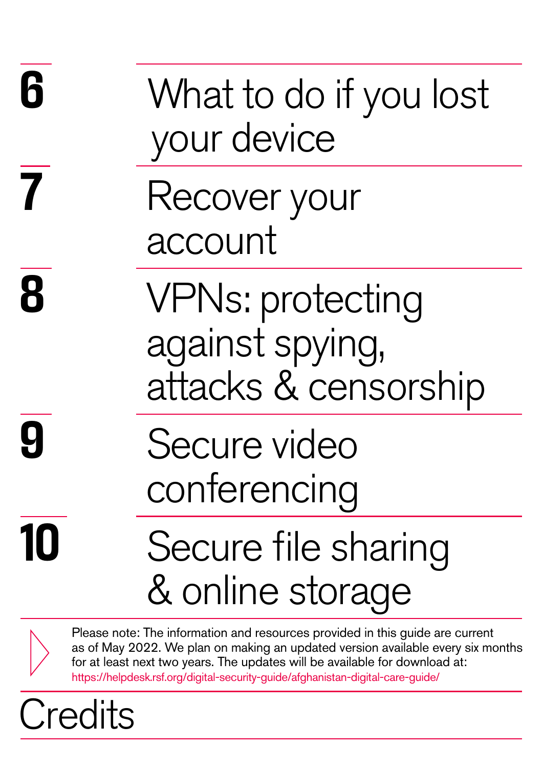**6** What to do if you lost your device

**7** Recover your account

**8** VPNs: protecting against spying, attacks & censorship

**9** Secure video conferencing

**10** Secure file sharing & online storage

Please note: The information and resources provided in this guide are current as of May 2022. We plan on making an updated version available every six months for at least next two years. The updates will be available for download at: https://helpdesk.rsf.org/digital-security-guide/afghanistan-digital-care-guide/

Credits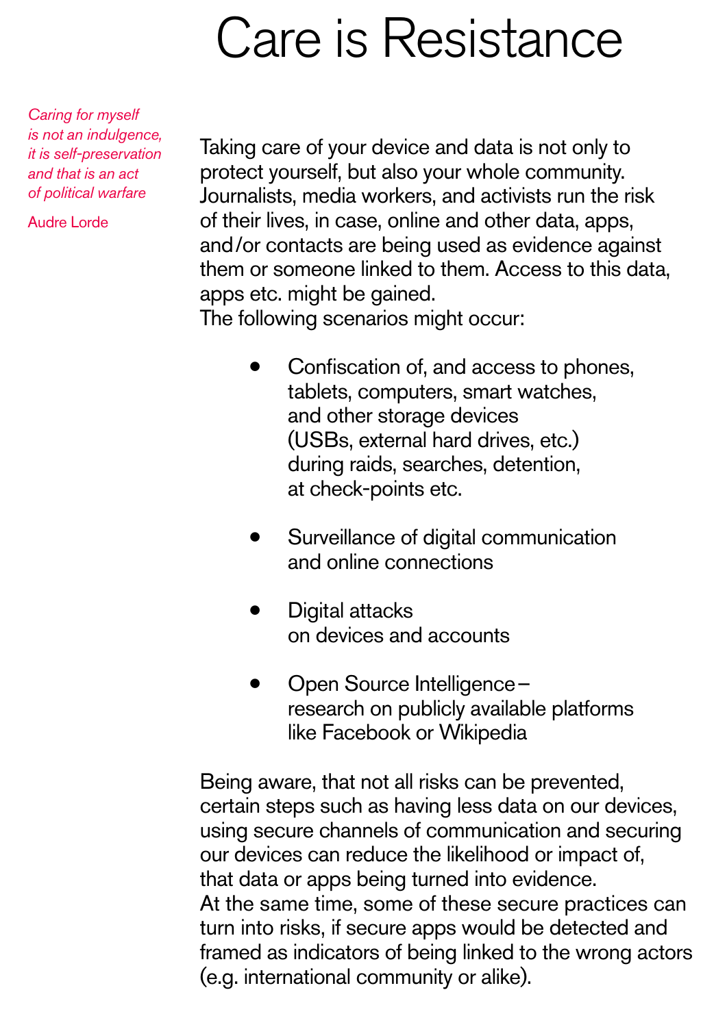# Care is Resistance

*Caring for myself is not an indulgence, it is self-preservation and that is an act of political warfare*

Audre Lorde

Taking care of your device and data is not only to protect yourself, but also your whole community. Journalists, media workers, and activists run the risk of their lives, in case, online and other data, apps, and/or contacts are being used as evidence against them or someone linked to them. Access to this data, apps etc. might be gained.
The following scenarios might occur:

- Confiscation of, and access to phones, tablets, computers, smart watches, and other storage devices (USBs, external hard drives, etc.) during raids, searches, detention, at check-points etc.

- Surveillance of digital communication and online connections

- Digital attacks on devices and accounts

- Open Source Intelligence – research on publicly available platforms like Facebook or Wikipedia

Being aware, that not all risks can be prevented, certain steps such as having less data on our devices, using secure channels of communication and securing our devices can reduce the likelihood or impact of, that data or apps being turned into evidence.
At the same time, some of these secure practices can turn into risks, if secure apps would be detected and framed as indicators of being linked to the wrong actors (e.g. international community or alike).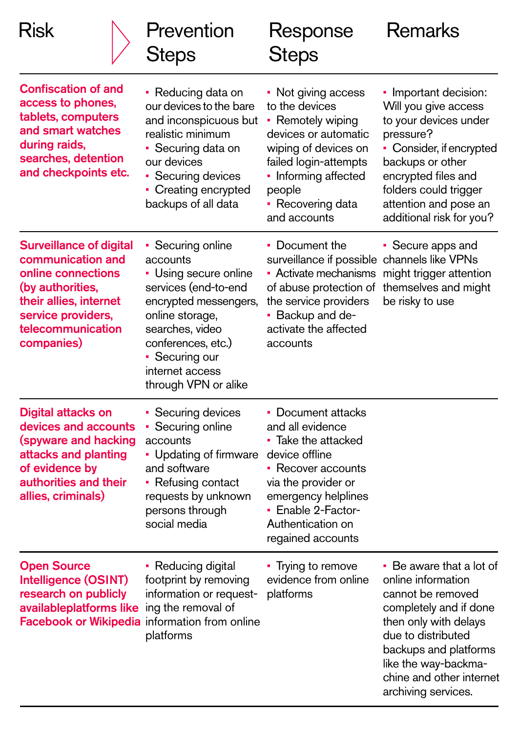| Risk | Prevention Steps | Response Steps | Remarks |
|---|---|---|---|
| **Confiscation of and access to phones, tablets, computers and smart watches during raids, searches, detention and checkpoints etc.** | ▪ Reducing data on our devices to the bare and inconspicuous but realistic minimum<br>▪ Securing data on our devices<br>▪ Securing devices<br>▪ Creating encrypted backups of all data | ▪ Not giving access to the devices<br>▪ Remotely wiping devices or automatic wiping of devices on failed login-attempts<br>▪ Informing affected people<br>▪ Recovering data and accounts | ▪ Important decision: Will you give access to your devices under pressure?<br>▪ Consider, if encrypted backups or other encrypted files and folders could trigger attention and pose an additional risk for you? |
| **Surveillance of digital communication and online connections (by authorities, their allies, internet service providers, telecommunication companies)** | ▪ Securing online accounts<br>▪ Using secure online services (end-to-end encrypted messengers, online storage, searches, video conferences, etc.)<br>▪ Securing our internet access through VPN or alike | ▪ Document the surveillance if possible<br>▪ Activate mechanisms of abuse protection of the service providers<br>▪ Backup and de-activate the affected accounts | ▪ Secure apps and channels like VPNs might trigger attention themselves and might be risky to use |
| **Digital attacks on devices and accounts (spyware and hacking attacks and planting of evidence by authorities and their allies, criminals)** | ▪ Securing devices<br>▪ Securing online accounts<br>▪ Updating of firmware and software<br>▪ Refusing contact requests by unknown persons through social media | ▪ Document attacks and all evidence<br>▪ Take the attacked device offline<br>▪ Recover accounts via the provider or emergency helplines<br>▪ Enable 2-Factor-Authentication on regained accounts | |
| **Open Source Intelligence (OSINT) research on publicly availableplatforms like Facebook or Wikipedia** | ▪ Reducing digital footprint by removing information or request-ing the removal of information from online platforms | ▪ Trying to remove evidence from online platforms | ▪ Be aware that a lot of online information cannot be removed completely and if done then only with delays due to distributed backups and platforms like the way-backma-chine and other internet archiving services. |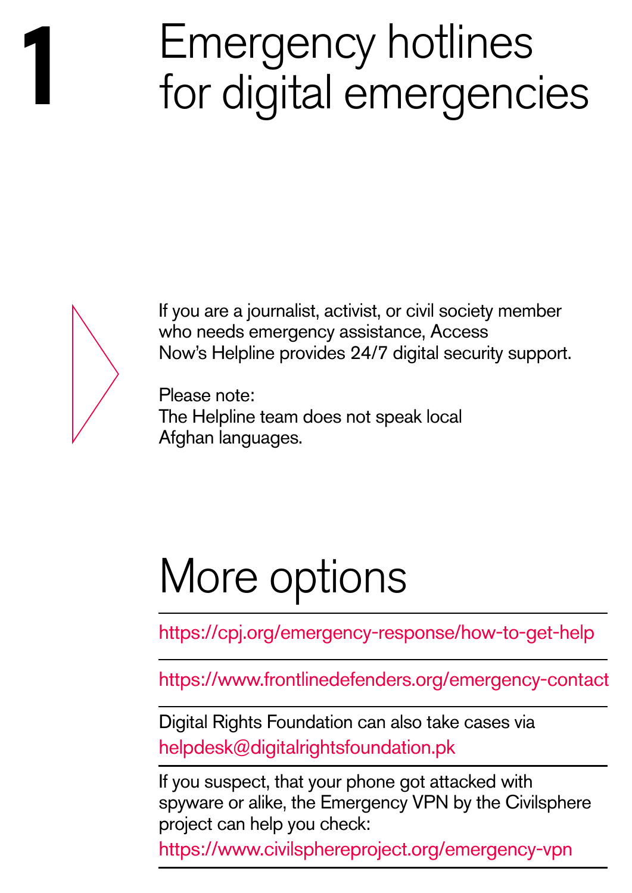# 1 Emergency hotlines for digital emergencies

If you are a journalist, activist, or civil society member who needs emergency assistance, Access Now's Helpline provides 24/7 digital security support.

Please note:
The Helpline team does not speak local Afghan languages.

## More options

https://cpj.org/emergency-response/how-to-get-help

https://www.frontlinedefenders.org/emergency-contact

Digital Rights Foundation can also take cases via helpdesk@digitalrightsfoundation.pk

If you suspect, that your phone got attacked with spyware or alike, the Emergency VPN by the Civilsphere project can help you check:
https://www.civilsphereproject.org/emergency-vpn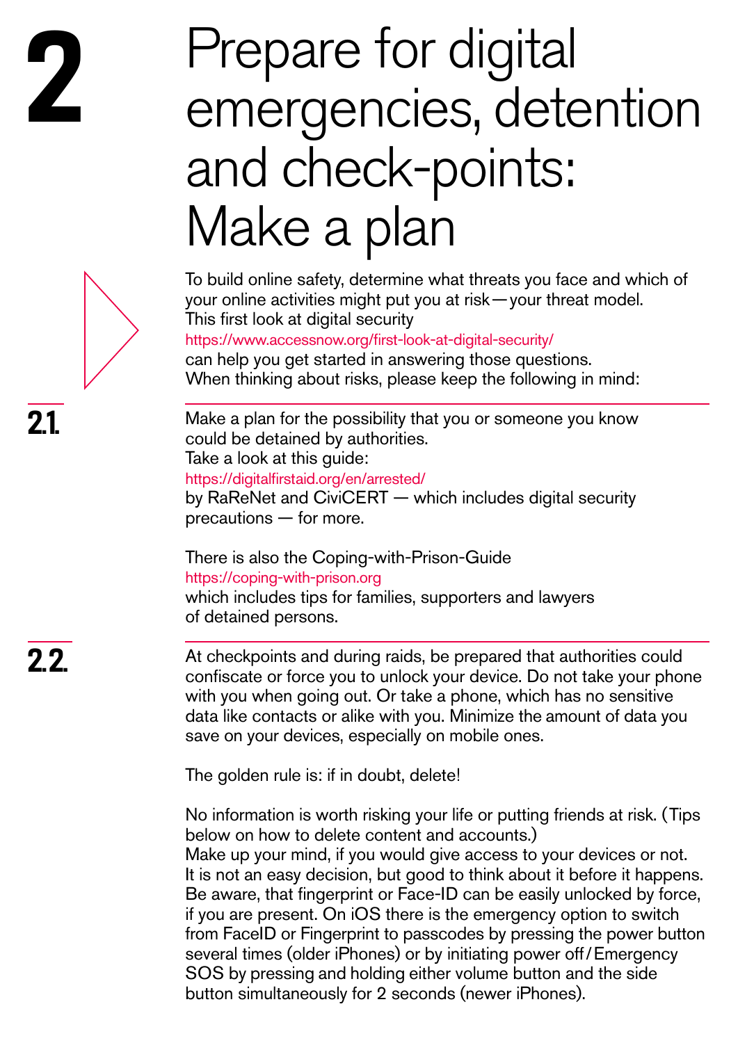# 2 Prepare for digital emergencies, detention and check-points: Make a plan

To build online safety, determine what threats you face and which of your online activities might put you at risk — your threat model. This first look at digital security https://www.accessnow.org/first-look-at-digital-security/ can help you get started in answering those questions. When thinking about risks, please keep the following in mind:

## 2.1.

Make a plan for the possibility that you or someone you know could be detained by authorities. Take a look at this guide: https://digitalfirstaid.org/en/arrested/ by RaReNet and CiviCERT — which includes digital security precautions — for more.

There is also the Coping-with-Prison-Guide https://coping-with-prison.org which includes tips for families, supporters and lawyers of detained persons.

## 2.2.

At checkpoints and during raids, be prepared that authorities could confiscate or force you to unlock your device. Do not take your phone with you when going out. Or take a phone, which has no sensitive data like contacts or alike with you. Minimize the amount of data you save on your devices, especially on mobile ones.

The golden rule is: if in doubt, delete!

No information is worth risking your life or putting friends at risk. (Tips below on how to delete content and accounts.) Make up your mind, if you would give access to your devices or not. It is not an easy decision, but good to think about it before it happens. Be aware, that fingerprint or Face-ID can be easily unlocked by force, if you are present. On iOS there is the emergency option to switch from FaceID or Fingerprint to passcodes by pressing the power button several times (older iPhones) or by initiating power off / Emergency SOS by pressing and holding either volume button and the side button simultaneously for 2 seconds (newer iPhones).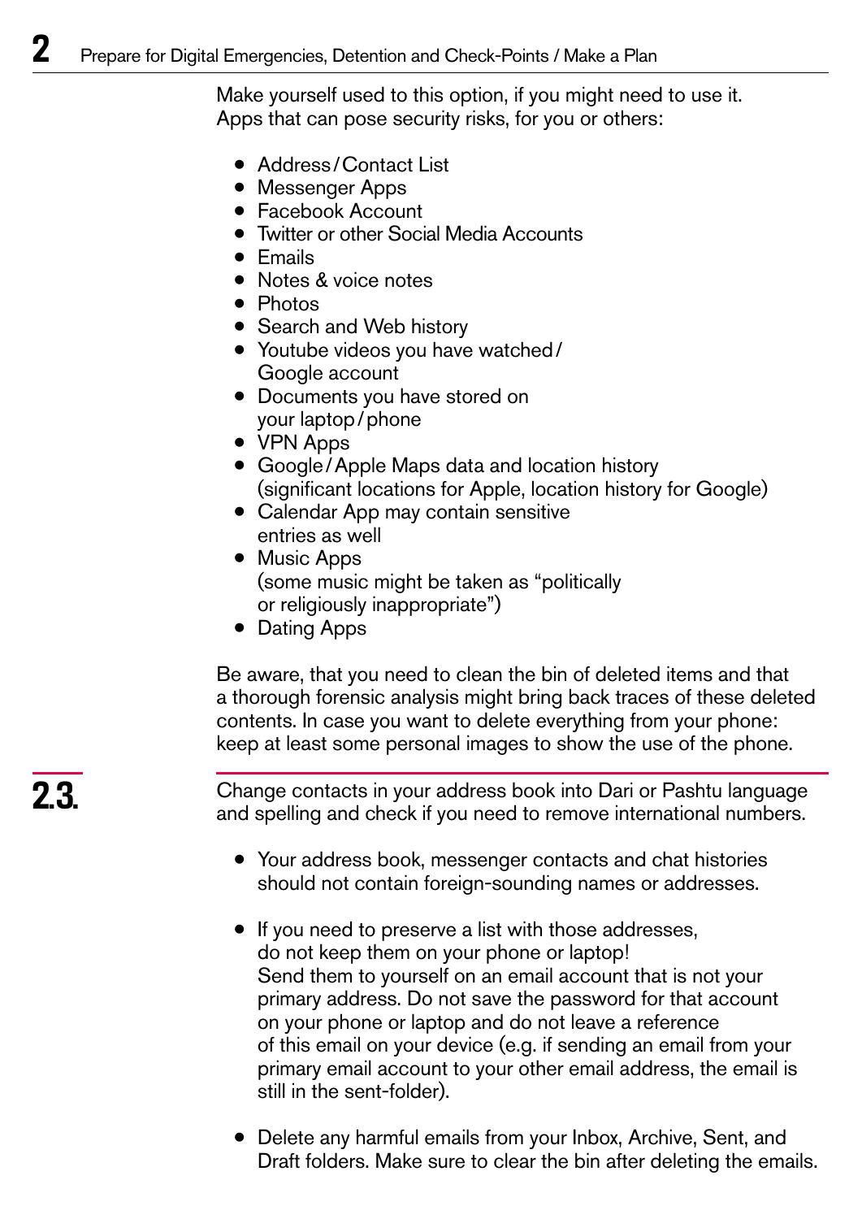Make yourself used to this option, if you might need to use it.
Apps that can pose security risks, for you or others:

- Address/Contact List
- Messenger Apps
- Facebook Account
- Twitter or other Social Media Accounts
- Emails
- Notes & voice notes
- Photos
- Search and Web history
- Youtube videos you have watched/ Google account
- Documents you have stored on your laptop/phone
- VPN Apps
- Google/Apple Maps data and location history (significant locations for Apple, location history for Google)
- Calendar App may contain sensitive entries as well
- Music Apps (some music might be taken as "politically or religiously inappropriate")
- Dating Apps

Be aware, that you need to clean the bin of deleted items and that a thorough forensic analysis might bring back traces of these deleted contents. In case you want to delete everything from your phone: keep at least some personal images to show the use of the phone.

## 2.3.

Change contacts in your address book into Dari or Pashtu language and spelling and check if you need to remove international numbers.

- Your address book, messenger contacts and chat histories should not contain foreign-sounding names or addresses.

- If you need to preserve a list with those addresses, do not keep them on your phone or laptop! Send them to yourself on an email account that is not your primary address. Do not save the password for that account on your phone or laptop and do not leave a reference of this email on your device (e.g. if sending an email from your primary email account to your other email address, the email is still in the sent-folder).

- Delete any harmful emails from your Inbox, Archive, Sent, and Draft folders. Make sure to clear the bin after deleting the emails.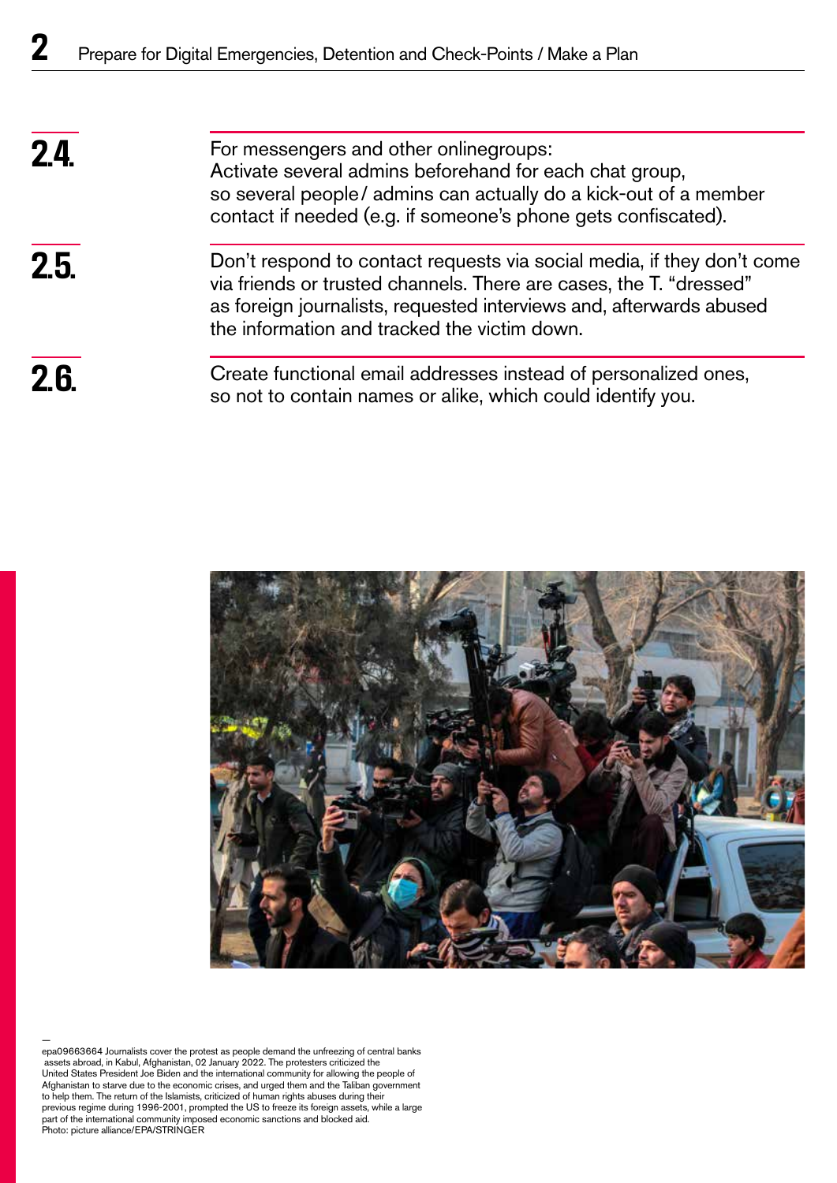**2.4.** For messengers and other onlinegroups:
Activate several admins beforehand for each chat group, so several people / admins can actually do a kick-out of a member contact if needed (e.g. if someone's phone gets confiscated).

**2.5.** Don't respond to contact requests via social media, if they don't come via friends or trusted channels. There are cases, the T. "dressed" as foreign journalists, requested interviews and, afterwards abused the information and tracked the victim down.

**2.6.** Create functional email addresses instead of personalized ones, so not to contain names or alike, which could identify you.

—
epa09663664 Journalists cover the protest as people demand the unfreezing of central banks assets abroad, in Kabul, Afghanistan, 02 January 2022. The protesters criticized the United States President Joe Biden and the international community for allowing the people of Afghanistan to starve due to the economic crises, and urged them and the Taliban government to help them. The return of the Islamists, criticized of human rights abuses during their previous regime during 1996-2001, prompted the US to freeze its foreign assets, while a large part of the international community imposed economic sanctions and blocked aid.
Photo: picture alliance/EPA/STRINGER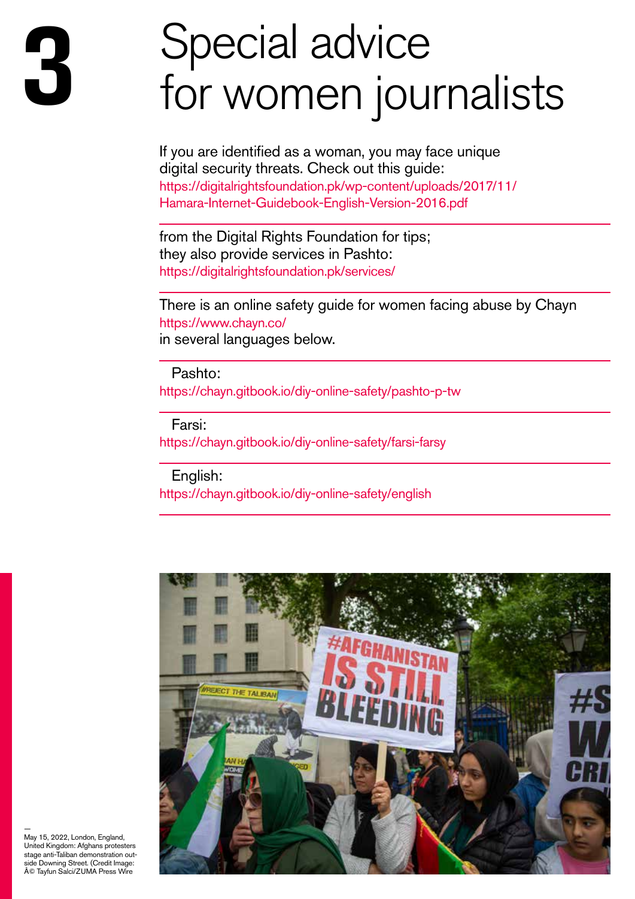# 3 Special advice for women journalists

If you are identified as a woman, you may face unique digital security threats. Check out this guide:
https://digitalrightsfoundation.pk/wp-content/uploads/2017/11/Hamara-Internet-Guidebook-English-Version-2016.pdf

from the Digital Rights Foundation for tips; they also provide services in Pashto:
https://digitalrightsfoundation.pk/services/

There is an online safety guide for women facing abuse by Chayn
https://www.chayn.co/
in several languages below.

Pashto:
https://chayn.gitbook.io/diy-online-safety/pashto-p-tw

Farsi:
https://chayn.gitbook.io/diy-online-safety/farsi-farsy

English:
https://chayn.gitbook.io/diy-online-safety/english

—
May 15, 2022, London, England, United Kingdom: Afghans protesters stage anti-Taliban demonstration outside Downing Street. (Credit Image: Â© Tayfun Salci/ZUMA Press Wire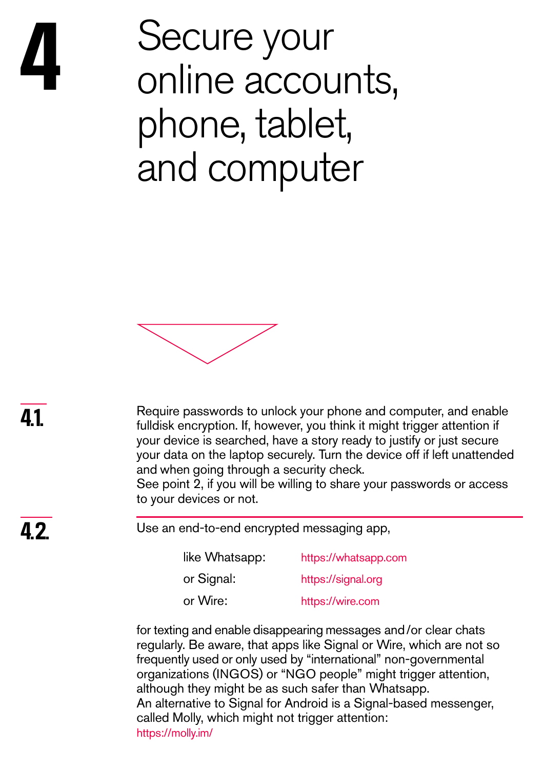# 4 Secure your online accounts, phone, tablet, and computer

**4.1.**

Require passwords to unlock your phone and computer, and enable fulldisk encryption. If, however, you think it might trigger attention if your device is searched, have a story ready to justify or just secure your data on the laptop securely. Turn the device off if left unattended and when going through a security check.
See point 2, if you will be willing to share your passwords or access to your devices or not.

**4.2.**

Use an end-to-end encrypted messaging app,

| | |
|---|---|
| like Whatsapp: | https://whatsapp.com |
| or Signal: | https://signal.org |
| or Wire: | https://wire.com |

for texting and enable disappearing messages and / or clear chats regularly. Be aware, that apps like Signal or Wire, which are not so frequently used or only used by "international" non-governmental organizations (INGOS) or "NGO people" might trigger attention, although they might be as such safer than Whatsapp.
An alternative to Signal for Android is a Signal-based messenger, called Molly, which might not trigger attention:
https://molly.im/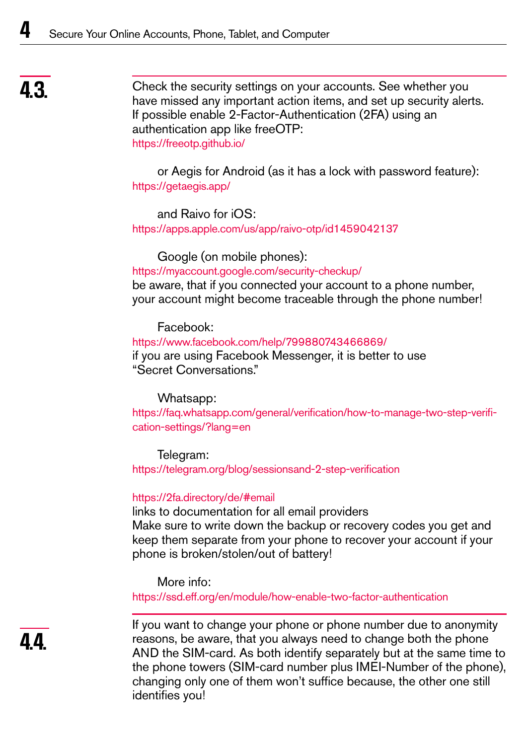## 4.3.

Check the security settings on your accounts. See whether you have missed any important action items, and set up security alerts. If possible enable 2-Factor-Authentication (2FA) using an authentication app like freeOTP:
https://freeotp.github.io/

or Aegis for Android (as it has a lock with password feature):
https://getaegis.app/

and Raivo for iOS:
https://apps.apple.com/us/app/raivo-otp/id1459042137

Google (on mobile phones):
https://myaccount.google.com/security-checkup/
be aware, that if you connected your account to a phone number, your account might become traceable through the phone number!

Facebook:
https://www.facebook.com/help/799880743466869/
if you are using Facebook Messenger, it is better to use "Secret Conversations."

Whatsapp:
https://faq.whatsapp.com/general/verification/how-to-manage-two-step-verification-settings/?lang=en

Telegram:
https://telegram.org/blog/sessionsand-2-step-verification

https://2fa.directory/de/#email
links to documentation for all email providers
Make sure to write down the backup or recovery codes you get and keep them separate from your phone to recover your account if your phone is broken/stolen/out of battery!

More info:
https://ssd.eff.org/en/module/how-enable-two-factor-authentication

## 4.4.

If you want to change your phone or phone number due to anonymity reasons, be aware, that you always need to change both the phone AND the SIM-card. As both identify separately but at the same time to the phone towers (SIM-card number plus IMEI-Number of the phone), changing only one of them won't suffice because, the other one still identifies you!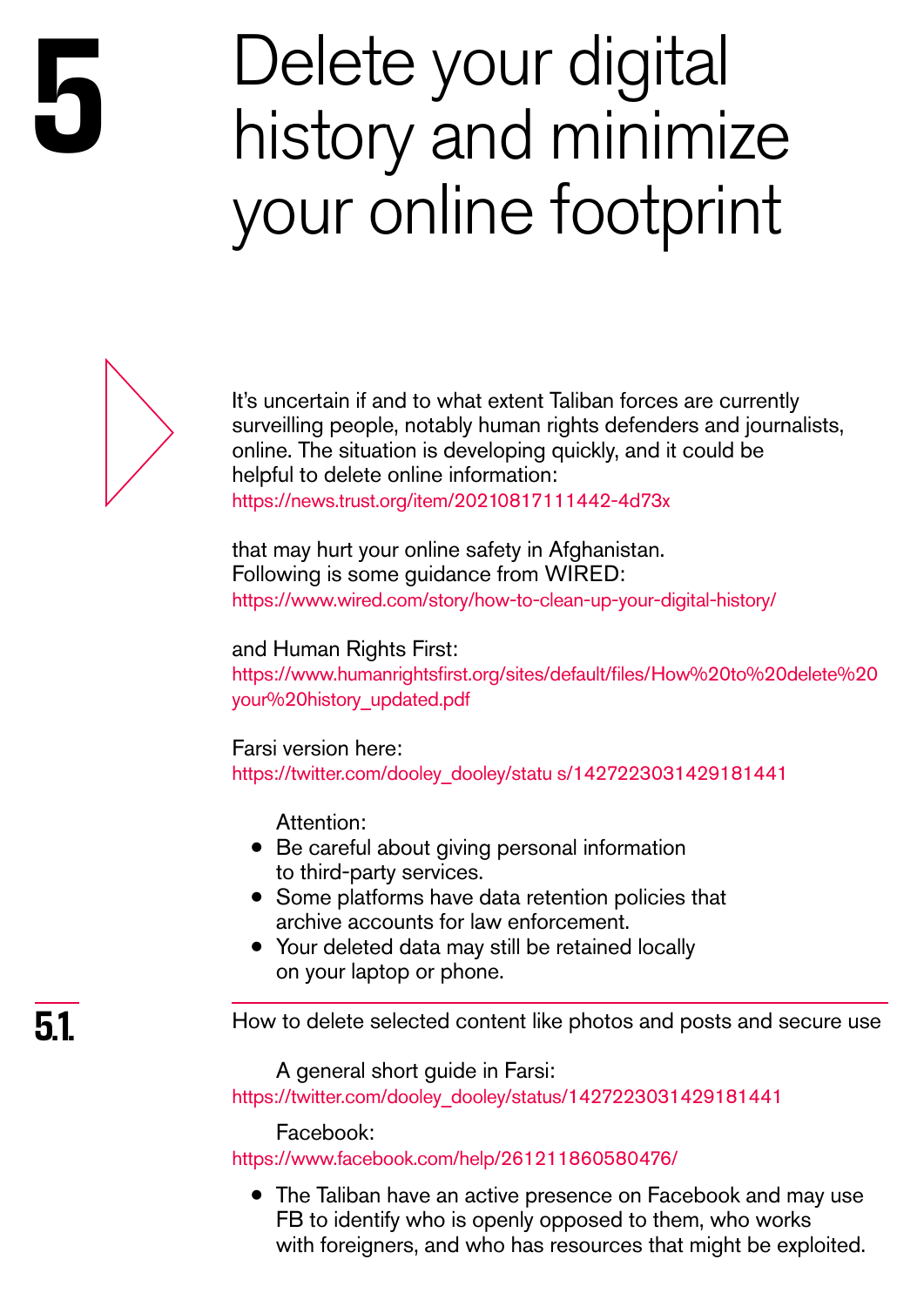# 5 Delete your digital history and minimize your online footprint

It's uncertain if and to what extent Taliban forces are currently surveilling people, notably human rights defenders and journalists, online. The situation is developing quickly, and it could be helpful to delete online information:
https://news.trust.org/item/20210817111442-4d73x

that may hurt your online safety in Afghanistan.
Following is some guidance from WIRED:
https://www.wired.com/story/how-to-clean-up-your-digital-history/

and Human Rights First:
https://www.humanrightsfirst.org/sites/default/files/How%20to%20delete%20your%20history_updated.pdf

Farsi version here:
https://twitter.com/dooley_dooley/statu s/1427223031429181441

Attention:

- Be careful about giving personal information to third-party services.
- Some platforms have data retention policies that archive accounts for law enforcement.
- Your deleted data may still be retained locally on your laptop or phone.

## 5.1. How to delete selected content like photos and posts and secure use

A general short guide in Farsi:
https://twitter.com/dooley_dooley/status/1427223031429181441

Facebook:
https://www.facebook.com/help/261211860580476/

- The Taliban have an active presence on Facebook and may use FB to identify who is openly opposed to them, who works with foreigners, and who has resources that might be exploited.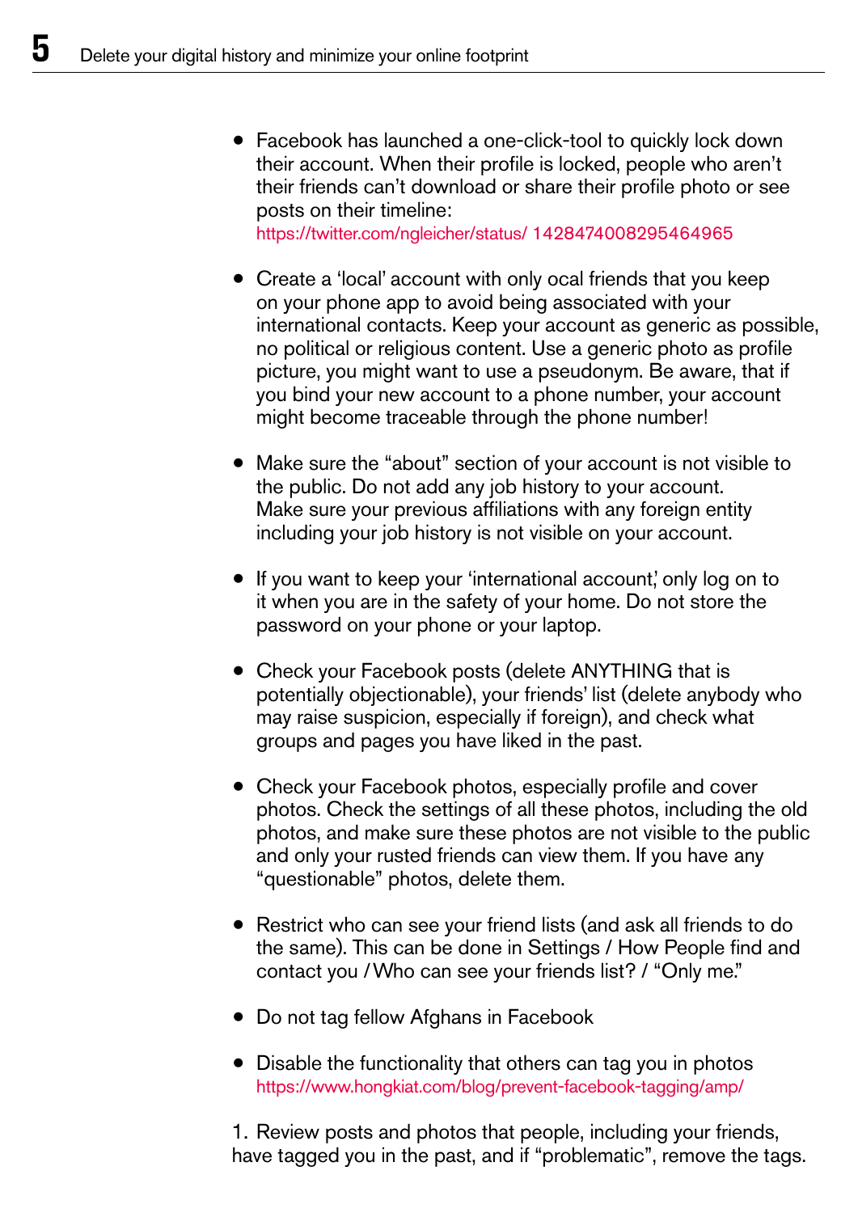- Facebook has launched a one-click-tool to quickly lock down their account. When their profile is locked, people who aren't their friends can't download or share their profile photo or see posts on their timeline: https://twitter.com/ngleicher/status/ 1428474008295464965

- Create a 'local' account with only ocal friends that you keep on your phone app to avoid being associated with your international contacts. Keep your account as generic as possible, no political or religious content. Use a generic photo as profile picture, you might want to use a pseudonym. Be aware, that if you bind your new account to a phone number, your account might become traceable through the phone number!

- Make sure the "about" section of your account is not visible to the public. Do not add any job history to your account. Make sure your previous affiliations with any foreign entity including your job history is not visible on your account.

- If you want to keep your 'international account,' only log on to it when you are in the safety of your home. Do not store the password on your phone or your laptop.

- Check your Facebook posts (delete ANYTHING that is potentially objectionable), your friends' list (delete anybody who may raise suspicion, especially if foreign), and check what groups and pages you have liked in the past.

- Check your Facebook photos, especially profile and cover photos. Check the settings of all these photos, including the old photos, and make sure these photos are not visible to the public and only your rusted friends can view them. If you have any "questionable" photos, delete them.

- Restrict who can see your friend lists (and ask all friends to do the same). This can be done in Settings / How People find and contact you / Who can see your friends list? / "Only me."

- Do not tag fellow Afghans in Facebook

- Disable the functionality that others can tag you in photos https://www.hongkiat.com/blog/prevent-facebook-tagging/amp/

1. Review posts and photos that people, including your friends, have tagged you in the past, and if "problematic", remove the tags.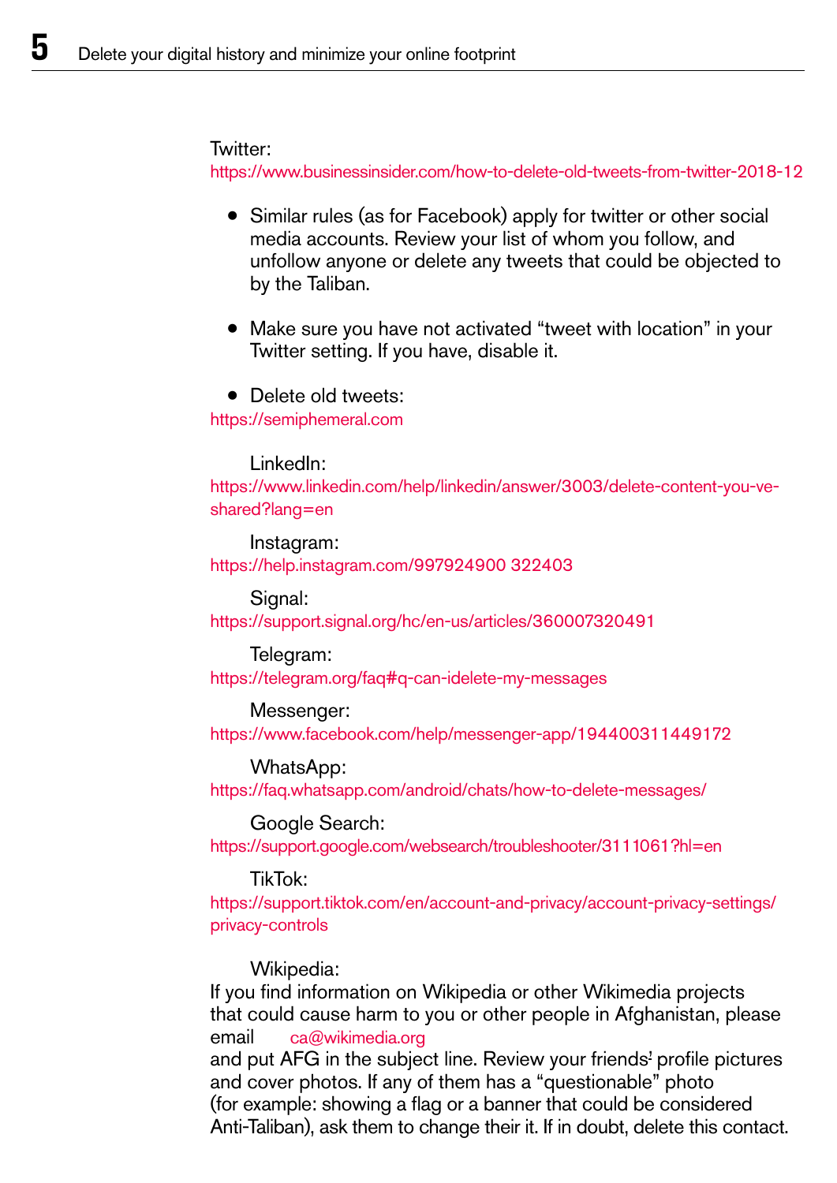Twitter:
https://www.businessinsider.com/how-to-delete-old-tweets-from-twitter-2018-12

- Similar rules (as for Facebook) apply for twitter or other social media accounts. Review your list of whom you follow, and unfollow anyone or delete any tweets that could be objected to by the Taliban.

- Make sure you have not activated “tweet with location” in your Twitter setting. If you have, disable it.

- Delete old tweets:

https://semiphemeral.com

LinkedIn:
https://www.linkedin.com/help/linkedin/answer/3003/delete-content-you-ve-shared?lang=en

Instagram:
https://help.instagram.com/997924900 322403

Signal:
https://support.signal.org/hc/en-us/articles/360007320491

Telegram:
https://telegram.org/faq#q-can-idelete-my-messages

Messenger:
https://www.facebook.com/help/messenger-app/194400311449172

WhatsApp:
https://faq.whatsapp.com/android/chats/how-to-delete-messages/

Google Search:
https://support.google.com/websearch/troubleshooter/3111061?hl=en

TikTok:
https://support.tiktok.com/en/account-and-privacy/account-privacy-settings/privacy-controls

Wikipedia:
If you find information on Wikipedia or other Wikimedia projects that could cause harm to you or other people in Afghanistan, please email ca@wikimedia.org
and put AFG in the subject line. Review your friends' profile pictures and cover photos. If any of them has a “questionable” photo (for example: showing a flag or a banner that could be considered Anti-Taliban), ask them to change their it. If in doubt, delete this contact.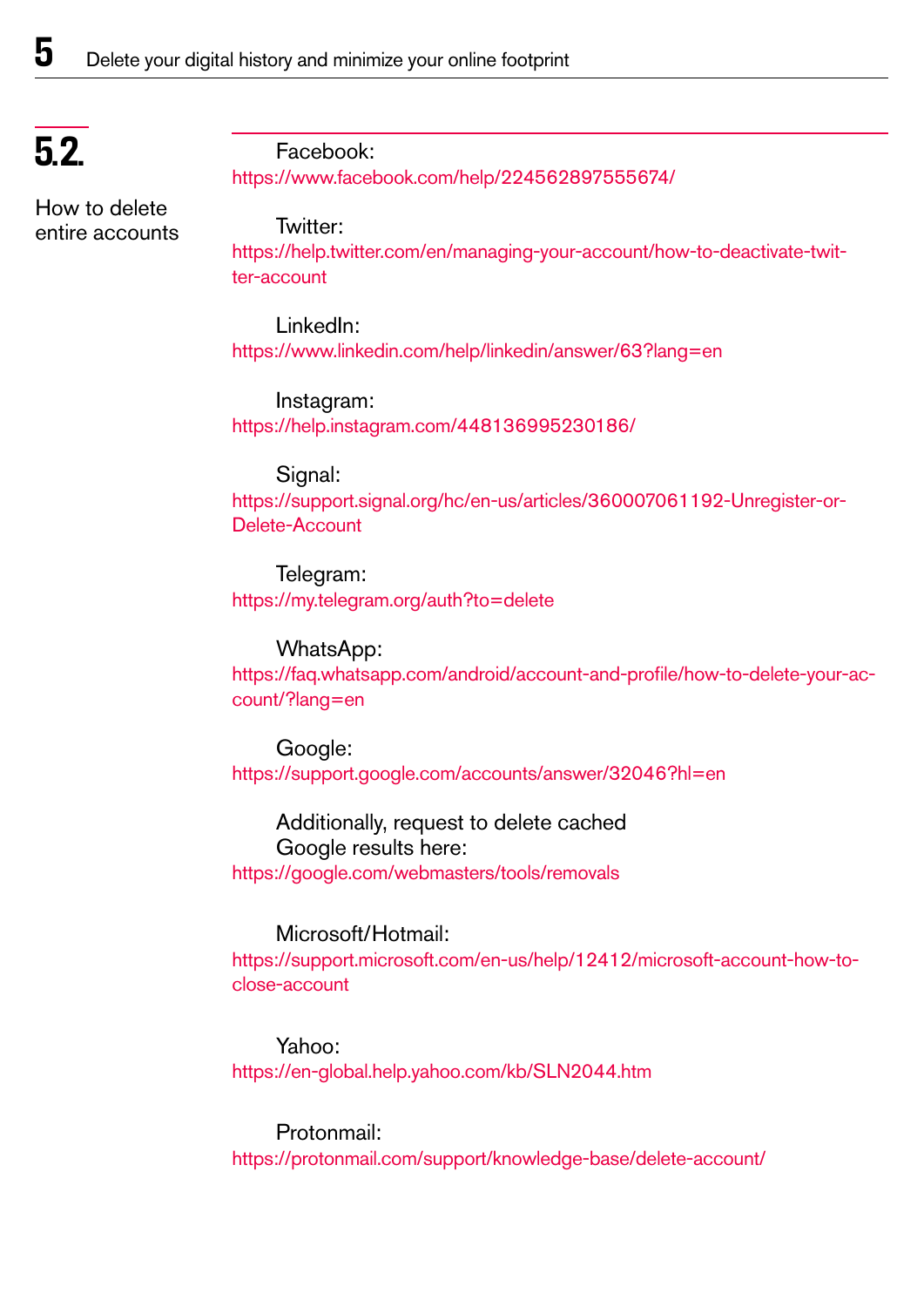## 5.2. How to delete entire accounts

Facebook:
https://www.facebook.com/help/224562897555674/

Twitter:
https://help.twitter.com/en/managing-your-account/how-to-deactivate-twitter-account

LinkedIn:
https://www.linkedin.com/help/linkedin/answer/63?lang=en

Instagram:
https://help.instagram.com/448136995230186/

Signal:
https://support.signal.org/hc/en-us/articles/360007061192-Unregister-or-Delete-Account

Telegram:
https://my.telegram.org/auth?to=delete

WhatsApp:
https://faq.whatsapp.com/android/account-and-profile/how-to-delete-your-account/?lang=en

Google:
https://support.google.com/accounts/answer/32046?hl=en

Additionally, request to delete cached Google results here:
https://google.com/webmasters/tools/removals

Microsoft/Hotmail:
https://support.microsoft.com/en-us/help/12412/microsoft-account-how-to-close-account

Yahoo:
https://en-global.help.yahoo.com/kb/SLN2044.htm

Protonmail:
https://protonmail.com/support/knowledge-base/delete-account/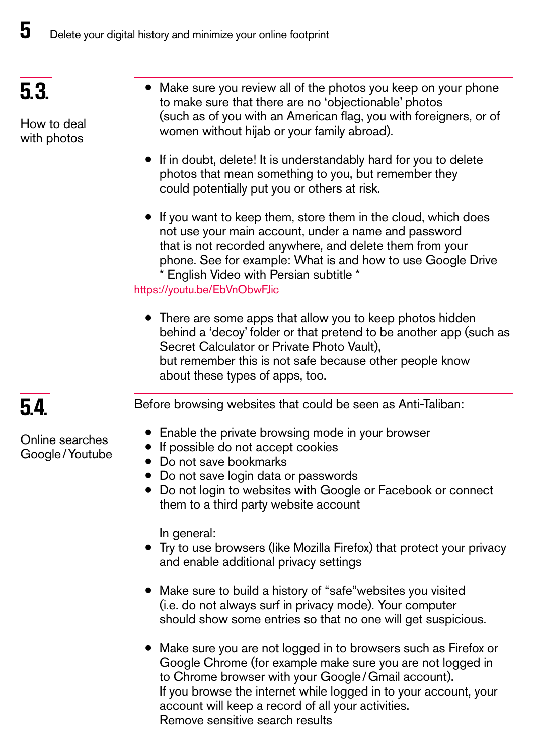## 5.3.

How to deal with photos

- Make sure you review all of the photos you keep on your phone to make sure that there are no 'objectionable' photos (such as of you with an American flag, you with foreigners, or of women without hijab or your family abroad).

- If in doubt, delete! It is understandably hard for you to delete photos that mean something to you, but remember they could potentially put you or others at risk.

- If you want to keep them, store them in the cloud, which does not use your main account, under a name and password that is not recorded anywhere, and delete them from your phone. See for example: What is and how to use Google Drive * English Video with Persian subtitle *

https://youtu.be/EbVnObwFJic

- There are some apps that allow you to keep photos hidden behind a 'decoy' folder or that pretend to be another app (such as Secret Calculator or Private Photo Vault), but remember this is not safe because other people know about these types of apps, too.

## 5.4.

Online searches Google / Youtube

Before browsing websites that could be seen as Anti-Taliban:

- Enable the private browsing mode in your browser
- If possible do not accept cookies
- Do not save bookmarks
- Do not save login data or passwords
- Do not login to websites with Google or Facebook or connect them to a third party website account

In general:

- Try to use browsers (like Mozilla Firefox) that protect your privacy and enable additional privacy settings

- Make sure to build a history of "safe" websites you visited (i.e. do not always surf in privacy mode). Your computer should show some entries so that no one will get suspicious.

- Make sure you are not logged in to browsers such as Firefox or Google Chrome (for example make sure you are not logged in to Chrome browser with your Google / Gmail account). If you browse the internet while logged in to your account, your account will keep a record of all your activities. Remove sensitive search results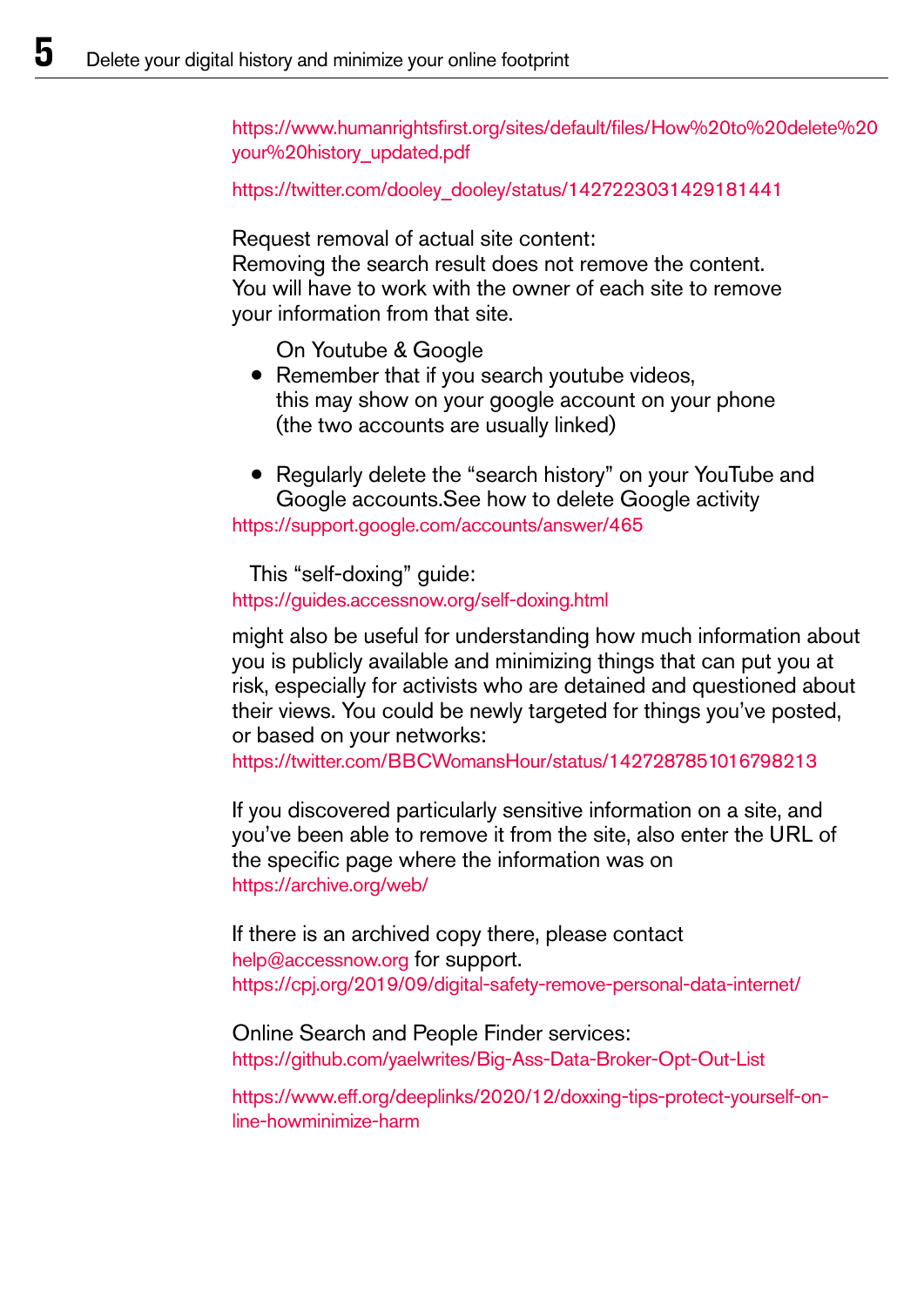https://www.humanrightsfirst.org/sites/default/files/How%20to%20delete%20your%20history_updated.pdf

https://twitter.com/dooley_dooley/status/1427223031429181441

Request removal of actual site content:
Removing the search result does not remove the content. You will have to work with the owner of each site to remove your information from that site.

On Youtube & Google

- Remember that if you search youtube videos, this may show on your google account on your phone (the two accounts are usually linked)

- Regularly delete the "search history" on your YouTube and Google accounts.See how to delete Google activity

https://support.google.com/accounts/answer/465

This "self-doxing" guide:
https://guides.accessnow.org/self-doxing.html

might also be useful for understanding how much information about you is publicly available and minimizing things that can put you at risk, especially for activists who are detained and questioned about their views. You could be newly targeted for things you've posted, or based on your networks:
https://twitter.com/BBCWomansHour/status/1427287851016798213

If you discovered particularly sensitive information on a site, and you've been able to remove it from the site, also enter the URL of the specific page where the information was on
https://archive.org/web/

If there is an archived copy there, please contact help@accessnow.org for support.
https://cpj.org/2019/09/digital-safety-remove-personal-data-internet/

Online Search and People Finder services:
https://github.com/yaelwrites/Big-Ass-Data-Broker-Opt-Out-List

https://www.eff.org/deeplinks/2020/12/doxxing-tips-protect-yourself-online-howminimize-harm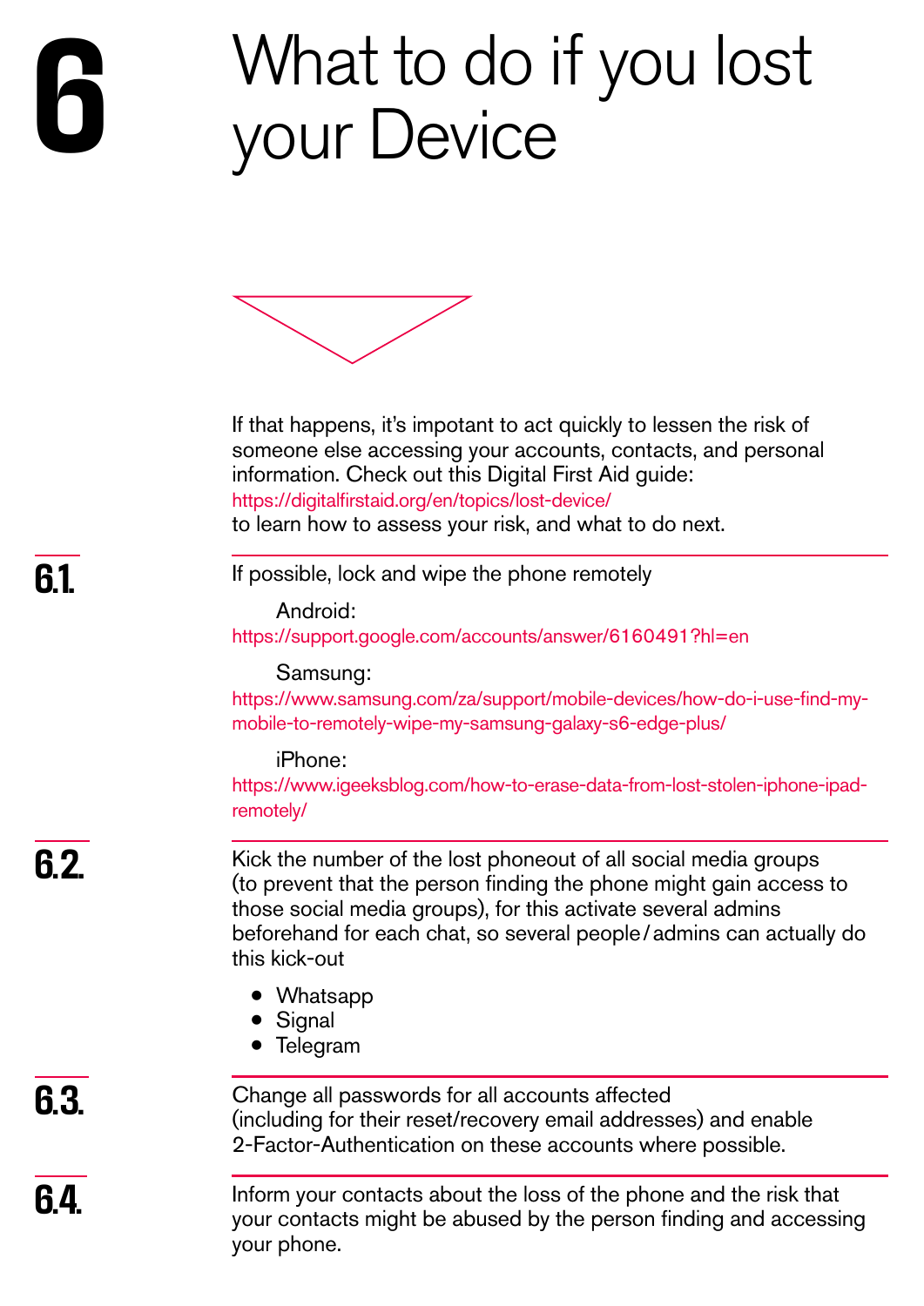# 6 What to do if you lost your Device

If that happens, it's impotant to act quickly to lessen the risk of someone else accessing your accounts, contacts, and personal information. Check out this Digital First Aid guide:
https://digitalfirstaid.org/en/topics/lost-device/
to learn how to assess your risk, and what to do next.

## 6.1.

If possible, lock and wipe the phone remotely

Android:
https://support.google.com/accounts/answer/6160491?hl=en

Samsung:
https://www.samsung.com/za/support/mobile-devices/how-do-i-use-find-my-mobile-to-remotely-wipe-my-samsung-galaxy-s6-edge-plus/

iPhone:
https://www.igeeksblog.com/how-to-erase-data-from-lost-stolen-iphone-ipad-remotely/

## 6.2.

Kick the number of the lost phoneout of all social media groups (to prevent that the person finding the phone might gain access to those social media groups), for this activate several admins beforehand for each chat, so several people/admins can actually do this kick-out

- Whatsapp
- Signal
- Telegram

## 6.3.

Change all passwords for all accounts affected (including for their reset/recovery email addresses) and enable 2-Factor-Authentication on these accounts where possible.

## 6.4.

Inform your contacts about the loss of the phone and the risk that your contacts might be abused by the person finding and accessing your phone.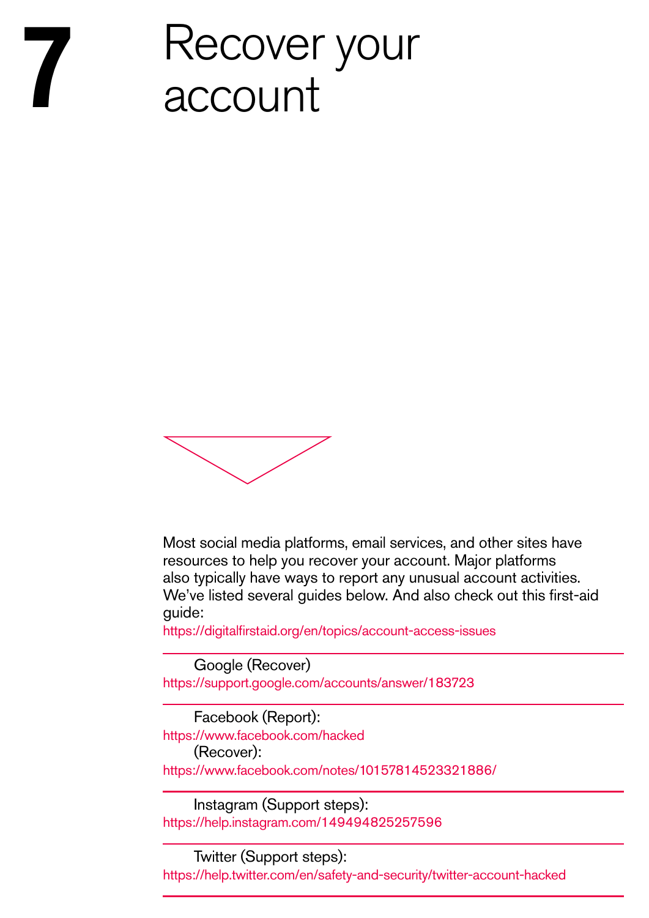# 7 Recover your account

Most social media platforms, email services, and other sites have resources to help you recover your account. Major platforms also typically have ways to report any unusual account activities. We've listed several guides below. And also check out this first-aid guide:
https://digitalfirstaid.org/en/topics/account-access-issues

---

Google (Recover)
https://support.google.com/accounts/answer/183723

---

Facebook (Report):
https://www.facebook.com/hacked
(Recover):
https://www.facebook.com/notes/10157814523321886/

---

Instagram (Support steps):
https://help.instagram.com/149494825257596

---

Twitter (Support steps):
https://help.twitter.com/en/safety-and-security/twitter-account-hacked

---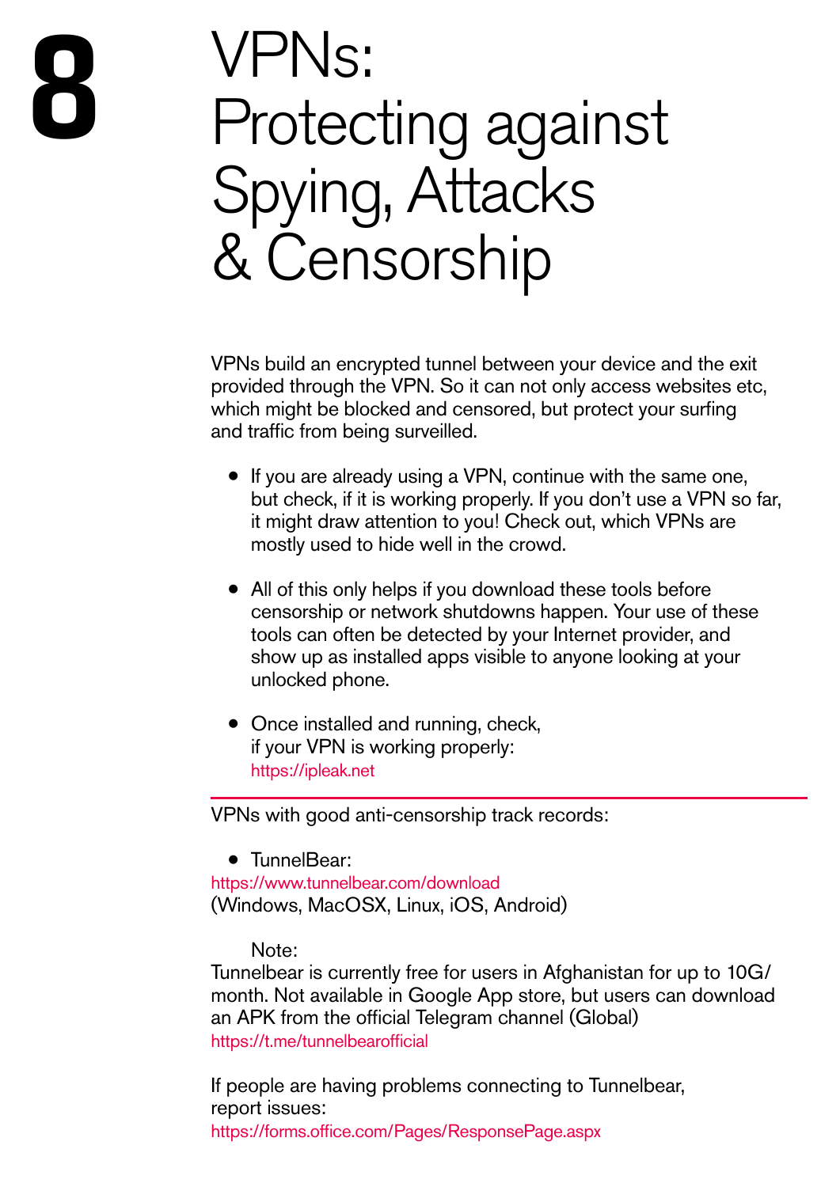# 8 VPNs: Protecting against Spying, Attacks & Censorship

VPNs build an encrypted tunnel between your device and the exit provided through the VPN. So it can not only access websites etc, which might be blocked and censored, but protect your surfing and traffic from being surveilled.

- If you are already using a VPN, continue with the same one, but check, if it is working properly. If you don't use a VPN so far, it might draw attention to you! Check out, which VPNs are mostly used to hide well in the crowd.

- All of this only helps if you download these tools before censorship or network shutdowns happen. Your use of these tools can often be detected by your Internet provider, and show up as installed apps visible to anyone looking at your unlocked phone.

- Once installed and running, check, if your VPN is working properly: https://ipleak.net

---

VPNs with good anti-censorship track records:

- TunnelBear:

https://www.tunnelbear.com/download
(Windows, MacOSX, Linux, iOS, Android)

Note:
Tunnelbear is currently free for users in Afghanistan for up to 10G/month. Not available in Google App store, but users can download an APK from the official Telegram channel (Global)
https://t.me/tunnelbearofficial

If people are having problems connecting to Tunnelbear, report issues:
https://forms.office.com/Pages/ResponsePage.aspx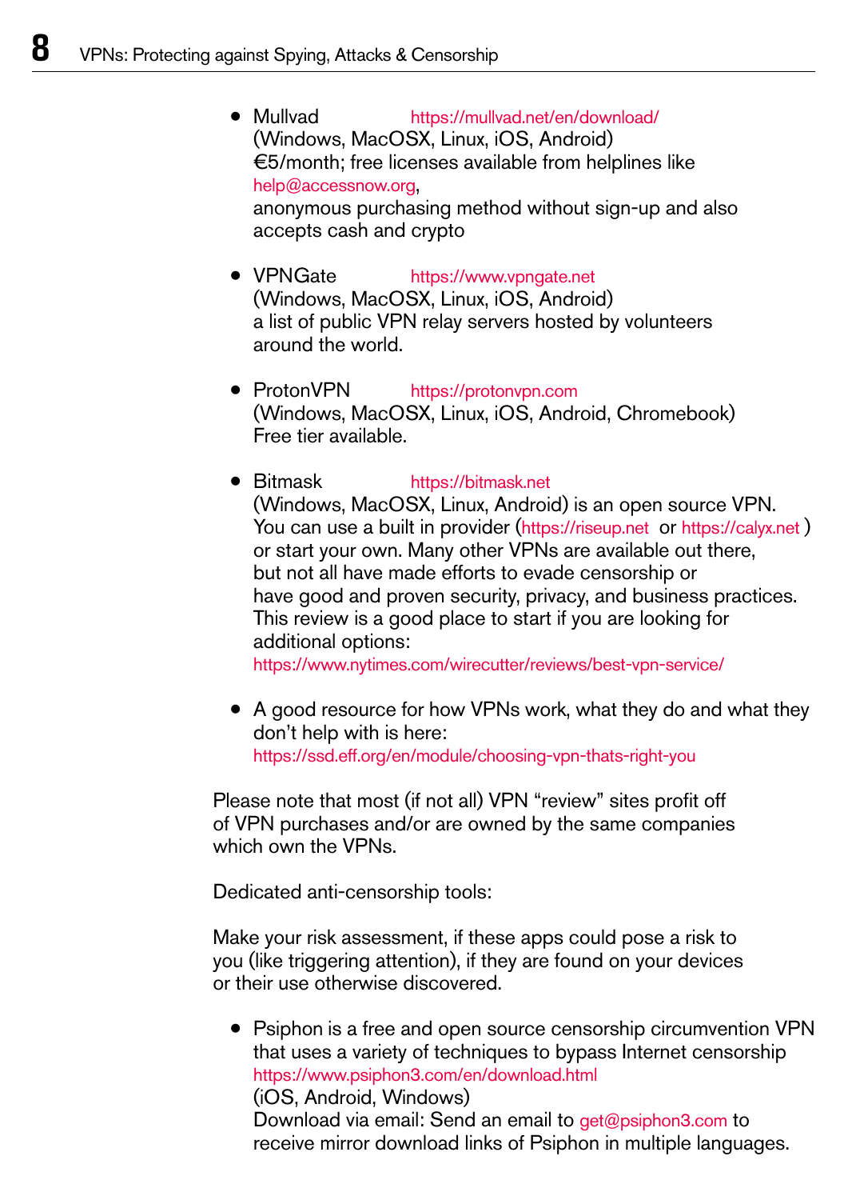- Mullvad https://mullvad.net/en/download/
  (Windows, MacOSX, Linux, iOS, Android)
  €5/month; free licenses available from helplines like help@accessnow.org,
  anonymous purchasing method without sign-up and also accepts cash and crypto

- VPNGate https://www.vpngate.net
  (Windows, MacOSX, Linux, iOS, Android)
  a list of public VPN relay servers hosted by volunteers around the world.

- ProtonVPN https://protonvpn.com
  (Windows, MacOSX, Linux, iOS, Android, Chromebook)
  Free tier available.

- Bitmask https://bitmask.net
  (Windows, MacOSX, Linux, Android) is an open source VPN. You can use a built in provider (https://riseup.net or https://calyx.net ) or start your own. Many other VPNs are available out there, but not all have made efforts to evade censorship or have good and proven security, privacy, and business practices. This review is a good place to start if you are looking for additional options:
  https://www.nytimes.com/wirecutter/reviews/best-vpn-service/

- A good resource for how VPNs work, what they do and what they don't help with is here:
  https://ssd.eff.org/en/module/choosing-vpn-thats-right-you

Please note that most (if not all) VPN "review" sites profit off of VPN purchases and/or are owned by the same companies which own the VPNs.

Dedicated anti-censorship tools:

Make your risk assessment, if these apps could pose a risk to you (like triggering attention), if they are found on your devices or their use otherwise discovered.

- Psiphon is a free and open source censorship circumvention VPN that uses a variety of techniques to bypass Internet censorship
  https://www.psiphon3.com/en/download.html
  (iOS, Android, Windows)
  Download via email: Send an email to get@psiphon3.com to receive mirror download links of Psiphon in multiple languages.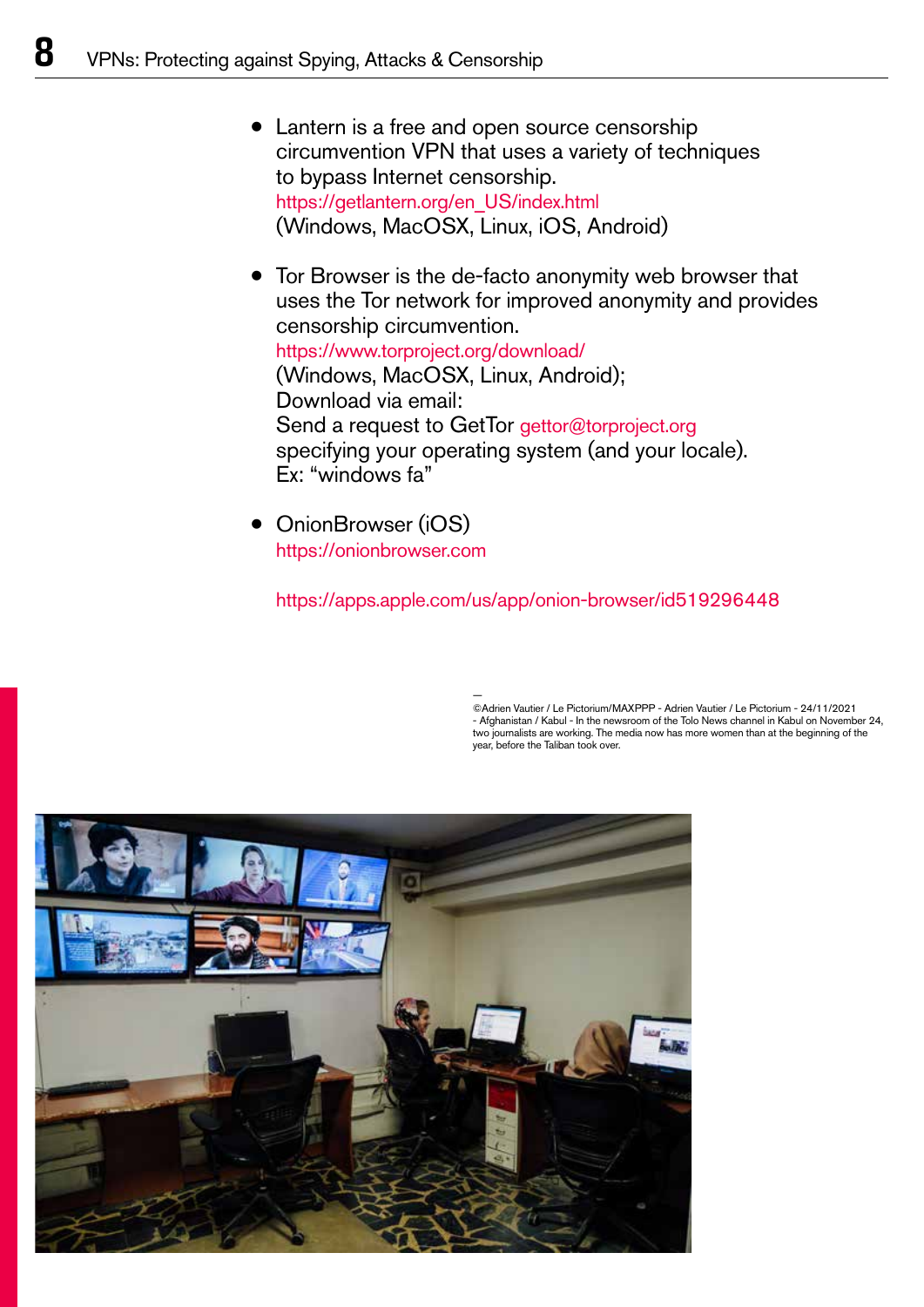- Lantern is a free and open source censorship circumvention VPN that uses a variety of techniques to bypass Internet censorship.
  https://getlantern.org/en_US/index.html
  (Windows, MacOSX, Linux, iOS, Android)

- Tor Browser is the de-facto anonymity web browser that uses the Tor network for improved anonymity and provides censorship circumvention.
  https://www.torproject.org/download/
  (Windows, MacOSX, Linux, Android);
  Download via email:
  Send a request to GetTor gettor@torproject.org specifying your operating system (and your locale).
  Ex: "windows fa"

- OnionBrowser (iOS)
  https://onionbrowser.com

  https://apps.apple.com/us/app/onion-browser/id519296448

—
©Adrien Vautier / Le Pictorium/MAXPPP - Adrien Vautier / Le Pictorium - 24/11/2021 - Afghanistan / Kabul - In the newsroom of the Tolo News channel in Kabul on November 24, two journalists are working. The media now has more women than at the beginning of the year, before the Taliban took over.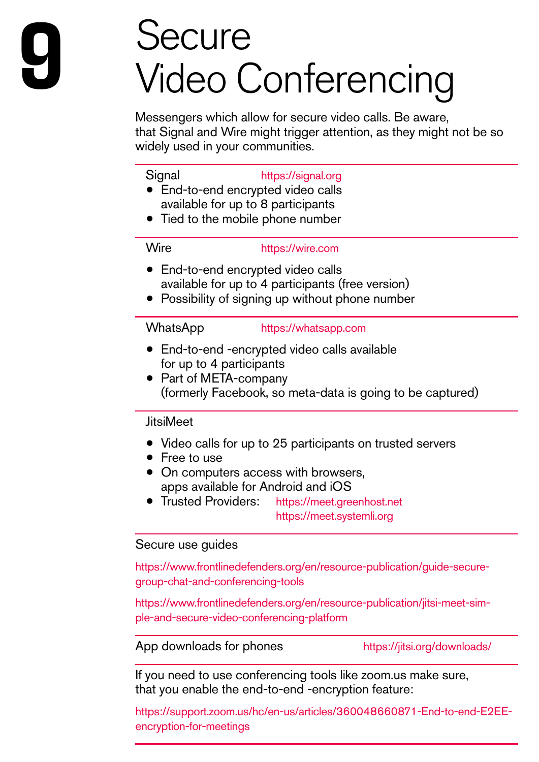# 9 Secure Video Conferencing

Messengers which allow for secure video calls. Be aware, that Signal and Wire might trigger attention, as they might not be so widely used in your communities.

---

Signal https://signal.org

- End-to-end encrypted video calls available for up to 8 participants
- Tied to the mobile phone number

---

Wire https://wire.com

- End-to-end encrypted video calls available for up to 4 participants (free version)
- Possibility of signing up without phone number

---

WhatsApp https://whatsapp.com

- End-to-end -encrypted video calls available for up to 4 participants
- Part of META-company (formerly Facebook, so meta-data is going to be captured)

---

JitsiMeet

- Video calls for up to 25 participants on trusted servers
- Free to use
- On computers access with browsers, apps available for Android and iOS
- Trusted Providers: https://meet.greenhost.net https://meet.systemli.org

---

Secure use guides

https://www.frontlinedefenders.org/en/resource-publication/guide-secure-group-chat-and-conferencing-tools

https://www.frontlinedefenders.org/en/resource-publication/jitsi-meet-simple-and-secure-video-conferencing-platform

---

App downloads for phones https://jitsi.org/downloads/

---

If you need to use conferencing tools like zoom.us make sure, that you enable the end-to-end -encryption feature:

https://support.zoom.us/hc/en-us/articles/360048660871-End-to-end-E2EE-encryption-for-meetings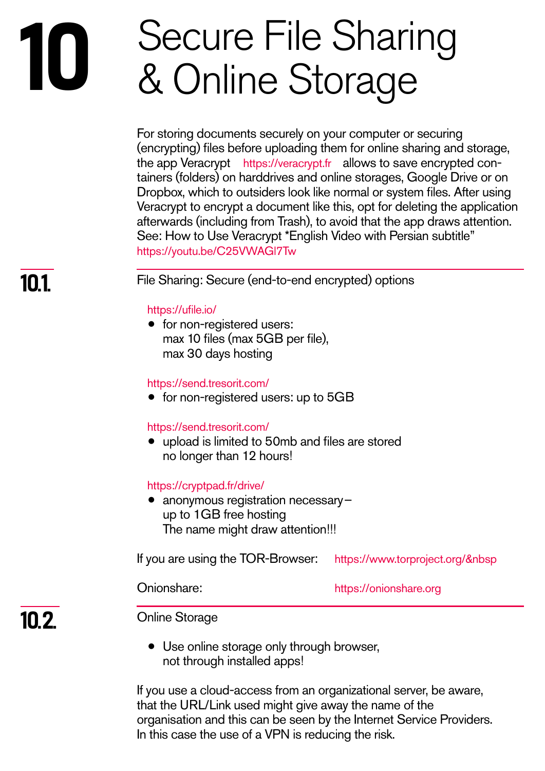// 10 Secure File Sharing & Online Storage

For storing documents securely on your computer or securing (encrypting) files before uploading them for online sharing and storage, the app Veracrypt https://veracrypt.fr allows to save encrypted containers (folders) on harddrives and online storages, Google Drive or on Dropbox, which to outsiders look like normal or system files. After using Veracrypt to encrypt a document like this, opt for deleting the application afterwards (including from Trash), to avoid that the app draws attention. See: How to Use Veracrypt *English Video with Persian subtitle" https://youtu.be/C25VWAGl7Tw

## 10.1. File Sharing: Secure (end-to-end encrypted) options

https://ufile.io/

- for non-registered users:
  max 10 files (max 5GB per file),
  max 30 days hosting

https://send.tresorit.com/

- for non-registered users: up to 5GB

https://send.tresorit.com/

- upload is limited to 50mb and files are stored no longer than 12 hours!

https://cryptpad.fr/drive/

- anonymous registration necessary – up to 1GB free hosting
  The name might draw attention!!!

If you are using the TOR-Browser: https://www.torproject.org/&nbsp

Onionshare: https://onionshare.org

## 10.2. Online Storage

- Use online storage only through browser, not through installed apps!

If you use a cloud-access from an organizational server, be aware, that the URL/Link used might give away the name of the organisation and this can be seen by the Internet Service Providers. In this case the use of a VPN is reducing the risk.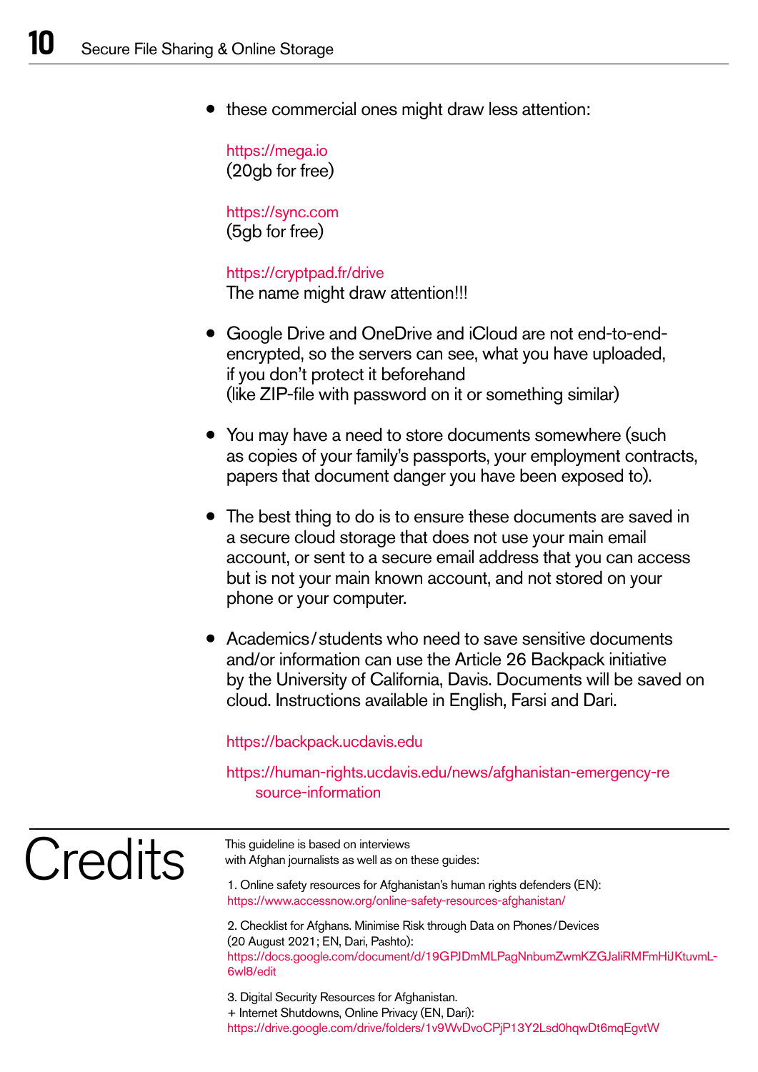- these commercial ones might draw less attention:

  https://mega.io
  (20gb for free)

  https://sync.com
  (5gb for free)

  https://cryptpad.fr/drive
  The name might draw attention!!!

- Google Drive and OneDrive and iCloud are not end-to-end-encrypted, so the servers can see, what you have uploaded, if you don't protect it beforehand
  (like ZIP-file with password on it or something similar)

- You may have a need to store documents somewhere (such as copies of your family's passports, your employment contracts, papers that document danger you have been exposed to).

- The best thing to do is to ensure these documents are saved in a secure cloud storage that does not use your main email account, or sent to a secure email address that you can access but is not your main known account, and not stored on your phone or your computer.

- Academics/students who need to save sensitive documents and/or information can use the Article 26 Backpack initiative by the University of California, Davis. Documents will be saved on cloud. Instructions available in English, Farsi and Dari.

  https://backpack.ucdavis.edu

  https://human-rights.ucdavis.edu/news/afghanistan-emergency-resource-information

# Credits

This guideline is based on interviews with Afghan journalists as well as on these guides:

1. Online safety resources for Afghanistan's human rights defenders (EN):
https://www.accessnow.org/online-safety-resources-afghanistan/

2. Checklist for Afghans. Minimise Risk through Data on Phones/Devices (20 August 2021; EN, Dari, Pashto):
https://docs.google.com/document/d/19GPJDmMLPagNnbumZwmKZGJaliRMFmHiJKtuvmL-6wl8/edit

3. Digital Security Resources for Afghanistan.
+ Internet Shutdowns, Online Privacy (EN, Dari):
https://drive.google.com/drive/folders/1v9WvDvoCPjP13Y2Lsd0hqwDt6mqEgvtW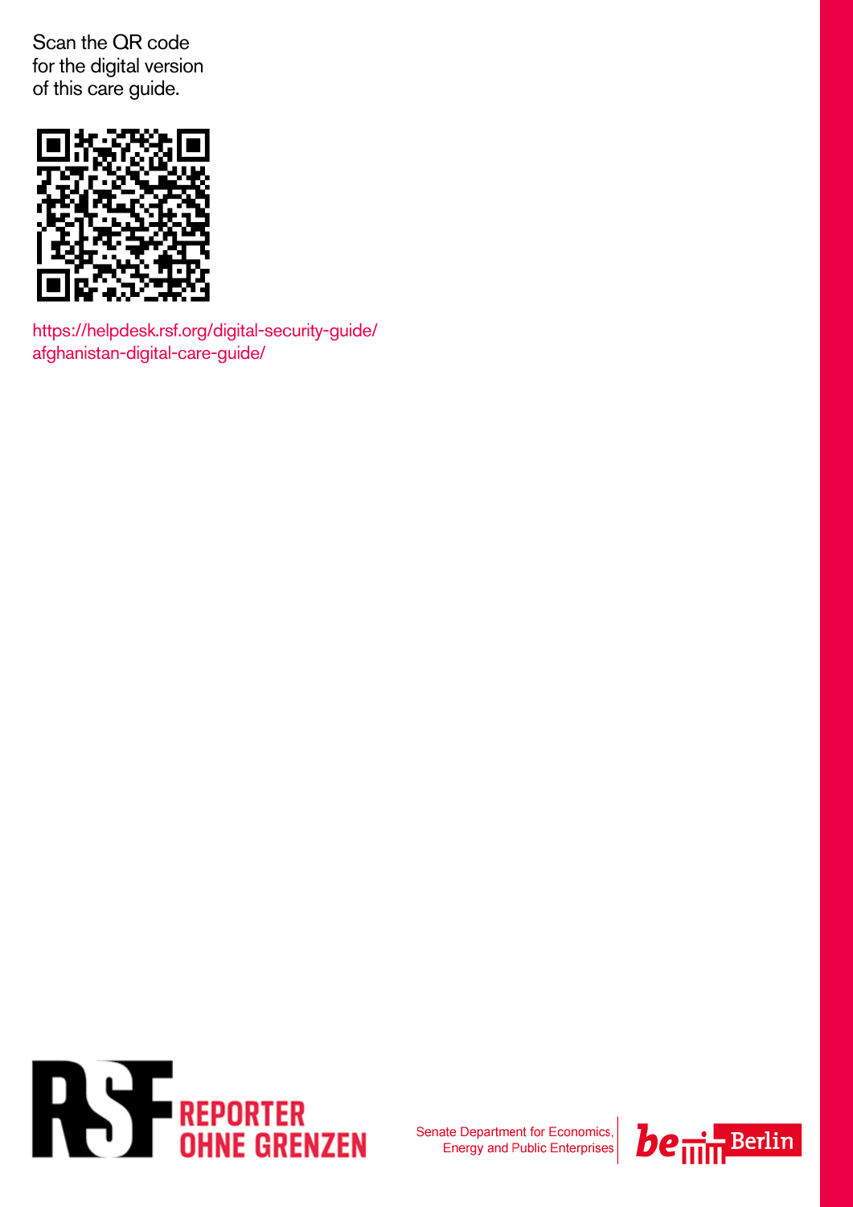Scan the QR code
for the digital version
of this care guide.

https://helpdesk.rsf.org/digital-security-guide/afghanistan-digital-care-guide/

REPORTER OHNE GRENZEN

Senate Department for Economics, Energy and Public Enterprises

Berlin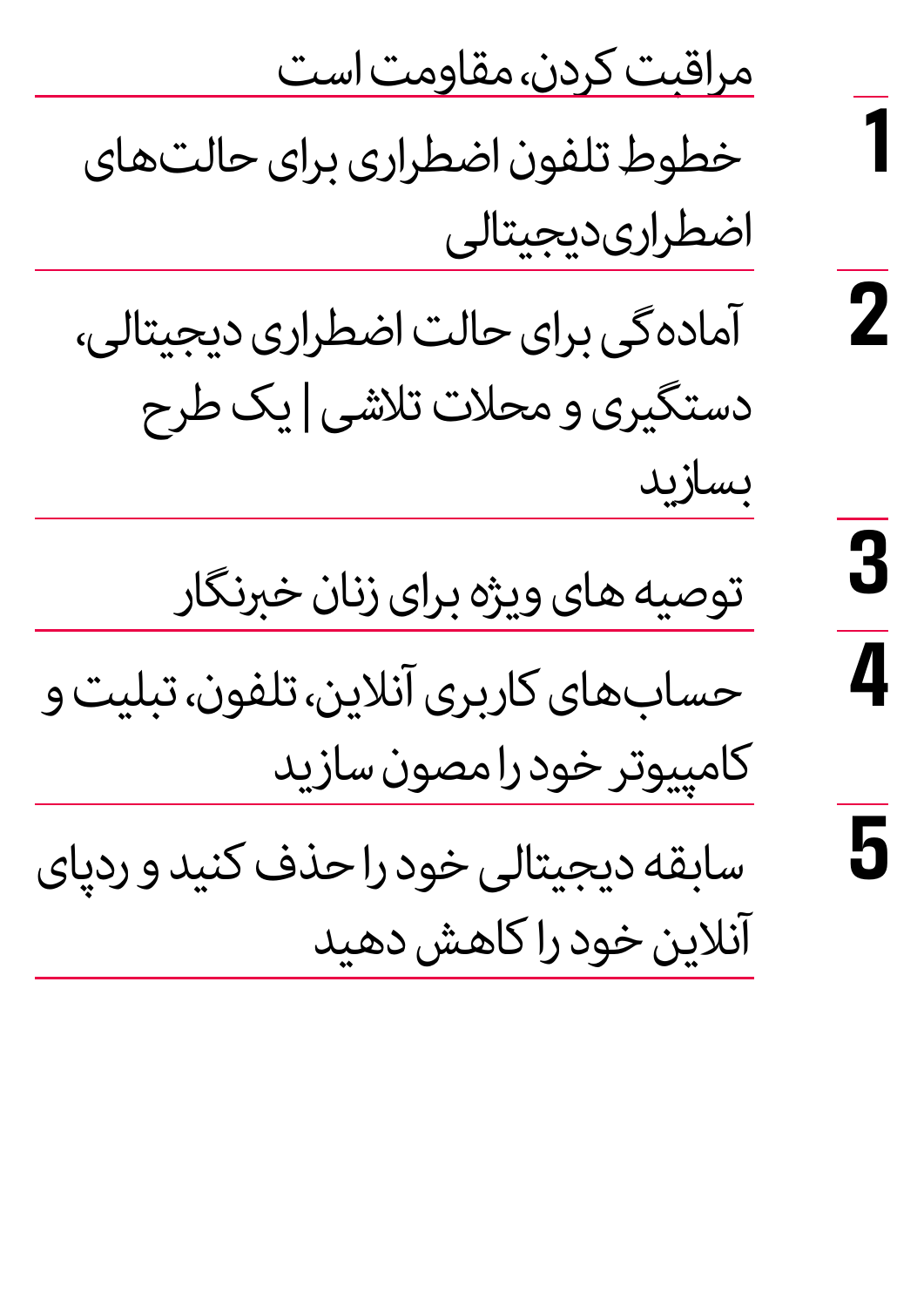## مراقبت کردن، مقاومت است

1. خطوط تلفون اضطراری برای حالت‌های اضطراری‌دیجیتالی
2. آماده‌گی برای حالت اضطراری دیجیتالی، دستگیری و محلات تلاشی | یک طرح بسازید
3. توصیه های ویژه برای زنان خبرنگار
4. حساب‌های کاربری آنلاین، تلفون، تبلیت و کامپیوتر خود را مصون سازید
5. سابقه دیجیتالی خود را حذف کنید و ردپای آنلاین خود را کاهش دهید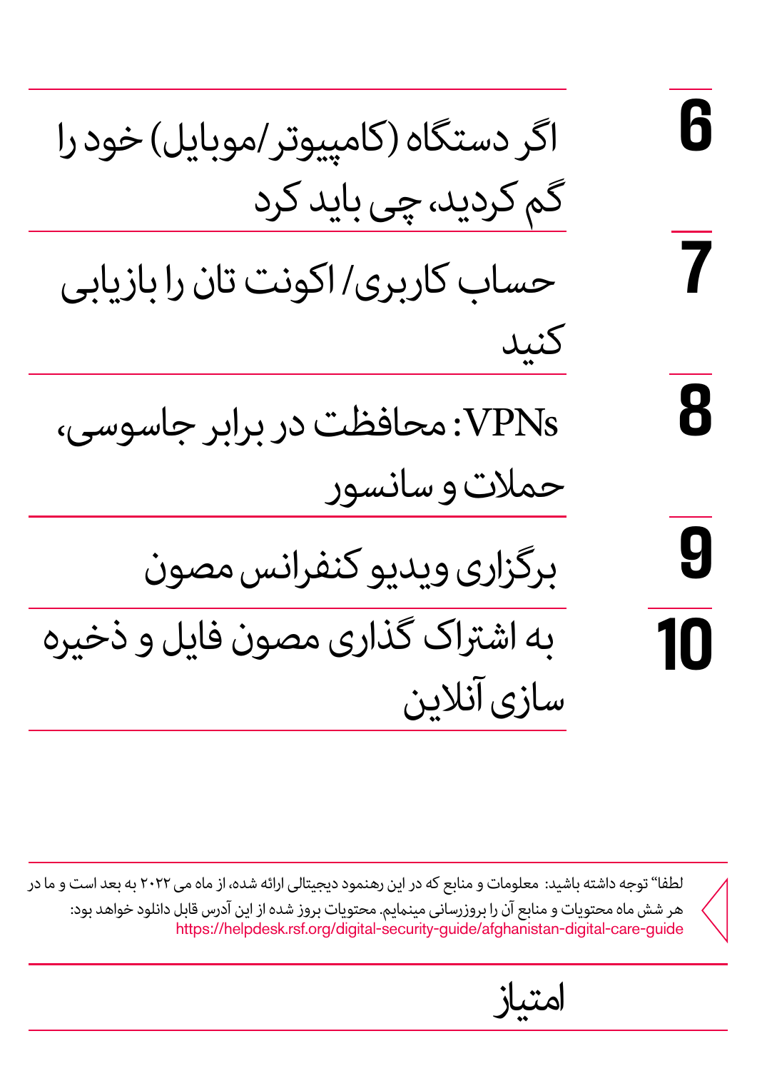6 اگر دستگاه (کامپیوتر/موبایل) خود را گم کردید، چی باید کرد

7 حساب کاربری/ اکونت تان را بازیابی کنید

8 VPNs: محافظت در برابر جاسوسی، حملات و سانسور

9 برگزاری ویدیو کنفرانس مصون

10 به اشتراک گذاری مصون فایل و ذخیره سازی آنلاین

لطفا" توجه داشته باشید: معلومات و منابع که در این رهنمود دیجیتالی ارائه شده، از ماه می ۲۰۲۲ به بعد است و ما در هر شش ماه محتویات و منابع آن را بروزرسانی مینمایم. محتویات بروز شده از این آدرس قابل دانلود خواهد بود:
https://helpdesk.rsf.org/digital-security-guide/afghanistan-digital-care-guide

امتیاز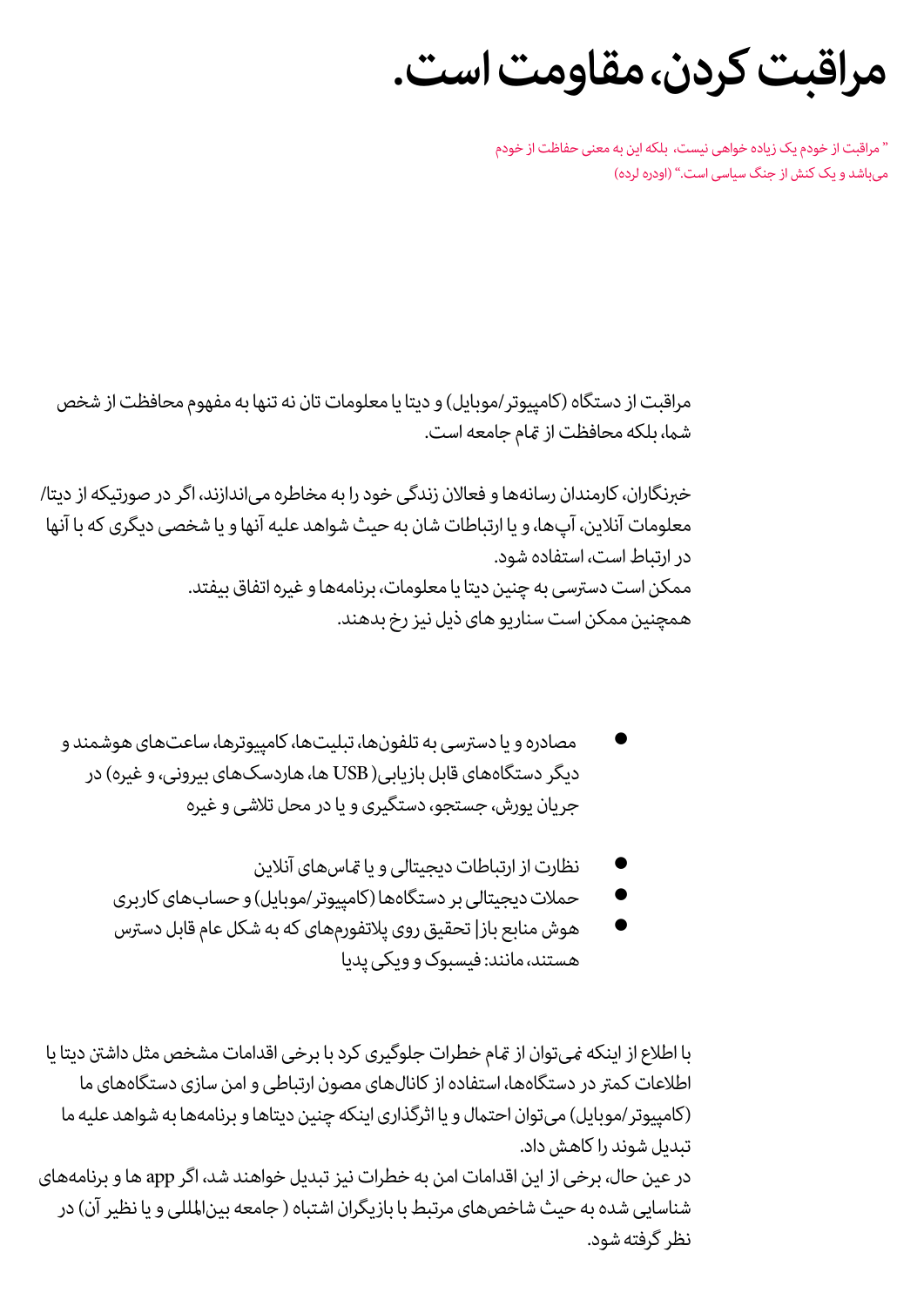# مراقبت کردن، مقاومت است.

" مراقبت از خودم یک زیاده خواهی نیست، بلکه این به معنی حفاظت از خودم می‌باشد و یک کنش از جنگ سیاسی است." (اودره لرده)

مراقبت از دستگاه (کامپیوتر/موبایل) و دیتا یا معلومات تان نه تنها به مفهوم محافظت از شخص شما، بلکه محافظت از تمام جامعه است.

خبرنگاران، کارمندان رسانه‌ها و فعالان زندگی خود را به مخاطره می‌اندازند، اگر در صورتیکه از دیتا/معلومات آنلاین، آپ‌ها، و یا ارتباطات شان به حیث شواهد علیه آنها و یا شخصی دیگری که با آنها در ارتباط است، استفاده شود.
ممکن است دسترسی به چنین دیتا یا معلومات، برنامه‌ها و غیره اتفاق بیفتد.
همچنین ممکن است سناریو های ذیل نیز رخ بدهند.

- مصادره و یا دسترسی به تلفون‌ها، تبلیت‌ها، کامپیوترها، ساعت‌های هوشمند و دیگر دستگاه‌های قابل بازیابی( USB ها، هاردسک‌های بیرونی، و غیره) در جریان یورش، جستجو، دستگیری و یا در محل تلاشی و غیره

- نظارت از ارتباطات دیجیتالی و یا تماس‌های آنلاین
- حملات دیجیتالی بر دستگاه‌ها (کامپیوتر/موبایل) و حساب‌های کاربری
- هوش منابع باز| تحقیق روی پلاتفورم‌های که به شکل عام قابل دسترس هستند، مانند: فیسبوک و ویکی پدیا

با اطلاع از اینکه نمی‌توان از تمام خطرات جلوگیری کرد با برخی اقدامات مشخص مثل داشتن دیتا یا اطلاعات کمتر در دستگاه‌ها، استفاده از کانال‌های مصون ارتباطی و امن سازی دستگاه‌های ما (کامپیوتر/موبایل) می‌توان احتمال و یا اثرگذاری اینکه چنین دیتاها و برنامه‌ها به شواهد علیه ما تبدیل شوند را کاهش داد.
در عین حال، برخی از این اقدامات امن به خطرات نیز تبدیل خواهند شد، اگر app ها و برنامه‌های شناسایی شده به حیث شاخص‌های مرتبط با بازیگران اشتباه ( جامعه بین‌المللی و یا نظیر آن) در نظر گرفته شود.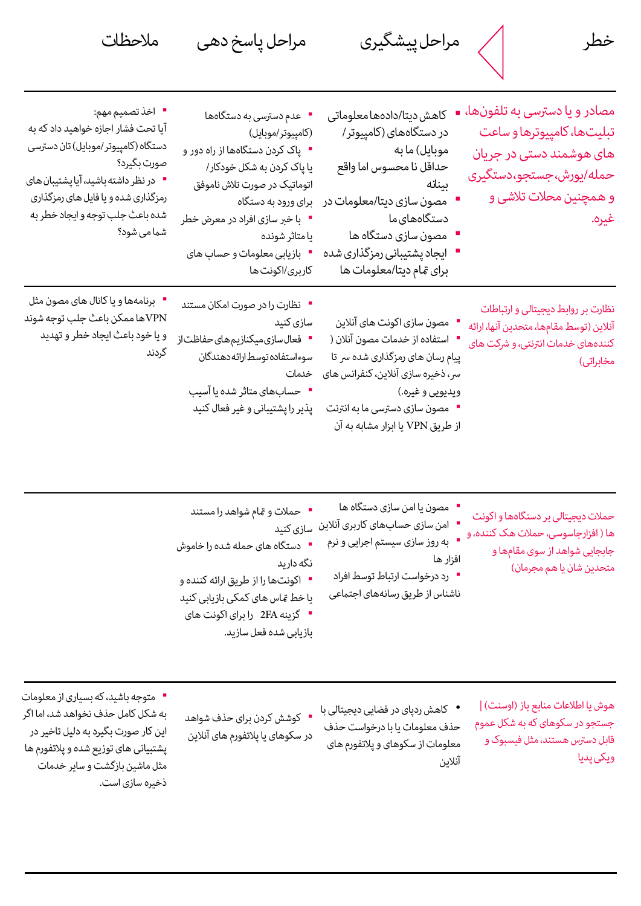| خطر | مراحل پیشگیری | مراحل پاسخ دهی | ملاحظات |
|---|---|---|---|
| مصادر و یا دسترسی به تلفون‌ها، تبلیت‌ها، کامپیوترها و ساعت های هوشمند دستی در جریان حمله/یورش، جستجو، دستگیری و همچنین محلات تلاشی و غیره. | ▪ کاهش دیتا/داده‌ها معلوماتی در دستگاه‌های (کامپیوتر/ موبایل) ما به حداقل نا محسوس اما واقع بینانه<br>▪ مصون سازی دیتا/معلومات در دستگاه‌های ما<br>▪ مصون سازی دستگاه ها<br>▪ ایجاد پشتیبانی رمزگذاری شده برای تمام دیتا/معلومات ها | ▪ عدم دسترسی به دستگاه‌ها (کامپیوتر/موبایل)<br>▪ پاک کردن دستگاه‌ها از راه دور و یا پاک کردن به شکل خودکار/ اتوماتیک در صورت تلاش ناموفق برای ورود به دستگاه<br>▪ با خبر سازی افراد در معرض خطر یا متاثر شونده<br>▪ بازیابی معلومات و حساب های کاربری/اکونت ها | ▪ اخذ تصمیم مهم:<br>آیا تحت فشار اجازه خواهید داد که به دستگاه (کامپیوتر/موبایل) تان دسترسی صورت بگیرد؟<br>▪ در نظر داشته باشید، آیا پشتیبان های رمزگذاری شده و یا فایل های رمزگذاری شده باعث جلب توجه و ایجاد خطر به شما می شود؟ |
| نظارت بر روابط دیجیتالی و ارتباطات آنلاین (توسط مقام‌ها، متحدین آنها، ارائه کننده‌های خدمات انترنتی، و شرکت های مخابراتی) | ▪ مصون سازی اکونت های آنلاین<br>▪ استفاده از خدمات مصون آنلاین ( پیام رسان های رمزگذاری شده سر تا سر، ذخیره سازی آنلاین، کنفرانس های ویدیویی و غیره.)<br>▪ مصون سازی دسترسی ما به انترنت از طریق VPN یا ابزار مشابه به آن | ▪ نظارت را در صورت امکان مستند سازی کنید<br>▪ فعال‌سازی‌میکانیزم‌های حفاظت از سوءاستفاده توسط ارائه دهندگان خدمات<br>▪ حساب‌های متاثر شده یا آسیب پذیر را پشتیبانی و غیر فعال کنید | ▪ برنامه‌ها و یا کانال های مصون مثل VPNها ممکن باعث جلب توجه شوند و یا خود باعث ایجاد خطر و تهدید گردند |
| حملات دیجیتالی بر دستگاه‌ها و اکونت ها ( افزارجاسوسی، حملات هک کننده، و جابجایی شواهد از سوی مقام‌ها و متحدین شان یا هم مجرمان) | ▪ مصون یا امن سازی دستگاه ها<br>▪ امن سازی حساب‌های کاربری آنلاین<br>▪ به روز سازی سیستم اجرایی و نرم افزار ها<br>▪ رد درخواست ارتباط توسط افراد ناشناس از طریق رسانه‌های اجتماعی | ▪ حملات و تمام شواهد را مستند سازی کنید<br>▪ دستگاه های حمله شده را خاموش نگه دارید<br>▪ اکونت‌ها را از طریق ارائه کننده و یا خط تماس های کمکی بازیابی کنید<br>▪ گزینه 2FA را برای اکونت های بازیابی شده فعل سازید. | |
| هوش یا اطلاعات منابع باز (اوسنت) \| جستجو در سکوهای که به شکل عموم قابل دسترس هستند، مثل فیسبوک و ویکی پدیا | • کاهش ردپای در فضایی دیجیتالی با حذف معلومات یا با درخواست حذف معلومات از سکوهای و پلاتفورم های آنلاین | ▪ کوشش کردن برای حذف شواهد در سکوهای یا پلاتفورم های آنلاین | ▪ متوجه باشید، که بسیاری از معلومات به شکل کامل حذف نخواهد شد، اما اگر این کار صورت بگیرد به دلیل تاخیر در پشتیبانی های توزیع شده و پلاتفورم ها مثل ماشین بازگشت و سایر خدمات ذخیره سازی است. |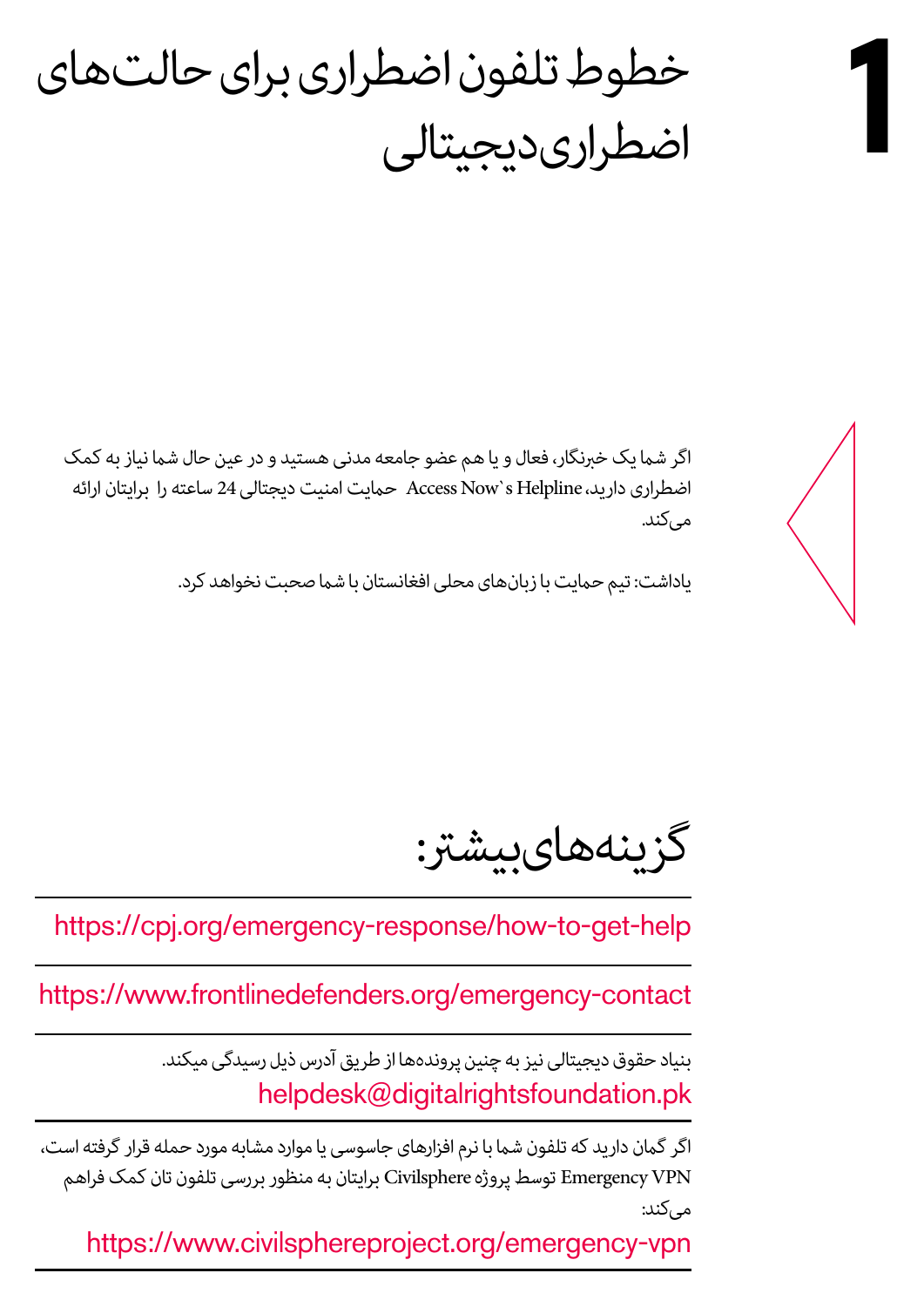# 1 خطوط تلفون اضطراری برای حالت‌های اضطراری دیجیتالی

اگر شما یک خبرنگار، فعال و یا هم عضو جامعه مدنی هستید و در عین حال شما نیاز به کمک اضطراری دارید، Access Now`s Helpline حمایت امنیت دیجتالی 24 ساعته را برایتان ارائه می‌کند.

یاداشت: تیم حمایت با زبان‌های محلی افغانستان با شما صحبت نخواهد کرد.

## گزینه‌های بیشتر:

https://cpj.org/emergency-response/how-to-get-help

https://www.frontlinedefenders.org/emergency-contact

بنیاد حقوق دیجیتالی نیز به چنین پرونده‌ها از طریق آدرس ذیل رسیدگی میکند.
helpdesk@digitalrightsfoundation.pk

اگر گمان دارید که تلفون شما با نرم افزارهای جاسوسی یا موارد مشابه مورد حمله قرار گرفته است، Emergency VPN توسط پروژه Civilsphere برایتان به منظور بررسی تلفون تان کمک فراهم می‌کند:

https://www.civilsphereproject.org/emergency-vpn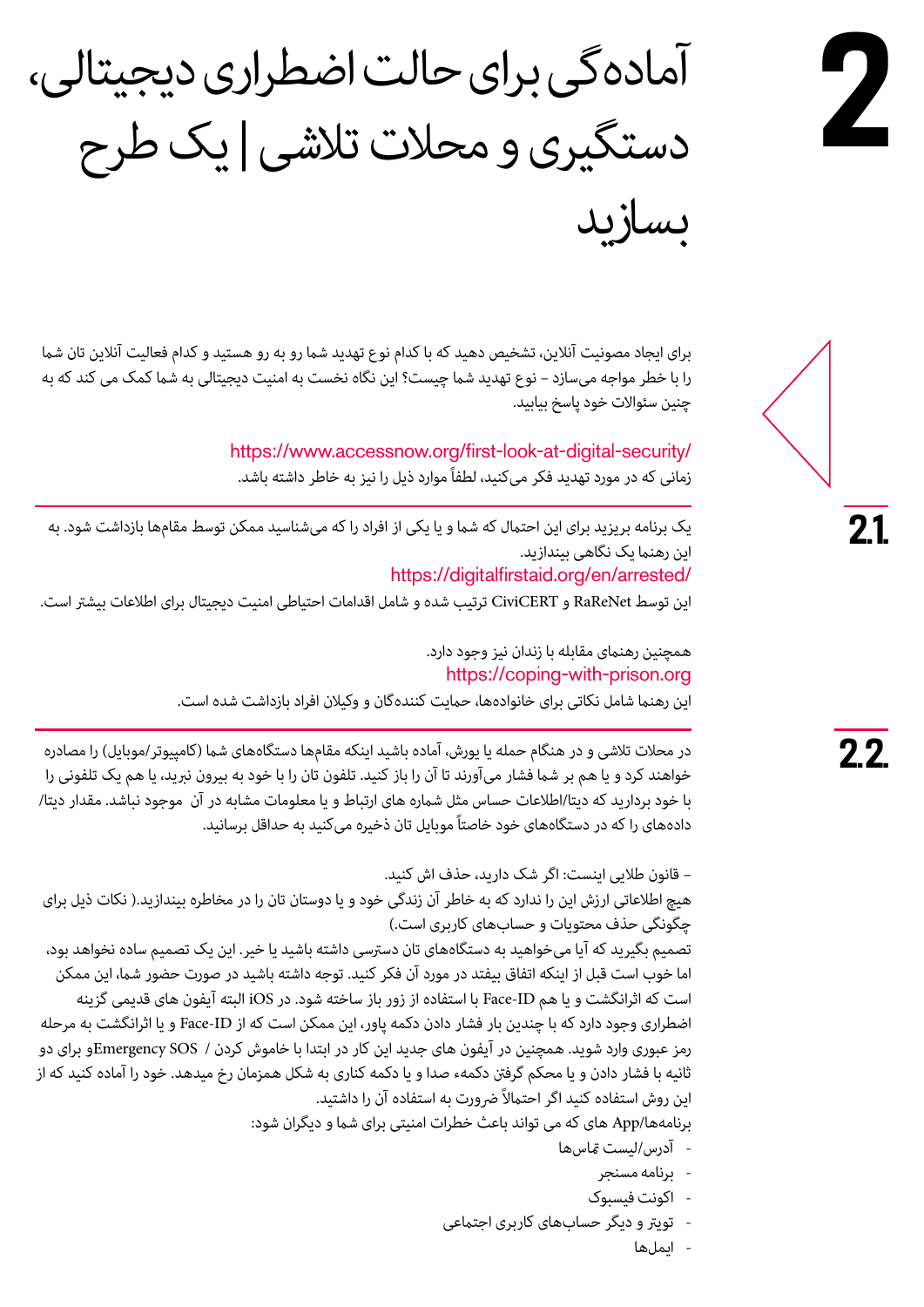# 2 آماده‌گی برای حالت اضطراری دیجیتالی، دستگیری و محلات تلاشی | یک طرح بسازید

برای ایجاد مصونیت آنلاین، تشخیص دهید که با کدام نوع تهدید شما رو به رو هستید و کدام فعالیت آنلاین تان شما را با خطر مواجه می‌سازد – نوع تهدید شما چیست؟ این نگاه نخست به امنیت دیجیتالی به شما کمک می کند که به چنین سئوالات خود پاسخ بیابید.

https://www.accessnow.org/first-look-at-digital-security/

زمانی که در مورد تهدید فکر می‌کنید، لطفاً موارد ذیل را نیز به خاطر داشته باشد.

## 2.1.

یک برنامه بریزید برای این احتمال که شما و یا یکی از افراد را که می‌شناسید ممکن توسط مقام‌ها بازداشت شود. به این رهنما یک نگاهی بیندازید.

https://digitalfirstaid.org/en/arrested/

این توسط RaReNet و CiviCERT ترتیب شده و شامل اقدامات احتیاطی امنیت دیجیتال برای اطلاعات بیشتر است.

همچنین رهنمای مقابله با زندان نیز وجود دارد.

https://coping-with-prison.org

این رهنما شامل نکاتی برای خانواده‌ها، حمایت کننده‌گان و وکیلان افراد بازداشت شده است.

## 2.2.

در محلات تلاشی و در هنگام حمله یا یورش، آماده باشید اینکه مقام‌ها دستگاه‌های شما (کامپیوتر/موبایل) را مصادره خواهند کرد و یا هم بر شما فشار می‌آورند تا آن را باز کنید. تلفون تان را با خود به بیرون نبرید، یا هم یک تلفونی را با خود بردارید که دیتا/اطلاعات حساس مثل شماره های ارتباط و یا معلومات مشابه در آن موجود نباشد. مقدار دیتا/داده‌های را که در دستگاه‌های خود خاصتاً موبایل تان ذخیره می‌کنید به حداقل برسانید.

– قانون طلایی اینست: اگر شک دارید، حذف اش کنید.

هیچ اطلاعاتی ارزش این را ندارد که به خاطر آن زندگی خود و یا دوستان تان را در مخاطره بیندازید.( نکات ذیل برای چگونگی حذف محتویات و حساب‌های کاربری است.)

تصمیم بگیرید که آیا می‌خواهید به دستگاه‌های تان دسترسی داشته باشید یا خیر. این یک تصمیم ساده نخواهد بود، اما خوب است قبل از اینکه اتفاق بیفتد در مورد آن فکر کنید. توجه داشته باشید در صورت حضور شما، این ممکن است که اثرانگشت و یا هم Face-ID با استفاده از زور باز ساخته شود. در iOS البته آیفون های قدیمی گزینه اضطراری وجود دارد که با چندین بار فشار دادن دکمه پاور، این ممکن است که از Face-ID و یا اثرانگشت به مرحله رمز عبوری وارد شوید. همچنین در آیفون های جدید این کار در ابتدا با خاموش کردن / Emergency SOSو برای دو ثانیه با فشار دادن و یا محکم گرفتن دکمهء صدا و یا دکمه کناری به شکل همزمان رخ میدهد. خود را آماده کنید که از این روش استفاده کنید اگر احتمالاً ضرورت به استفاده آن را داشتید.

برنامه‌ها/App های که می تواند باعث خطرات امنیتی برای شما و دیگران شود:

- آدرس/لیست تماس‌ها
- برنامه مسنجر
- اکونت فیسبوک
- تویتر و دیگر حساب‌های کاربری اجتماعی
- ایمل‌ها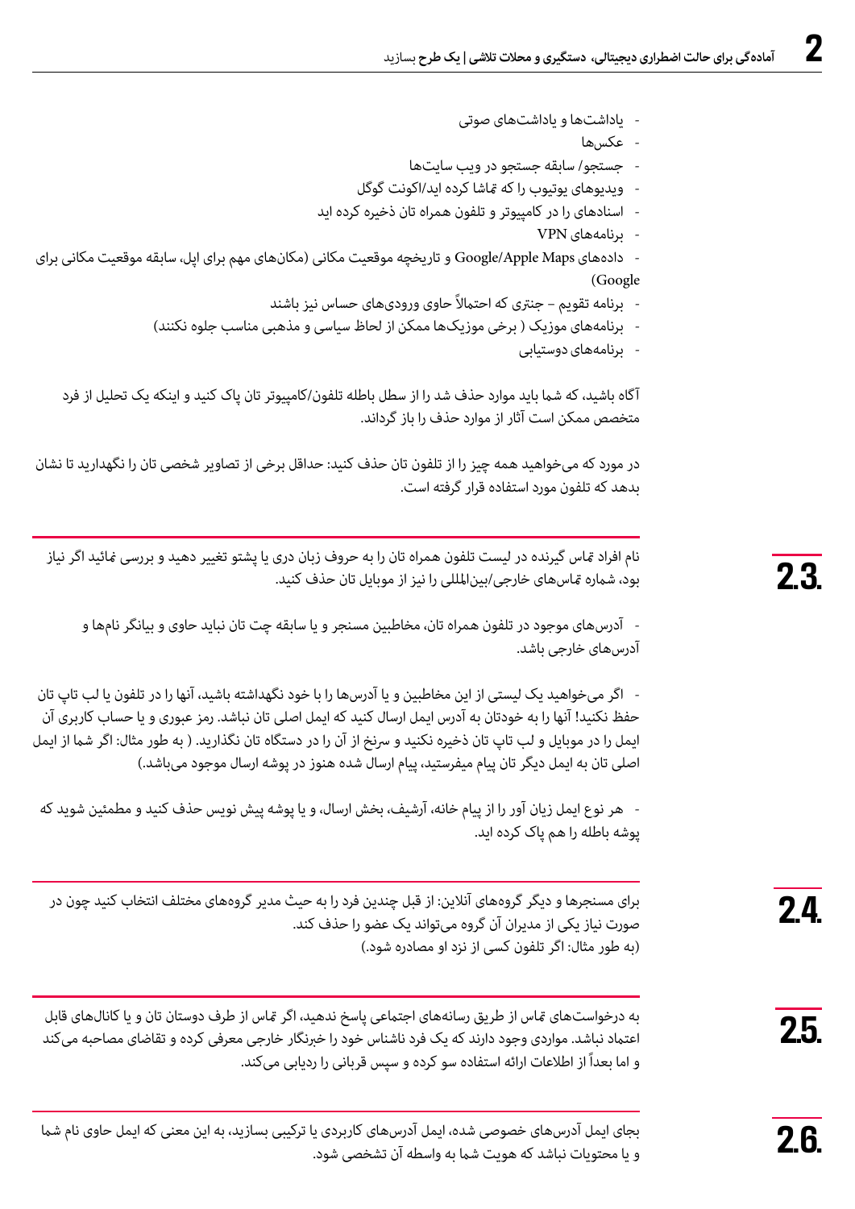- یاداشت‌ها و یاداشت‌های صوتی
- عکس‌ها
- جستجو/ سابقه جستجو در ویب سایت‌ها
- ویدیوهای یوتیوب را که تماشا کرده اید/اکونت گوگل
- اسنادهای را در کامپیوتر و تلفون همراه تان ذخیره کرده اید
- برنامه‌های VPN
- داده‌های Google/Apple Maps و تاریخچه موقعیت مکانی (مکان‌های مهم برای اپل، سابقه موقعیت مکانی برای Google)
- برنامه تقویم – جنتری که احتمالاً حاوی ورودی‌های حساس نیز باشند
- برنامه‌های موزیک ( برخی موزیک‌ها ممکن از لحاظ سیاسی و مذهبی مناسب جلوه نکنند)
- برنامه‌های دوستیابی

آگاه باشید، که شما باید موارد حذف شد را از سطل باطله تلفون/کامپیوتر تان پاک کنید و اینکه یک تحلیل از فرد متخصص ممکن است آثار از موارد حذف را باز گرداند.

در مورد که می‌خواهید همه چیز را از تلفون تان حذف کنید: حداقل برخی از تصاویر شخصی تان را نگهدارید تا نشان بدهد که تلفون مورد استفاده قرار گرفته است.

## 2.3.

نام افراد تماس گیرنده در لیست تلفون همراه تان را به حروف زبان دری یا پشتو تغییر دهید و بررسی نمائید اگر نیاز بود، شماره تماس‌های خارجی/بین‌المللی را نیز از موبایل تان حذف کنید.

- آدرس‌های موجود در تلفون همراه تان، مخاطبین مسنجر و یا سابقه چت تان نباید حاوی و بیانگر نام‌ها و آدرس‌های خارجی باشد.

- اگر می‌خواهید یک لیستی از این مخاطبین و یا آدرس‌ها را با خود نگهداشته باشید، آنها را در تلفون یا لب تاپ تان حفظ نکنید! آنها را به خودتان به آدرس ایمل ارسال کنید که ایمل اصلی تان نباشد. رمز عبوری و یا حساب کاربری آن ایمل را در موبایل و لب تاپ تان ذخیره نکنید و سرنخ از آن را در دستگاه تان نگذارید. ( به طور مثال: اگر شما از ایمل اصلی تان به ایمل دیگر تان پیام میفرستید، پیام ارسال شده هنوز در پوشه ارسال موجود می‌باشد.)

- هر نوع ایمل زیان آور را از پیام خانه، آرشیف، بخش ارسال، و یا پوشه پیش نویس حذف کنید و مطمئین شوید که پوشه باطله را هم پاک کرده اید.

## 2.4.

برای مسنجرها و دیگر گروه‌های آنلاین: از قبل چندین فرد را به حیث مدیر گروه‌های مختلف انتخاب کنید چون در صورت نیاز یکی از مدیران آن گروه می‌تواند یک عضو را حذف کند.
(به طور مثال: اگر تلفون کسی از نزد او مصادره شود.)

## 2.5.

به درخواست‌های تماس از طریق رسانه‌های اجتماعی پاسخ ندهید، اگر تماس از طرف دوستان تان و یا کانال‌های قابل اعتماد نباشد. مواردی وجود دارند که یک فرد ناشناس خود را خبرنگار خارجی معرفی کرده و تقاضای مصاحبه می‌کند و اما بعداً از اطلاعات ارائه استفاده سو کرده و سپس قربانی را ردیابی می‌کند.

## 2.6.

بجای ایمل آدرس‌های خصوصی شده، ایمل آدرس‌های کاربردی یا ترکیبی بسازید، به این معنی که ایمل حاوی نام شما و یا محتویات نباشد که هویت شما به واسطه آن تشخصی شود.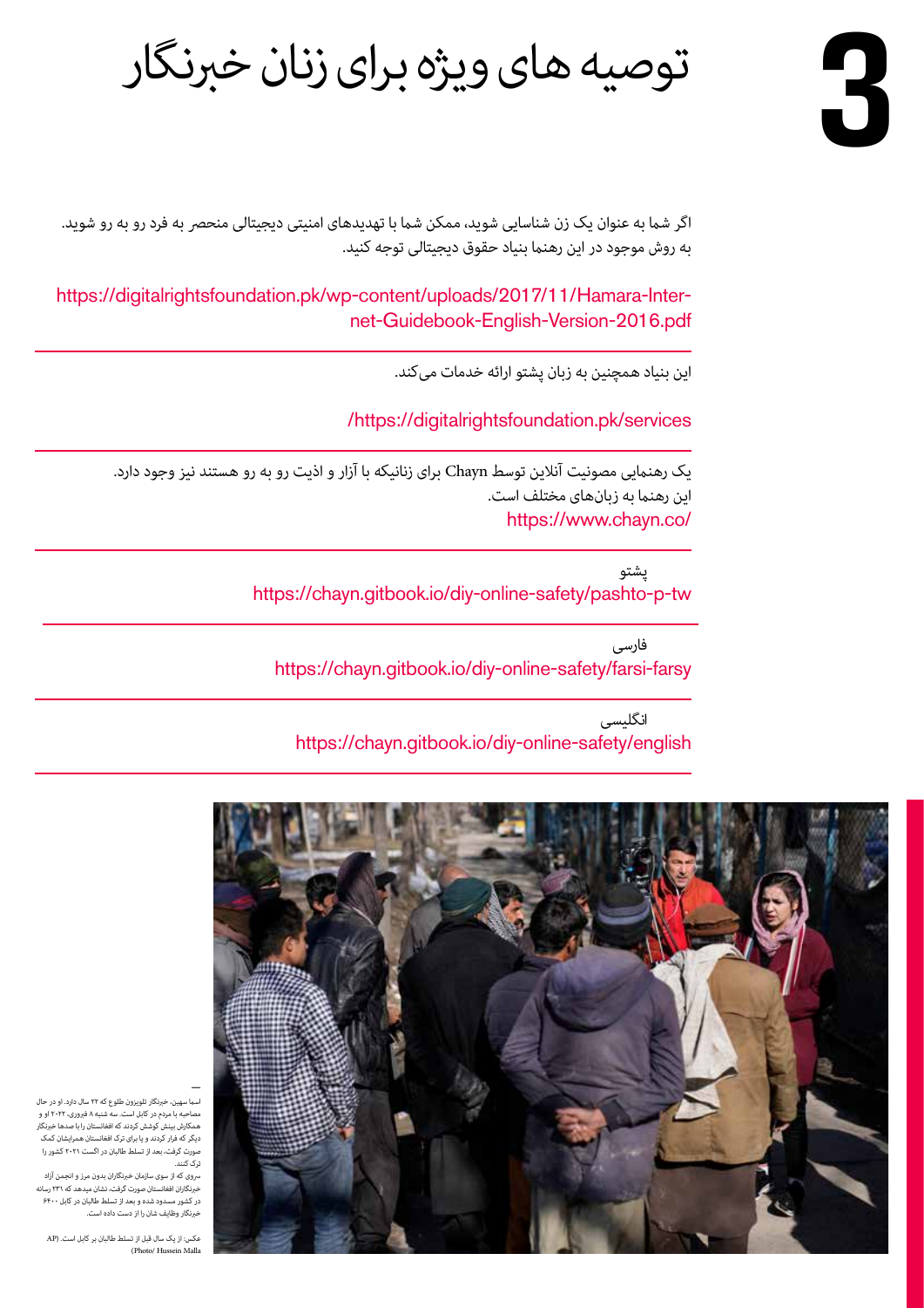# 3 توصیه های ویژه برای زنان خبرنگار

اگر شما به عنوان یک زن شناسایی شوید، ممکن شما با تهدیدهای امنیتی دیجیتالی منحصر به فرد رو به رو شوید. به روش موجود در این رهنما بنیاد حقوق دیجیتالی توجه کنید.

https://digitalrightsfoundation.pk/wp-content/uploads/2017/11/Hamara-Internet-Guidebook-English-Version-2016.pdf

---

این بنیاد همچنین به زبان پشتو ارائه خدمات می‌کند.

https://digitalrightsfoundation.pk/services/

---

یک رهنمایی مصونیت آنلاین توسط Chayn برای زنانیکه با آزار و اذیت رو به رو هستند نیز وجود دارد. این رهنما به زبان‌های مختلف است.

https://www.chayn.co/

---

پشتو

https://chayn.gitbook.io/diy-online-safety/pashto-p-tw

---

فارسی

https://chayn.gitbook.io/diy-online-safety/farsi-farsy

---

انگلیسی

https://chayn.gitbook.io/diy-online-safety/english

---

اسما سهیل، خبرنگار تلویزیون طلوع که ۲۲ سال دارد. او در حال مصاحبه با مردم در کابل است. سه شنبه ۸ فبروری، ۲۰۲۲ او و همکارش بینش کوشش کردند که افغانستان را با صدها خبرنگار دیگر که فرار کردند و یا برای ترک افغانستان همرایشان کمک صورت گرفت، بعد از تسلط طالبان در اگست ۲۰۲۱ کشور را ترک کنند.

سروی که از سوی سازمان خبرنگاران بدون مرز و انجمن آزاد خبرنگاران افغانستان صورت گرفت، نشان میدهد که ۲۳۱ رسانه در کشور مسدود شده و بعد از تسلط طالبان در کابل ۶۴۰۰ خبرنگار وظایف شان را از دست داده است.

عکس: از یک سال قبل از تسلط طالبان بر کابل است. (AP Photo/ Hussein Malla)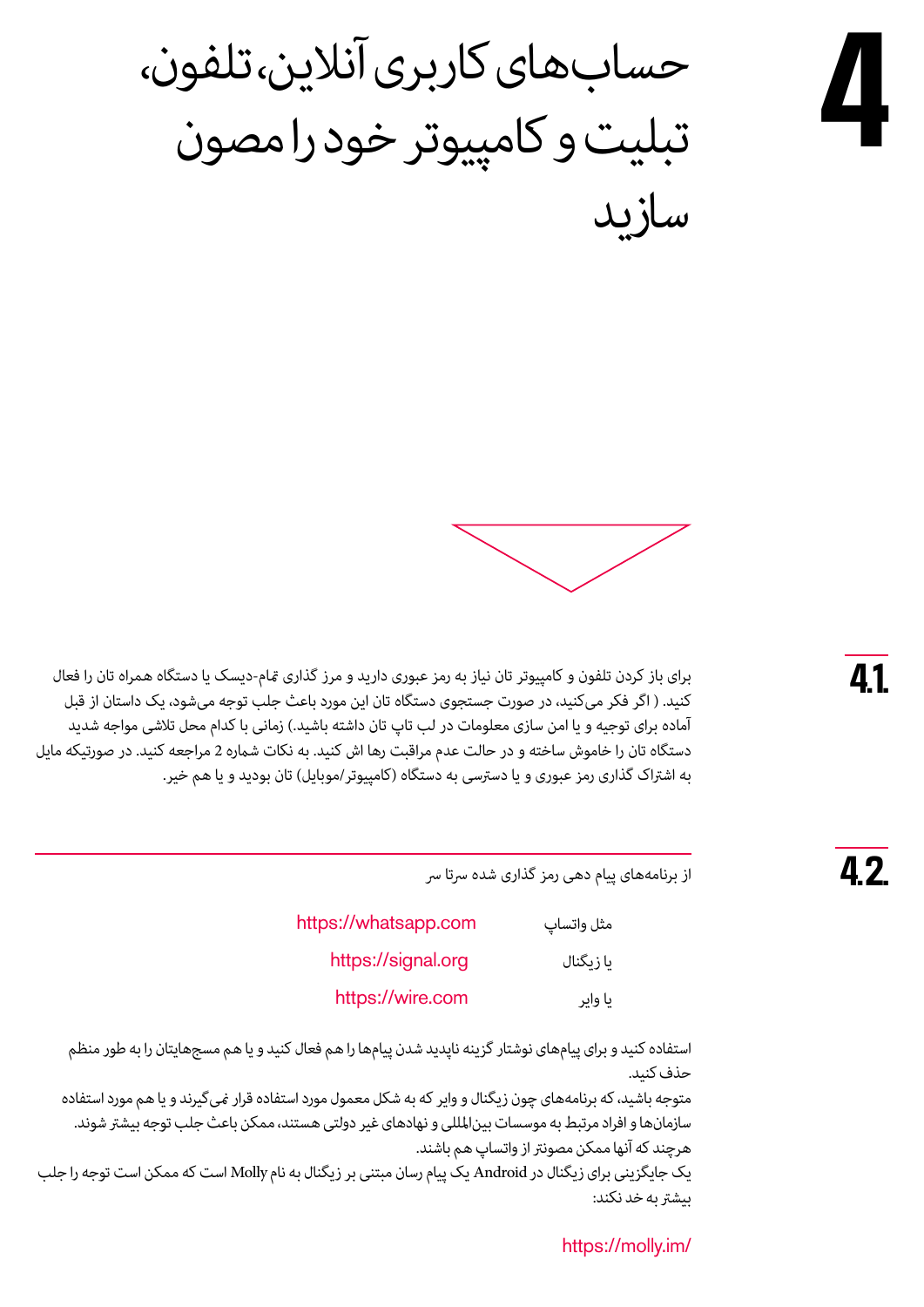# 4 حساب‌های کاربری آنلاین، تلفون، تبلیت و کامپیوتر خود را مصون سازید

## 4.1.

برای باز کردن تلفون و کامپیوتر تان نیاز به رمز عبوری دارید و مرز گذاری تمام-دیسک یا دستگاه همراه تان را فعال کنید. ( اگر فکر می‌کنید، در صورت جستجوی دستگاه تان این مورد باعث جلب توجه می‌شود، یک داستان از قبل آماده برای توجیه و یا امن سازی معلومات در لب تاپ تان داشته باشید.) زمانی با کدام محل تلاشی مواجه شدید دستگاه تان را خاموش ساخته و در حالت عدم مراقبت رها اش کنید. به نکات شماره 2 مراجعه کنید. در صورتیکه مایل به اشتراک گذاری رمز عبوری و یا دسترسی به دستگاه (کامپیوتر/موبایل) تان بودید و یا هم خیر.

## 4.2.

از برنامه‌های پیام دهی رمز گذاری شده سرتا سر

| | |
|---|---|
| مثل واتساپ | https://whatsapp.com |
| یا زیگنال | https://signal.org |
| یا وایر | https://wire.com |

استفاده کنید و برای پیام‌های نوشتار گزینه ناپدید شدن پیام‌ها را هم فعال کنید و یا هم مسج‌هایتان را به طور منظم حذف کنید.

متوجه باشید، که برنامه‌های چون زیگنال و وایر که به شکل معمول مورد استفاده قرار نمی‌گیرند و یا هم مورد استفاده سازمان‌ها و افراد مرتبط به موسسات بین‌المللی و نهادهای غیر دولتی هستند، ممکن باعث جلب توجه بیشتر شوند.

هرچند که آنها ممکن مصونتر از واتساپ هم باشند.

یک جایگزینی برای زیگنال در Android یک پیام رسان مبتنی بر زیگنال به نام Molly است که ممکن است توجه را جلب بیشتر به خد نکند:

https://molly.im/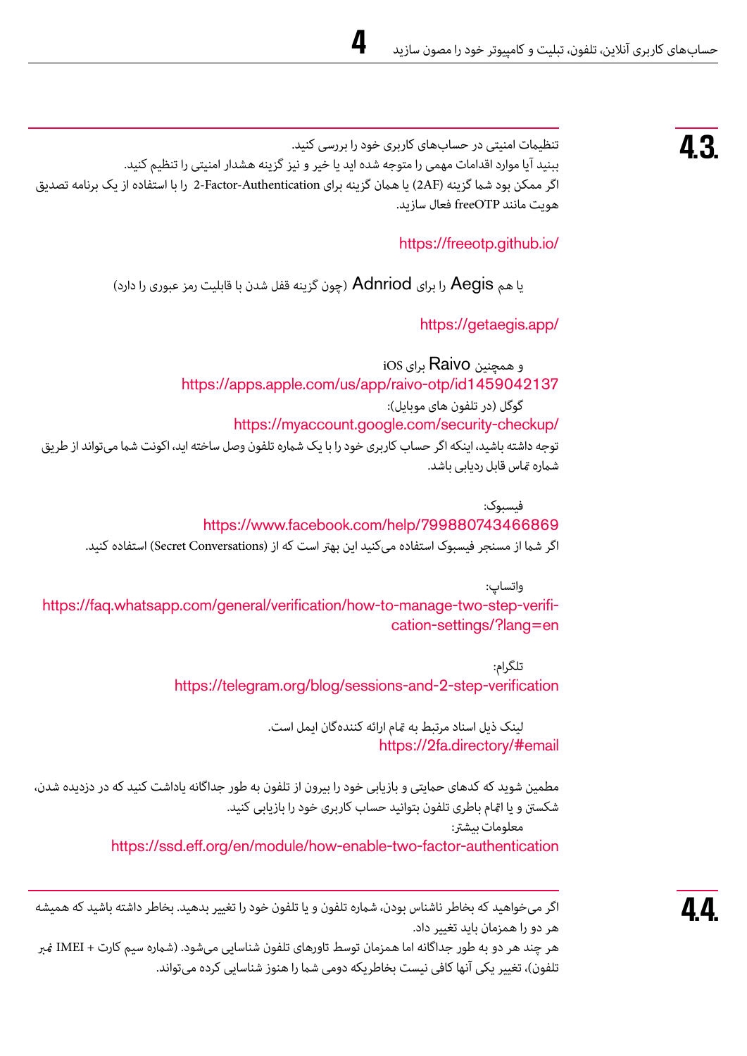## 4.3.

تنظیمات امنیتی در حساب‌های کاربری خود را بررسی کنید.
ببنید آیا موارد اقدامات مهمی را متوجه شده اید یا خیر و نیز گزینه هشدار امنیتی را تنظیم کنید.
اگر ممکن بود شما گزینه (2AF) یا همان گزینه برای 2-Factor-Authentication را با استفاده از یک برنامه تصدیق هویت مانند freeOTP فعال سازید.

https://freeotp.github.io/

یا هم Aegis را برای Adnriod (چون گزینه قفل شدن با قابلیت رمز عبوری را دارد)

https://getaegis.app/

و همچنین Raivo برای iOS
https://apps.apple.com/us/app/raivo-otp/id1459042137

گوگل (در تلفون های موبایل):
https://myaccount.google.com/security-checkup/
توجه داشته باشید، اینکه اگر حساب کاربری خود را با یک شماره تلفون وصل ساخته اید، اکونت شما می‌تواند از طریق شماره تماس قابل ردیابی باشد.

فیسبوک:
https://www.facebook.com/help/799880743466869
اگر شما از مسنجر فیسبوک استفاده می‌کنید این بهتر است که از (Secret Conversations) استفاده کنید.

واتساپ:
https://faq.whatsapp.com/general/verification/how-to-manage-two-step-verification-settings/?lang=en

تلگرام:
https://telegram.org/blog/sessions-and-2-step-verification

لینک ذیل اسناد مرتبط به تمام ارائه کننده‌گان ایمل است.
https://2fa.directory/#email

مطمین شوید که کدهای حمایتی و بازیابی خود را بیرون از تلفون به طور جداگانه یاداشت کنید که در دزدیده شدن، شکستن و یا اتمام باطری تلفون بتوانید حساب کاربری خود را بازیابی کنید.
معلومات بیشتر:
https://ssd.eff.org/en/module/how-enable-two-factor-authentication

## 4.4.

اگر می‌خواهید که بخاطر ناشناس بودن، شماره تلفون و یا تلفون خود را تغییر بدهید. بخاطر داشته باشید که همیشه هر دو را همزمان باید تغییر داد.
هر چند هر دو به طور جداگانه اما همزمان توسط تاورهای تلفون شناسایی می‌شود. (شماره سیم کارت + IMEI نمبر تلفون)، تغییر یکی آنها کافی نیست بخاطریکه دومی شما را هنوز شناسایی کرده می‌تواند.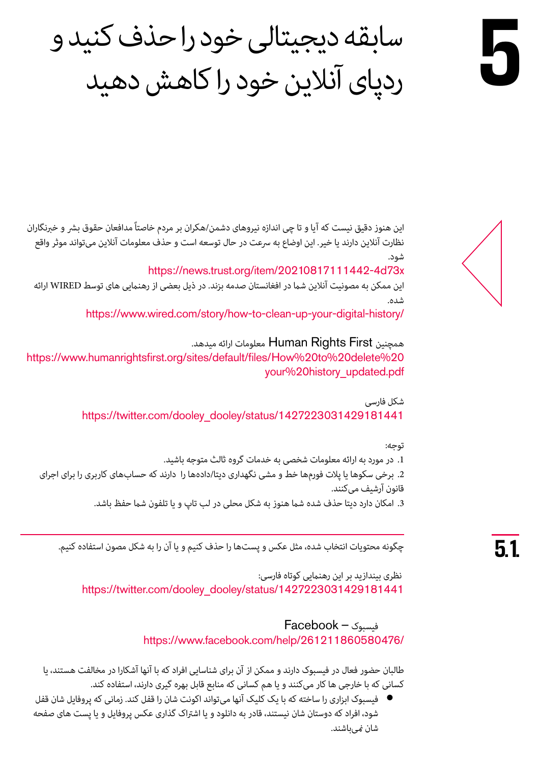# 5 سابقه دیجیتالی خود را حذف کنید و ردپای آنلاین خود را کاهش دهید

این هنوز دقیق نیست که آیا و تا چی اندازه نیروهای دشمن/هکران بر مردم خاصتاً مدافعان حقوق بشر و خبرنگاران نظارت آنلاین دارند یا خیر. این اوضاع به سرعت در حال توسعه است و حذف معلومات آنلاین می‌تواند موثر واقع شود.

https://news.trust.org/item/20210817111442-4d73x

این ممکن به مصونیت آنلاین شما در افغانستان صدمه بزند. در ذیل بعضی از رهنمایی های توسط WIRED ارائه شده.

https://www.wired.com/story/how-to-clean-up-your-digital-history/

همچنین Human Rights First معلومات ارائه میدهد.

https://www.humanrightsfirst.org/sites/default/files/How%20to%20delete%20your%20history_updated.pdf

شکل فارسی

https://twitter.com/dooley_dooley/status/1427223031429181441

توجه:

1. در مورد به ارائه معلومات شخصی به خدمات گروه ثالث متوجه باشید.
2. برخی سکوها یا پلات فورم‌ها خط و مشی نگهداری دیتا/داده‌ها را دارند که حساب‌های کاربری را برای اجرای قانون آرشیف می‌کنند.
3. امکان دارد دیتا حذف شده شما هنوز به شکل محلی در لب تاپ و یا تلفون شما حفظ باشد.

## 5.1. چگونه محتویات انتخاب شده، مثل عکس و پست‌ها را حذف کنیم و یا آن را به شکل مصون استفاده کنیم.

نظری بیندازید بر این رهنمایی کوتاه فارسی:

https://twitter.com/dooley_dooley/status/1427223031429181441

فیسبوک – Facebook

https://www.facebook.com/help/261211860580476/

طالبان حضور فعال در فیسبوک دارند و ممکن از آن برای شناسایی افراد که با آنها آشکارا در مخالفت هستند، یا کسانی که با خارجی ها کار می‌کنند و یا هم کسانی که منابع قابل بهره گیری دارند، استفاده کند.

- فیسبوک ابزاری را ساخته که با یک کلیک آنها می‌تواند اکونت شان را قفل کند. زمانی که پروفایل شان قفل شود، افراد که دوستان شان نیستند، قادر به دانلود و یا اشتراک گذاری عکس پروفایل و یا پست های صفحه شان نمی‌باشند.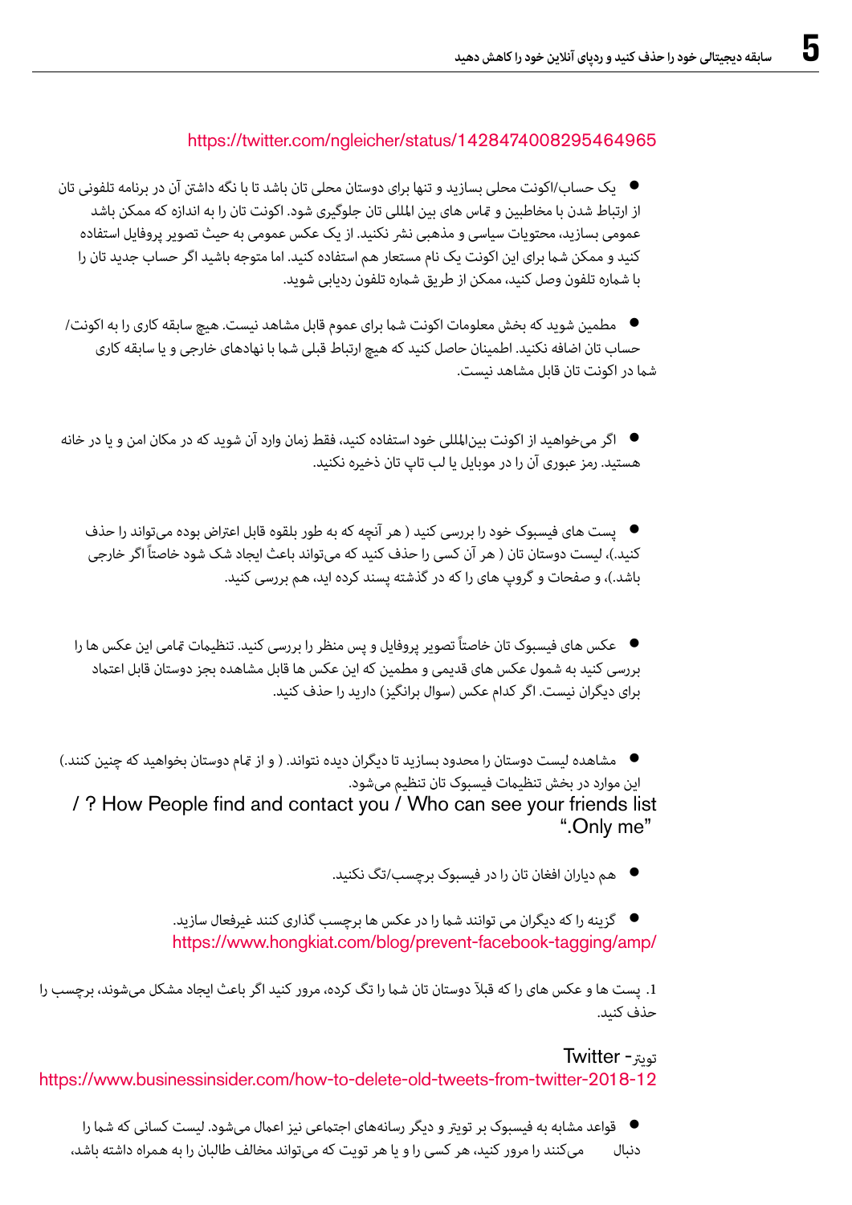https://twitter.com/ngleicher/status/1428474008295464965

- یک حساب/اکونت محلی بسازید و تنها برای دوستان محلی تان باشد تا با نگه داشتن آن در برنامه تلفونی تان از ارتباط شدن با مخاطبین و تماس های بین المللی تان جلوگیری شود. اکونت تان را به اندازه که ممکن باشد عمومی بسازید، محتویات سیاسی و مذهبی نشر نکنید. از یک عکس عمومی به حیث تصویر پروفایل استفاده کنید و ممکن شما برای این اکونت یک نام مستعار هم استفاده کنید. اما متوجه باشید اگر حساب جدید تان را با شماره تلفون وصل کنید، ممکن از طریق شماره تلفون ردیابی شوید.

- مطمین شوید که بخش معلومات اکونت شما برای عموم قابل مشاهد نیست. هیچ سابقه کاری را به اکونت/حساب تان اضافه نکنید. اطمینان حاصل کنید که هیچ ارتباط قبلی شما با نهادهای خارجی و یا سابقه کاری شما در اکونت تان قابل مشاهد نیست.

- اگر می‌خواهید از اکونت بین‌المللی خود استفاده کنید، فقط زمان وارد آن شوید که در مکان امن و یا در خانه هستید. رمز عبوری آن را در موبایل یا لب تاپ تان ذخیره نکنید.

- پست های فیسبوک خود را بررسی کنید ( هر آنچه که به طور بلقوه قابل اعتراض بوده می‌تواند را حذف کنید.)، لیست دوستان تان ( هر آن کسی را حذف کنید که می‌تواند باعث ایجاد شک شود خاصتاً اگر خارجی باشد.)، و صفحات و گروپ های را که در گذشته پسند کرده اید، هم بررسی کنید.

- عکس های فیسبوک تان خاصتاً تصویر پروفایل و پس منظر را بررسی کنید. تنظیمات تمامی این عکس ها را بررسی کنید به شمول عکس های قدیمی و مطمین که این عکس ها قابل مشاهده بجز دوستان قابل اعتماد برای دیگران نیست. اگر کدام عکس (سوال برانگیز) دارید را حذف کنید.

- مشاهده لیست دوستان را محدود بسازید تا دیگران دیده نتواند. ( و از تمام دوستان بخواهید که چنین کنند.) این موارد در بخش تنظیمات فیسبوک تان تنظیم می‌شود.
How People find and contact you / Who can see your friends list? / "Only me".

- هم دیاران افغان تان را در فیسبوک برچسب/تگ نکنید.

- گزینه را که دیگران می توانند شما را در عکس ها برچسب گذاری کنند غیرفعال سازید.
https://www.hongkiat.com/blog/prevent-facebook-tagging/amp/

1. پست ها و عکس های را که قبلآ دوستان تان شما را تگ کرده، مرور کنید اگر باعث ایجاد مشکل می‌شوند، برچسب را حذف کنید.

توبتر- Twitter
https://www.businessinsider.com/how-to-delete-old-tweets-from-twitter-2018-12

- قواعد مشابه به فیسبوک بر توبتر و دیگر رسانه‌های اجتماعی نیز اعمال می‌شود. لیست کسانی که شما را دنبال می‌کنند را مرور کنید، هر کسی را و یا هر تویت که می‌تواند مخالف طالبان را به همراه داشته باشد،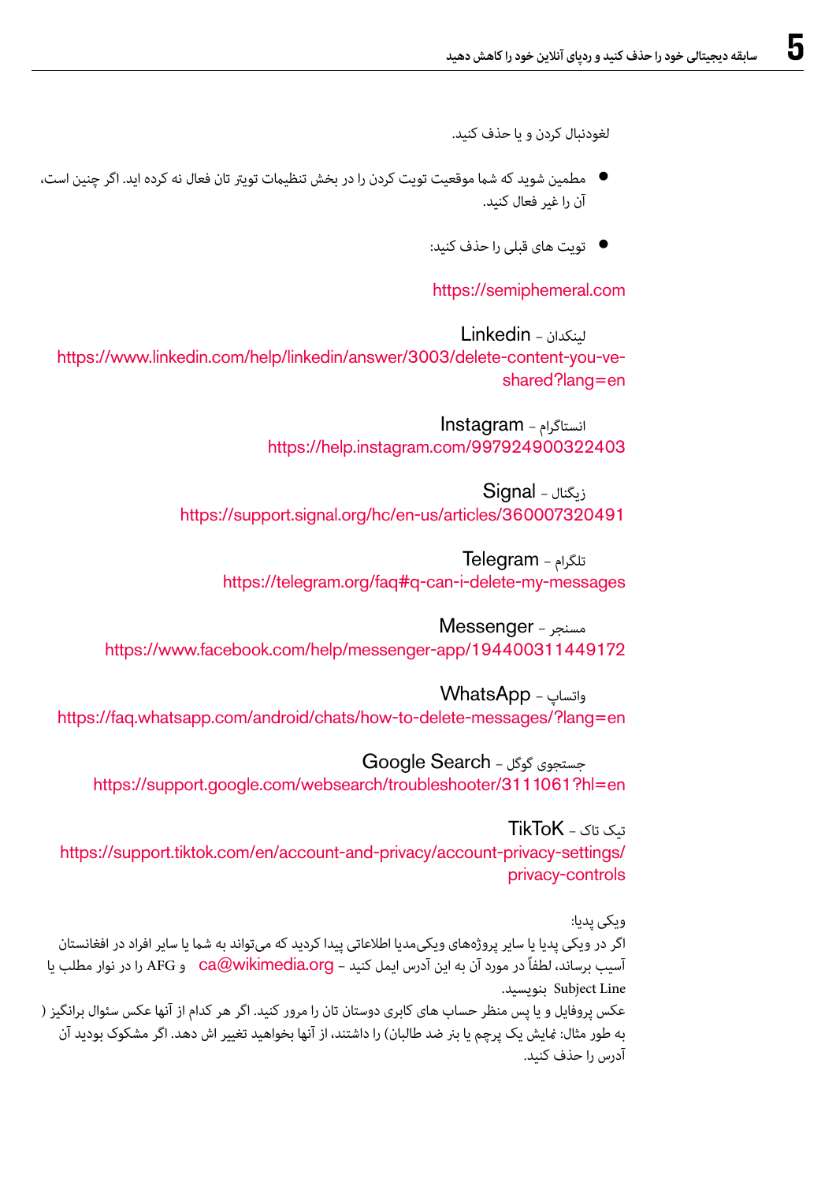لغودنبال کردن و یا حذف کنید.

- مطمین شوید که شما موقعیت تویت کردن را در بخش تنظیمات تویتر تان فعال نه کرده اید. اگر چنین است، آن را غیر فعال کنید.
- تویت های قبلی را حذف کنید:

https://semiphemeral.com

لینکدان - Linkedin
https://www.linkedin.com/help/linkedin/answer/3003/delete-content-you-ve-shared?lang=en

انستاگرام - Instagram
https://help.instagram.com/997924900322403

زیگنال - Signal
https://support.signal.org/hc/en-us/articles/360007320491

تلگرام - Telegram
https://telegram.org/faq#q-can-i-delete-my-messages

مسنجر - Messenger
https://www.facebook.com/help/messenger-app/194400311449172

واتساپ - WhatsApp
https://faq.whatsapp.com/android/chats/how-to-delete-messages/?lang=en

جستجوی گوگل - Google Search
https://support.google.com/websearch/troubleshooter/3111061?hl=en

تیک تاک - TikToK
https://support.tiktok.com/en/account-and-privacy/account-privacy-settings/privacy-controls

ویکی پدیا:
اگر در ویکی پدیا یا سایر پروژه‌های ویکی‌مدیا اطلاعاتی پیدا کردید که می‌تواند به شما یا سایر افراد در افغانستان آسیب برساند، لطفاً در مورد آن به این آدرس ایمل کنید - ca@wikimedia.org و AFG را در نوار مطلب یا Subject Line بنویسید.
عکس پروفایل و یا پس منظر حساب های کابری دوستان تان را مرور کنید. اگر هر کدام از آنها عکس سئوال برانگیز ( به طور مثال: نمایش یک پرچم یا بنر ضد طالبان) را داشتند، از آنها بخواهید تغییر اش دهد. اگر مشکوک بودید آن آدرس را حذف کنید.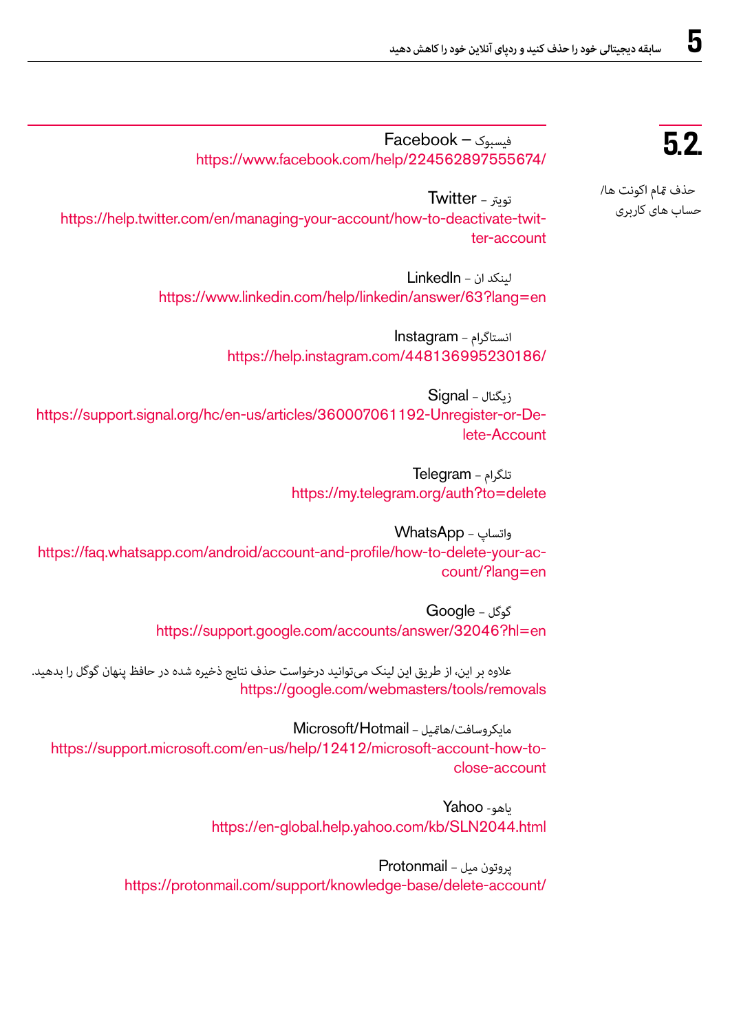## 5.2.

حذف تمام اکونت ها/ حساب های کاربری

Facebook – فیسبوک
https://www.facebook.com/help/224562897555674/

Twitter – تویتر
https://help.twitter.com/en/managing-your-account/how-to-deactivate-twitter-account

LinkedIn – لینکد ان
https://www.linkedin.com/help/linkedin/answer/63?lang=en

Instagram – انستاگرام
https://help.instagram.com/448136995230186/

Signal – زیگنال
https://support.signal.org/hc/en-us/articles/360007061192-Unregister-or-Delete-Account

Telegram – تلگرام
https://my.telegram.org/auth?to=delete

WhatsApp – واتساپ
https://faq.whatsapp.com/android/account-and-profile/how-to-delete-your-account/?lang=en

Google – گوگل
https://support.google.com/accounts/answer/32046?hl=en

علاوه بر این، از طریق این لینک می‌توانید درخواست حذف نتایج ذخیره شده در حافظ پنهان گوگل را بدهید.
https://google.com/webmasters/tools/removals

Microsoft/Hotmail – مایکروسافت/هاتمیل
https://support.microsoft.com/en-us/help/12412/microsoft-account-how-to-close-account

Yahoo -یاهو
https://en-global.help.yahoo.com/kb/SLN2044.html

Protonmail – پروتون میل
https://protonmail.com/support/knowledge-base/delete-account/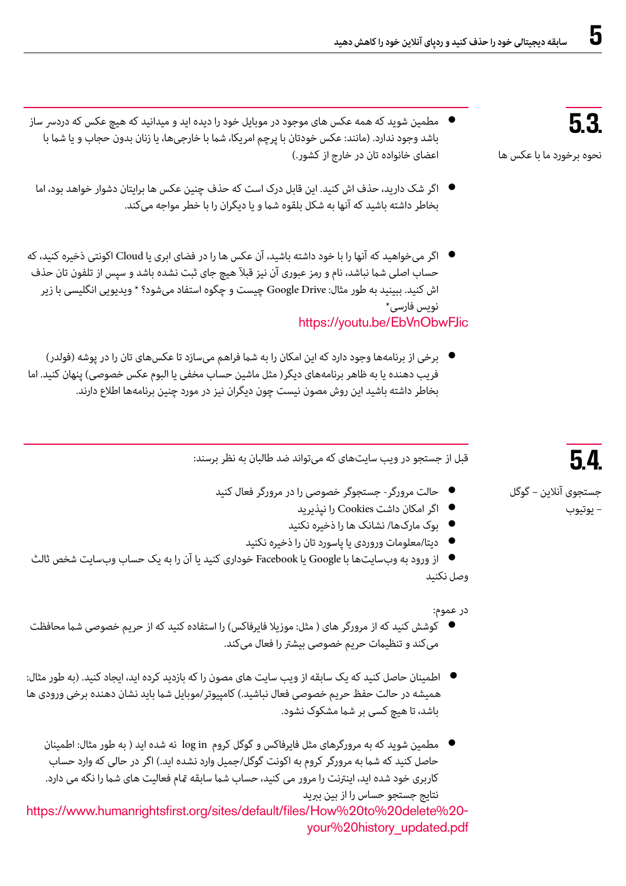## 5.3. نحوه برخورد ما با عکس ها

- مطمین شوید که همه عکس های موجود در موبایل خود را دیده اید و میدانید که هیچ عکس که دردسر ساز باشد وجود ندارد. (مانند: عکس خودتان با پرچم امریکا، شما با خارجی‌ها، یا زنان بدون حجاب و یا شما با اعضای خانواده تان در خارج از کشور.)

- اگر شک دارید، حذف اش کنید. این قابل درک است که حذف چنین عکس ها برایتان دشوار خواهد بود، اما بخاطر داشته باشید که آنها به شکل بلقوه شما و یا دیگران را با خطر مواجه می‌کند.

- اگر می‌خواهید که آنها را با خود داشته باشید، آن عکس ها را در فضای ابری یا Cloud اکونتی ذخیره کنید، که حساب اصلی شما نباشد، نام و رمز عبوری آن نیز قبلاً هیچ جای ثبت نشده باشد و سپس از تلفون تان حذف اش کنید. ببینید به طور مثال: Google Drive چیست و چگوه استفاد می‌شود؟ * ویدیویی انگلیسی با زیر نویس فارسی*
https://youtu.be/EbVnObwFJic

- برخی از برنامه‌ها وجود دارد که این امکان را به شما فراهم می‌سازد تا عکس‌های تان را در پوشه (فولدر) فریب دهنده یا به ظاهر برنامه‌های دیگر( مثل ماشین حساب مخفی یا البوم عکس خصوصی) پنهان کنید. اما بخاطر داشته باشید این روش مصون نیست چون دیگران نیز در مورد چنین برنامه‌ها اطلاع دارند.

## 5.4. جستجوی آنلاین – گوگل – یوتیوب

قبل از جستجو در ویب سایت‌های که می‌تواند ضد طالبان به نظر برسند:

- حالت مرورگر- جستجوگر خصوصی را در مرورگر فعال کنید
- اگر امکان داشت Cookies را نپذیرید
- بوک مارک‌ها/ نشانک ها را ذخیره نکنید
- دیتا/معلومات ورودی یا پاسورد تان را ذخیره نکنید
- از ورود به وب‌سایت‌ها با Google یا Facebook خوداری کنید یا آن را به یک حساب وب‌سایت شخص ثالث وصل نکنید

در عموم:

- کوشش کنید که از مرورگر های ( مثل: موزیلا فایرفاکس) را استفاده کنید که از حریم خصوصی شما محافظت می‌کند و تنظیمات حریم خصوصی بیشتر را فعال می‌کند.

- اطمینان حاصل کنید که یک سابقه از ویب سایت های مصون را که بازدید کرده اید، ایجاد کنید. (به طور مثال: همیشه در حالت حفظ حریم خصوصی فعال نباشید.) کامپیوتر/موبایل شما باید نشان دهنده برخی ورودی ها باشد، تا هیچ کسی بر شما مشکوک نشود.

- مطمین شوید که به مرورگرهای مثل فایرفاکس و گوگل کروم log in نه شده اید ( به طور مثال: اطمینان حاصل کنید که شما به مرورگر کروم به اکونت گوگل/جمیل وارد نشده اید.) اگر در حالی که وارد حساب کاربری خود شده اید، اینترنت را مرور می کنید، حساب شما سابقه تمام فعالیت های شما را نگه می دارد. نتایج جستجو حساس را از بین ببرید
https://www.humanrightsfirst.org/sites/default/files/How%20to%20delete%20your%20history_updated.pdf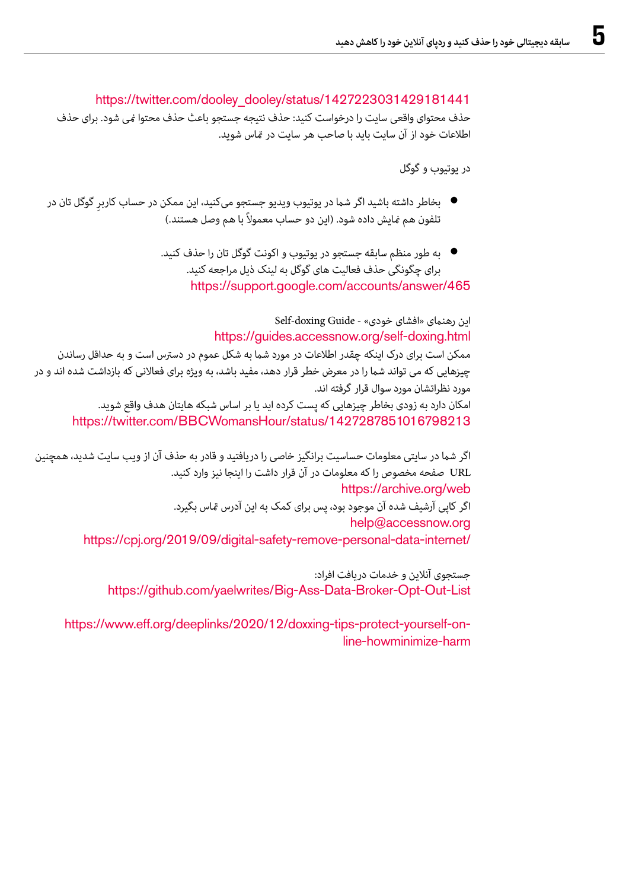https://twitter.com/dooley_dooley/status/1427223031429181441

حذف محتوای واقعی سایت را درخواست کنید: حذف نتیجه جستجو باعث حذف محتوا نمی شود. برای حذف اطلاعات خود از آن سایت باید با صاحب هر سایت در تماس شوید.

در یوتیوب و گوگل

- بخاطر داشته باشید اگر شما در یوتیوب ویدیو جستجو می‌کنید، این ممکن در حساب کاربرِ گوگل تان در تلفون هم نمایش داده شود. (این دو حساب معمولاً با هم وصل هستند.)
- به طور منظم سابقه جستجو در یوتیوب و اکونت گوگل تان را حذف کنید.
  برای چگونگی حذف فعالیت های گوگل به لینک ذیل مراجعه کنید.
  https://support.google.com/accounts/answer/465

این رهنمای «افشای خودی» - Self-doxing Guide
https://guides.accessnow.org/self-doxing.html

ممکن است برای درک اینکه چقدر اطلاعات در مورد شما به شکل عموم در دسترس است و به حداقل رساندن چیزهایی که می تواند شما را در معرض خطر قرار دهد، مفید باشد، به ویژه برای فعالانی که بازداشت شده اند و در مورد نظراتشان مورد سوال قرار گرفته اند.

امکان دارد به زودی بخاطر چیزهایی که پست کرده اید یا بر اساس شبکه هایتان هدف واقع شوید.
https://twitter.com/BBCWomansHour/status/1427287851016798213

اگر شما در سایتی معلومات حساسیت برانگیز خاصی را دریافتید و قادر به حذف آن از ویب سایت شدید، همچنین URL صفحه مخصوص را که معلومات در آن قرار داشت را اینجا نیز وارد کنید.
https://archive.org/web

اگر کاپی آرشیف شده آن موجود بود، پس برای کمک به این آدرس تماس بگیرد.
help@accessnow.org
https://cpj.org/2019/09/digital-safety-remove-personal-data-internet/

جستجوی آنلاین و خدمات دریافت افراد:
https://github.com/yaelwrites/Big-Ass-Data-Broker-Opt-Out-List

https://www.eff.org/deeplinks/2020/12/doxxing-tips-protect-yourself-online-howminimize-harm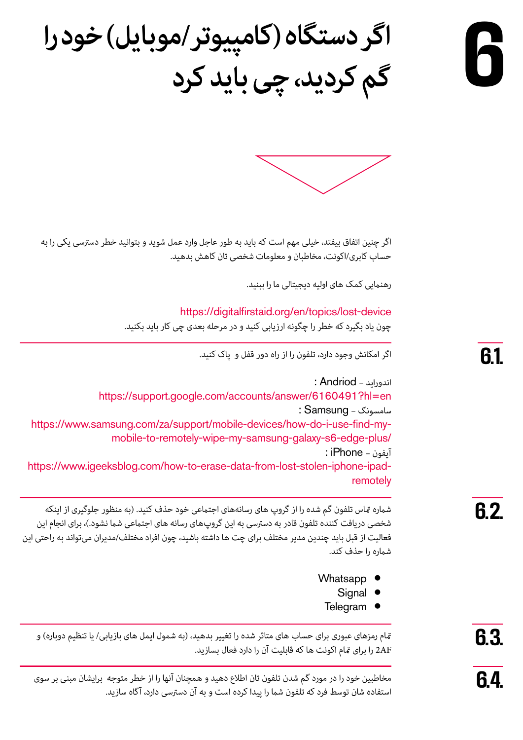# 6 اگر دستگاه (کامپیوتر/موبایل) خود را گم کردید، چی باید کرد

اگر چنین اتفاق بیفتد، خیلی مهم است که باید به طور عاجل وارد عمل شوید و بتوانید خطر دسترسی یکی را به حساب کابری/اکونت، مخاطبان و معلومات شخصی تان کاهش بدهید.

رهنمایی کمک های اولیه دیجیتالی ما را ببنید.

https://digitalfirstaid.org/en/topics/lost-device

چون یاد بگیرد که خطر را چگونه ارزیابی کنید و در مرحله بعدی چی کار باید بکنید.

## 6.1.

اگر امکانش وجود دارد، تلفون را از راه دور قفل و پاک کنید.

اندوراید – Andriod :
https://support.google.com/accounts/answer/6160491?hl=en

سامسونگ – Samsung :
https://www.samsung.com/za/support/mobile-devices/how-do-i-use-find-my-mobile-to-remotely-wipe-my-samsung-galaxy-s6-edge-plus/

آیفون – iPhone :
https://www.igeeksblog.com/how-to-erase-data-from-lost-stolen-iphone-ipad-remotely

## 6.2.

شماره تماس تلفون گم شده را از گروپ های رسانه‌های اجتماعی خود حذف کنید. (به منظور جلوگیری از اینکه شخصی دریافت کننده تلفون قادر به دسترسی به این گروپ‌های رسانه های اجتماعی شما نشود.)، برای انجام این فعالیت از قبل باید چندین مدیر مختلف برای چت ها داشته باشید، چون افراد مختلف/مدیران می‌تواند به راحتی این شماره را حذف کند.

- Whatsapp
- Signal
- Telegram

## 6.3.

تمام رمزهای عبوری برای حساب های متاثر شده را تغییر بدهید، (به شمول ایمل های بازیابی/ یا تنظیم دوباره) و 2AF را برای تمام اکونت ها که قابلیت آن را دارد فعال بسازید.

## 6.4.

مخاطبین خود را در مورد گم شدن تلفون تان اطلاع دهید و همچنان آنها را از خطر متوجه برایشان مبنی بر سوی استفاده شان توسط فرد که تلفون شما را پیدا کرده است و به آن دسترسی دارد، آگاه سازید.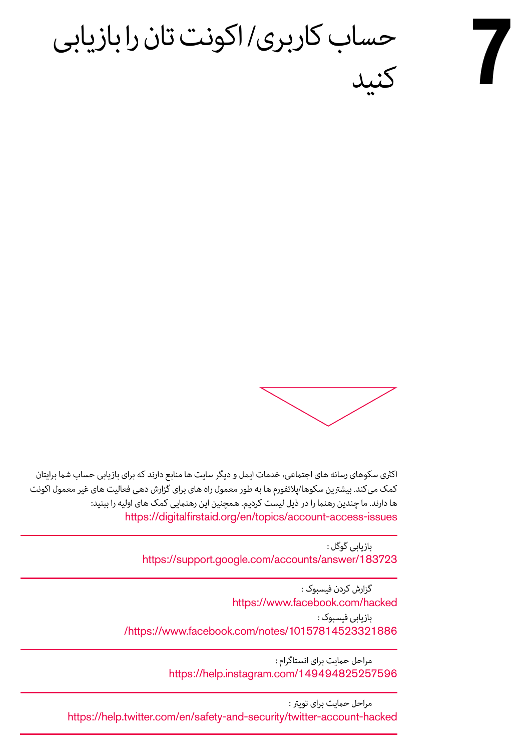# 7 حساب کاربری/ اکونت تان را بازیابی کنید

اکثری سکوهای رسانه های اجتماعی، خدمات ایمل و دیگر سایت ها منابع دارند که برای بازیابی حساب شما برایتان کمک می‌کند. بیشترین سکوها/پلاتفورم ها به طور معمول راه های برای گزارش دهی فعالیت های غیر معمول اکونت ها دارند. ما چندین رهنما را در ذیل لیست کردیم. همچنین این رهنمایی کمک های اولیه را ببنید:
https://digitalfirstaid.org/en/topics/account-access-issues

---

بازیابی گوگل :
https://support.google.com/accounts/answer/183723

---

گزارش کردن فیسبوک :
https://www.facebook.com/hacked

بازیابی فیسبوک :
/https://www.facebook.com/notes/10157814523321886

---

مراحل حمایت برای انستاگرام :
https://help.instagram.com/149494825257596

---

مراحل حمایت برای تویتر :
https://help.twitter.com/en/safety-and-security/twitter-account-hacked

---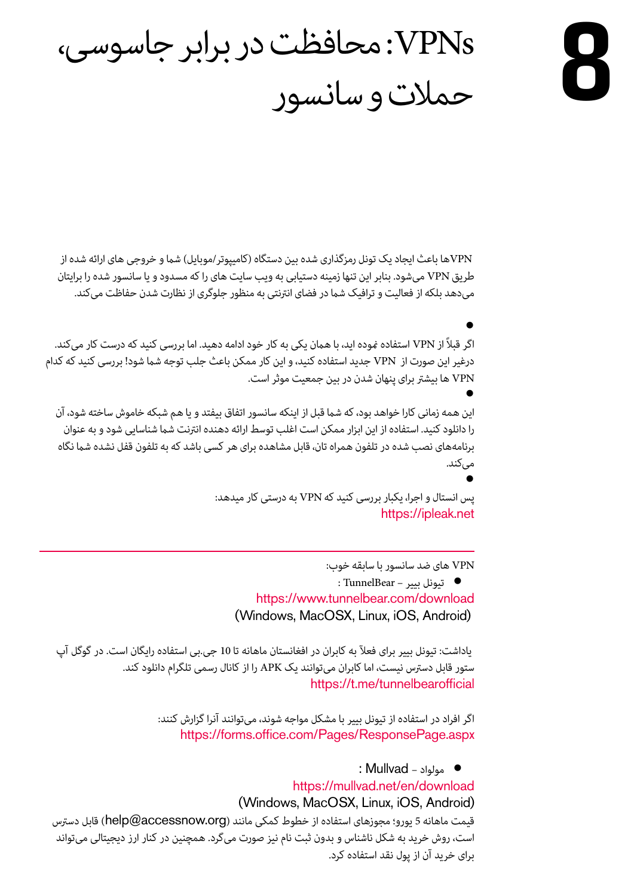# 8 VPNs: محافظت در برابر جاسوسی، حملات و سانسور

VPNها باعث ایجاد یک تونل رمزگذاری شده بین دستگاه (کامپیوتر/موبایل) شما و خروجی های ارائه شده از طریق VPN می‌شود. بنابر این تنها زمینه دستیابی به ویب سایت های را که مسدود و یا سانسور شده را برایتان می‌دهد بلکه از فعالیت و ترافیک شما در فضای انترنتی به منظور جلوگری از نظارت شدن حفاظت می‌کند.

- اگر قبلاً از VPN استفاده نموده اید، با همان یکی به کار خود ادامه دهید. اما بررسی کنید که درست کار می‌کند. درغیر این صورت از VPN جدید استفاده کنید، و این کار ممکن است باعث جلب توجه شما شود! بررسی کنید که کدام VPN ها بیشتر برای پنهان شدن در بین جمعیت موثر است.
- این همه زمانی کارا خواهد بود، که شما قبل از اینکه سانسور اتفاق بیفتد و یا هم شبکه خاموش ساخته شود، آن را دانلود کنید. استفاده از این ابزار ممکن است اغلب توسط ارائه دهنده انترنت شما شناسایی شود و به عنوان برنامه‌های نصب شده در تلفون همراه تان، قابل مشاهده برای هر کسی باشد که به تلفون قفل نشده شما نگاه می‌کند.
- پس انستال و اجرا، یکبار بررسی کنید که VPN به درستی کار میدهد:
https://ipleak.net

---

VPN های ضد سانسور با سابقه خوب:

- تیونل بییر – TunnelBear :
https://www.tunnelbear.com/download
(Windows, MacOSX, Linux, iOS, Android)

یاداشت: تیونل بییر برای فعلاً به کابران در افغانستان ماهانه تا 10 جی.بی استفاده رایگان است. در گوگل آپ ستور قابل دسترس نیست، اما کابران می‌توانند یک APK را از کانال رسمی تلگرام دانلود کنند.
https://t.me/tunnelbearofficial

اگر افراد در استفاده از تیونل بییر با مشکل مواجه شوند، می‌توانند آنرا گزارش کنند:
https://forms.office.com/Pages/ResponsePage.aspx

- مولواد – Mullvad :
https://mullvad.net/en/download
(Windows, MacOSX, Linux, iOS, Android)

قیمت ماهانه 5 یورو؛ مجوزهای استفاده از خطوط کمکی مانند (help@accessnow.org) قابل دسترس است، روش خرید به شکل ناشناس و بدون ثبت نام نیز صورت می‌گرد. همچنین در کنار ارز دیجیتالی می‌تواند برای خرید آن از پول نقد استفاده کرد.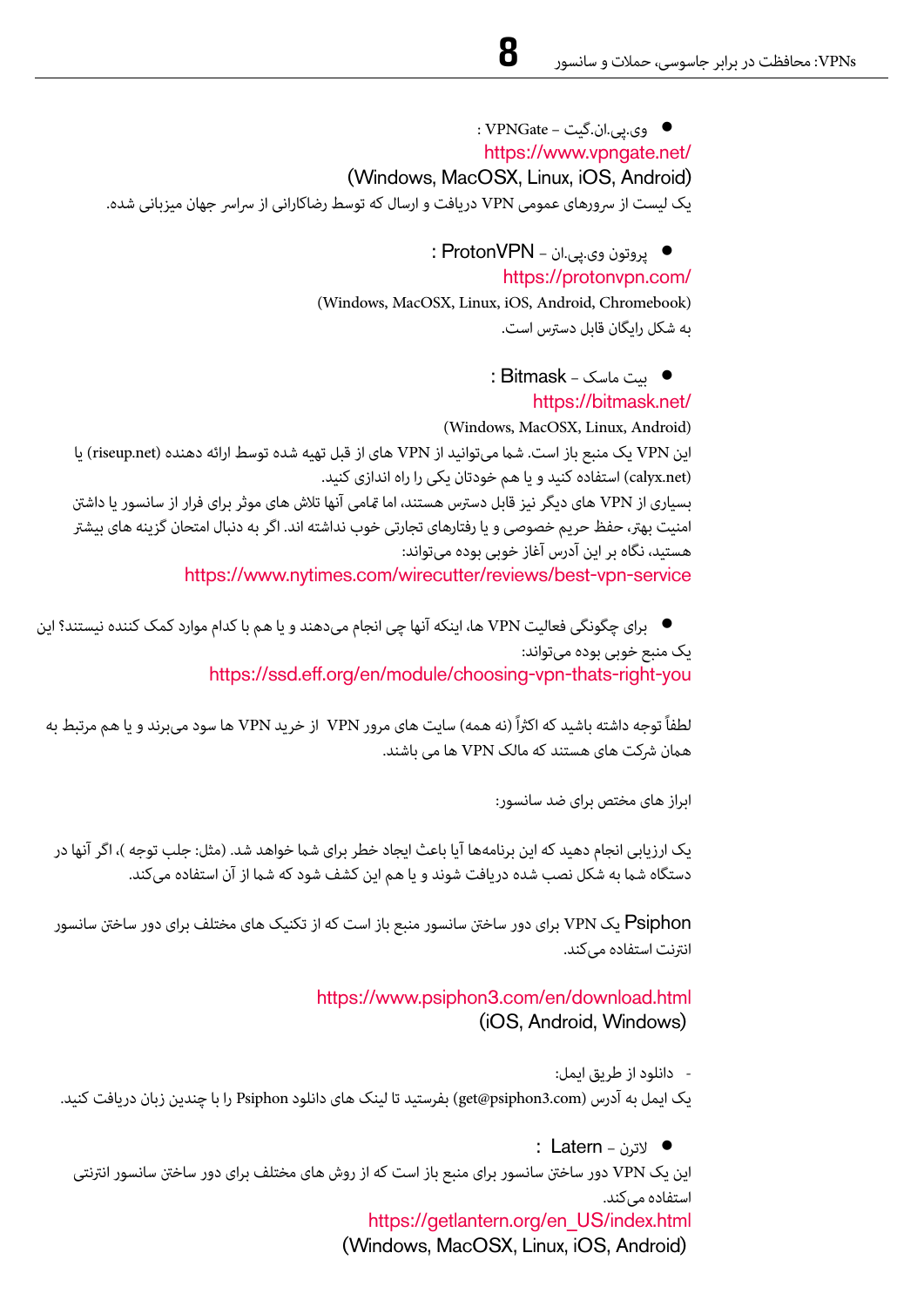- وی.پی.ان.گیت – VPNGate :
https://www.vpngate.net/
(Windows, MacOSX, Linux, iOS, Android)
یک لیست از سرورهای عمومی VPN دریافت و ارسال که توسط رضاکارانی از سراسر جهان میزبانی شده.

- پروتون وی.پی.ان – ProtonVPN :
https://protonvpn.com/
(Windows, MacOSX, Linux, iOS, Android, Chromebook)
به شکل رایگان قابل دسترس است.

- بیت ماسک – Bitmask :
https://bitmask.net/
(Windows, MacOSX, Linux, Android)
این VPN یک منبع باز است. شما می‌توانید از VPN های از قبل تهیه شده توسط ارائه دهنده (riseup.net) یا (calyx.net) استفاده کنید و یا هم خودتان یکی را راه اندازی کنید.
بسیاری از VPN های دیگر نیز قابل دسترس هستند، اما تمامی آنها تلاش های موثر برای فرار از سانسور یا داشتن امنیت بهتر، حفظ حریم خصوصی و یا رفتارهای تجارتی خوب نداشته اند. اگر به دنبال امتحان گزینه های بیشتر هستید، نگاه بر این آدرس آغاز خوبی بوده می‌تواند:
https://www.nytimes.com/wirecutter/reviews/best-vpn-service

- برای چگونگی فعالیت VPN ها، اینکه آنها چی انجام می‌دهند و یا هم با کدام موارد کمک کننده نیستند؟ این یک منبع خوبی بوده می‌تواند:
https://ssd.eff.org/en/module/choosing-vpn-thats-right-you

لطفاً توجه داشته باشید که اکثراً (نه همه) سایت های مرور VPN از خرید VPN ها سود می‌برند و یا هم مرتبط به همان شرکت های هستند که مالک VPN ها می باشند.

ابزار های مختص برای ضد سانسور:

یک ارزیابی انجام دهید که این برنامه‌ها آیا باعث ایجاد خطر برای شما خواهد شد. (مثل: جلب توجه )، اگر آنها در دستگاه شما به شکل نصب شده دریافت شوند و یا هم این کشف شود که شما از آن استفاده می‌کنید.

Psiphon یک VPN برای دور ساختن سانسور منبع باز است که از تکنیک های مختلف برای دور ساختن سانسور انترنت استفاده می‌کند.

https://www.psiphon3.com/en/download.html
(iOS, Android, Windows)

- دانلود از طریق ایمل:
یک ایمل به آدرس (get@psiphon3.com) بفرستید تا لینک های دانلود Psiphon را با چندین زبان دریافت کنید.

- لاترن – Latern :
این یک VPN دور ساختن سانسور برای منبع باز است که از روش های مختلف برای دور ساختن سانسور انترنتی استفاده می‌کند.
https://getlantern.org/en_US/index.html
(Windows, MacOSX, Linux, iOS, Android)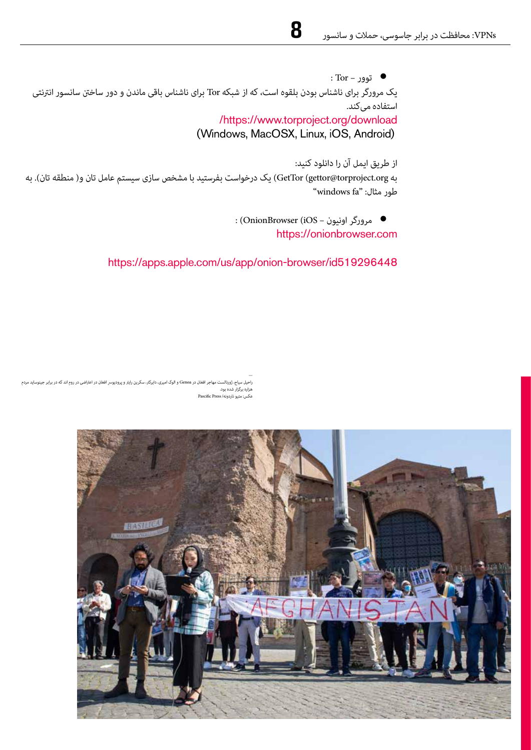- توور – Tor :

یک مرورگر برای ناشناس بودن بلقوه است، که از شبکه Tor برای ناشناس باقی ماندن و دور ساختن سانسور انترنتی استفاده می‌کند.

https://www.torproject.org/download/
(Windows, MacOSX, Linux, iOS, Android)

از طریق ایمل آن را دانلود کنید:

به GetTor (gettor@torproject.org) یک درخواست بفرستید با مشخص سازی سیستم عامل تان و( منطقه تان). به طور مثال: "windows fa"

- مرورگر اونیون – OnionBrowser (iOS) :

https://onionbrowser.com

https://apps.apple.com/us/app/onion-browser/id519296448

راحیل سیاح، ژورنالست مهاجر افغان در Genoa و الوک امیری، دایرکتر، سکرین رایتر و پرودیوسر افغان در اعتراضی در روم اند که در برابر جینوساید مردم هزاره برگزار شده بود.
عکس: متیو ناردونه/ Pascific Press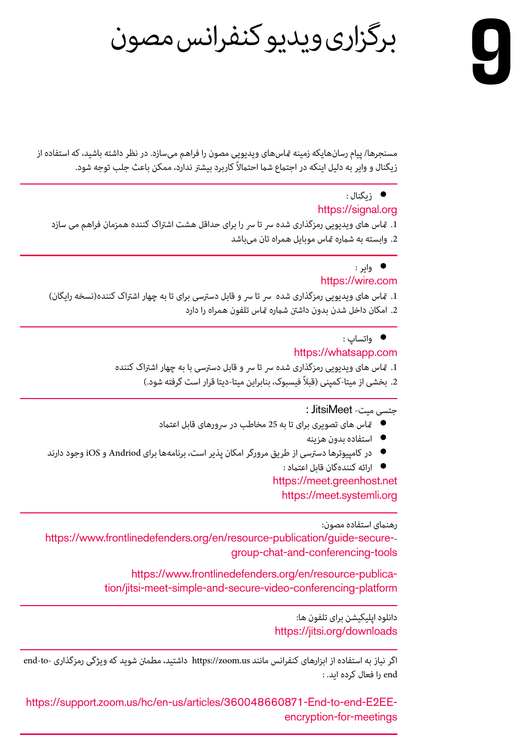# 9 برگزاری ویدیو کنفرانس مصون

مسنجرها/ پیام رسان‌هایکه زمینه تماس‌های ویدیویی مصون را فراهم می‌سازد. در نظر داشته باشید، که استفاده از زیگنال و وایر به دلیل اینکه در اجتماع شما احتمالاً کاربرد بیشتر ندارد، ممکن باعث جلب توجه شود.

---

- زیگنال :

https://signal.org

1. تماس های ویدیویی رمزگذاری شده سر تا سر را برای حداقل هشت اشتراک کننده همزمان فراهم می سازد
2. وابسته به شماره تماس موبایل همراه تان می‌باشد

---

- وایر :

https://wire.com

1. تماس های ویدیویی رمزگذاری شده سر تا سر و قابل دسترسی برای تا به چهار اشتراک کننده(نسخه رایگان)
2. امکان داخل شدن بدون داشتن شماره تماس تلفون همراه را دارد

---

- واتساپ :

https://whatsapp.com

1. تماس های ویدیویی رمزگذاری شده سر تا سر و قابل دسترسی با به چهار اشتراک کننده
2. بخشی از میتا-کمپنی (قبلاً فیسبوک، بنابراین میتا-دیتا قرار است گرفته شود.)

---

جتسی میت- JitsiMeet :

- تماس های تصویری برای تا به 25 مخاطب در سرورهای قابل اعتماد
- استفاده بدون هزینه
- در کامپیوترها دسترسی از طریق مرورگر امکان پذیر است، برنامه‌ها برای Andriod و iOS وجود دارند
- ارائه کننده‌گان قابل اعتماد :

https://meet.greenhost.net
https://meet.systemli.org

---

رهنمای استفاده مصون:

https://www.frontlinedefenders.org/en/resource-publication/guide-secure-group-chat-and-conferencing-tools

https://www.frontlinedefenders.org/en/resource-publication/jitsi-meet-simple-and-secure-video-conferencing-platform

---

دانلود اپلیکیشن برای تلفون ها:

https://jitsi.org/downloads

---

اگر نیاز به استفاده از ابزارهای کنفرانس مانند https://zoom.us داشتید، مطمئن شوید که ویژگی رمزگذاری end-to-end را فعال کرده اید. :

https://support.zoom.us/hc/en-us/articles/360048660871-End-to-end-E2EE-encryption-for-meetings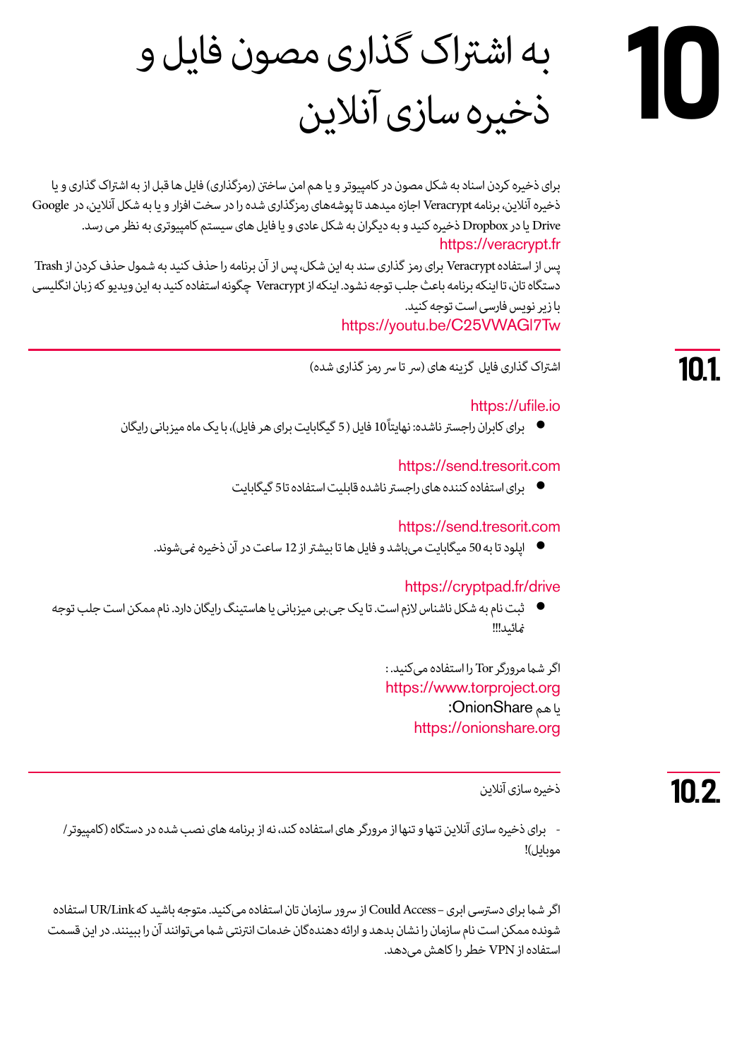# 10 به اشتراک گذاری مصون فایل و ذخیره سازی آنلاین

برای ذخیره کردن اسناد به شکل مصون در کامپیوتر و یا هم امن ساختن (رمزگذاری) فایل ها قبل از به اشتراک گذاری و یا ذخیره آنلاین، برنامه Veracrypt اجازه میدهد تا پوشه‌های رمزگذاری شده را در سخت افزار و یا به شکل آنلاین، در Google Drive یا در Dropbox ذخیره کنید و به دیگران به شکل عادی و یا فایل های سیستم کامپیوتری به نظر می رسد.

https://veracrypt.fr

پس از استفاده Veracrypt برای رمز گذاری سند به این شکل، پس از آن برنامه را حذف کنید به شمول حذف کردن از Trash دستگاه تان، تا اینکه برنامه باعث جلب توجه نشود. اینکه از Veracrypt چگونه استفاده کنید به این ویدیو که زبان انگلیسی با زیر نویس فارسی است توجه کنید.

https://youtu.be/C25VWAGl7Tw

## 10.1. اشتراک گذاری فایل گزینه های (سر تا سر رمز گذاری شده)

https://ufile.io

- برای کابران راجستر ناشده: نهایتاً 10 فایل (5 گیگابایت برای هر فایل)، با یک ماه میزبانی رایگان

https://send.tresorit.com

- برای استفاده کننده های راجستر ناشده قابلیت استفاده تا 5 گیگابایت

https://send.tresorit.com

- اپلود تا به 50 میگابایت می‌باشد و فایل ها تا بیشتر از 12 ساعت در آن ذخیره نمی‌شوند.

https://cryptpad.fr/drive

- ثبت نام به شکل ناشناس لازم است. تا یک جی.بی میزبانی یا هاستینگ رایگان دارد. نام ممکن است جلب توجه نمائید!!!

اگر شما مرورگر Tor را استفاده می‌کنید. :

https://www.torproject.org

یا هم OnionShare:

https://onionshare.org

## 10.2. ذخیره سازی آنلاین

- برای ذخیره سازی آنلاین تنها و تنها از مرورگر های استفاده کند، نه از برنامه های نصب شده در دستگاه (کامپیوتر/موبایل)!

اگر شما برای دسترسی ابری – Could Access از سرور سازمان تان استفاده می‌کنید. متوجه باشید که UR/Link استفاده شونده ممکن است نام سازمان را نشان بدهد و ارائه دهندگان خدمات انترنتی شما می‌توانند آن را ببینند. در این قسمت استفاده از VPN خطر را کاهش می‌دهد.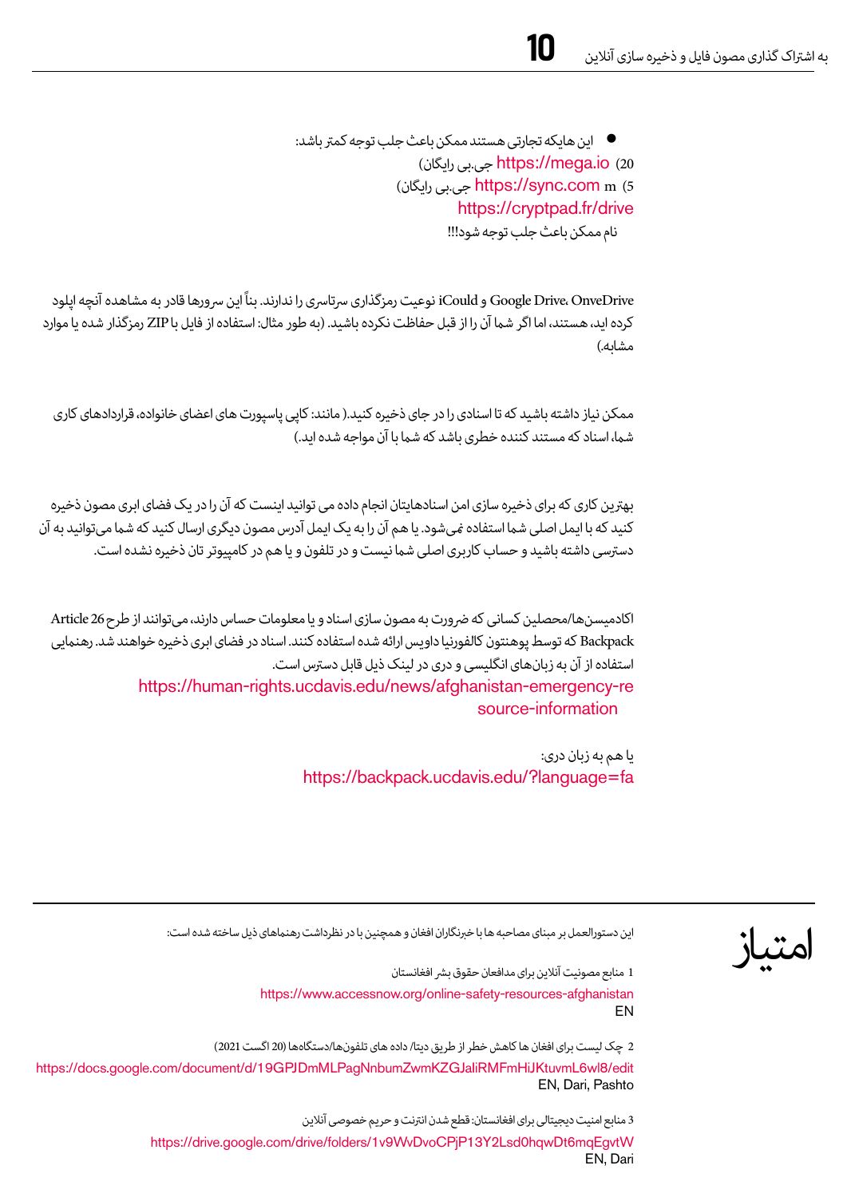- این هایکه تجارتی هستند ممکن باعث جلب توجه کمتر باشد:

20) https://mega.io جی.بی رایگان)

5 m) https://sync.com جی.بی رایگان)

https://cryptpad.fr/drive

نام ممکن باعث جلب توجه شود!!!

OneveDrive، Google Drive و iCould نوعیت رمزگذاری سرتاسری را ندارند. بناً این سرورها قادر به مشاهده آنچه اپلود کرده اید، هستند، اما اگر شما آن را از قبل حفاظت نکرده باشید. (به طور مثال: استفاده از فایل با ZIP رمزگذار شده یا موارد مشابه.)

ممکن نیاز داشته باشید که تا اسنادی را در جای ذخیره کنید.( مانند: کاپی پاسپورت های اعضای خانواده، قراردادهای کاری شما، اسناد که مستند کننده خطری باشد که شما با آن مواجه شده اید.)

بهترین کاری که برای ذخیره سازی امن اسنادهایتان انجام داده می توانید اینست که آن را در یک فضای ابری مصون ذخیره کنید که با ایمل اصلی شما استفاده نمی‌شود. یا هم آن را به یک ایمل آدرس مصون دیگری ارسال کنید که شما می‌توانید به آن دسترسی داشته باشید و حساب کاربری اصلی شما نیست و در تلفون و یا هم در کامپیوتر تان ذخیره نشده است.

اکادمیسن‌ها/محصلین کسانی که ضرورت به مصون سازی اسناد و یا معلومات حساس دارند، می‌توانند از طرح Article 26 Backpack که توسط پوهنتون کالفورنیا داویس ارائه شده استفاده کنند. اسناد در فضای ابری ذخیره خواهند شد. رهنمایی استفاده از آن به زبان‌های انگلیسی و دری در لینک ذیل قابل دسترس است.

https://human-rights.ucdavis.edu/news/afghanistan-emergency-resource-information

یا هم به زبان دری:

https://backpack.ucdavis.edu/?language=fa

---

# امتیاز

این دستورالعمل بر مبنای مصاحبه ها با خبرنگاران افغان و همچنین با در نظرداشت رهنماهای ذیل ساخته شده است:

1 منابع مصونیت آنلاین برای مدافعان حقوق بشر افغانستان

https://www.accessnow.org/online-safety-resources-afghanistan

EN

2 چک لیست برای افغان ها کاهش خطر از طریق دیتا/ داده های تلفون‌ها/دستگاه‌ها (20 اگست 2021)

https://docs.google.com/document/d/19GPJDmMLPagNnbumZwmKZGJaliRMFmHiJKtuvmL6wl8/edit

EN, Dari, Pashto

3 منابع امنیت دیجیتالی برای افغانستان: قطع شدن انترنت و حریم خصوصی آنلاین

https://drive.google.com/drive/folders/1v9WvDvoCPjP13Y2Lsd0hqwDt6mqEgvtW

EN, Dari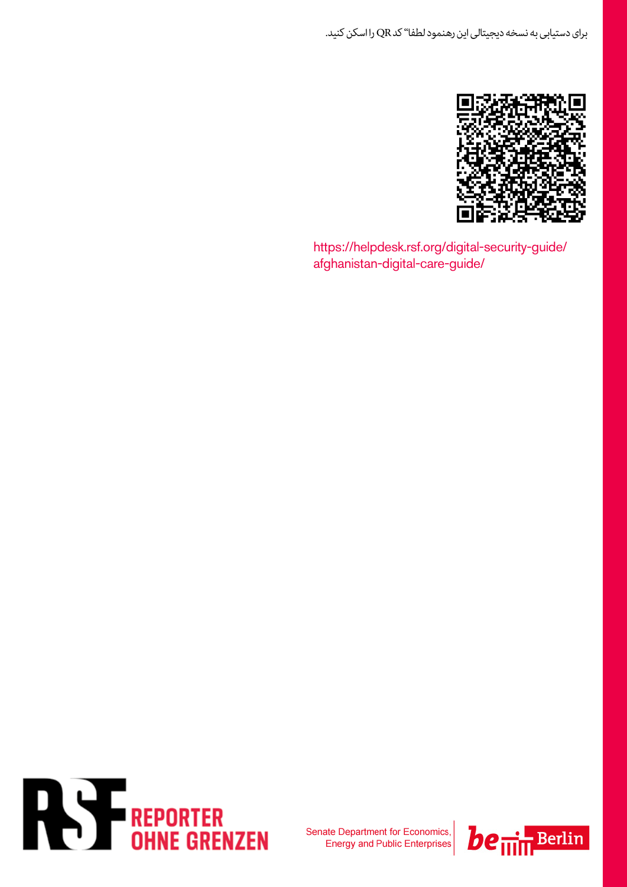برای دستیابی به نسخه دیجیتالی این رهنمود لطفا" کد QR را اسکن کنید.

https://helpdesk.rsf.org/digital-security-guide/afghanistan-digital-care-guide/

RSF REPORTER OHNE GRENZEN

Senate Department for Economics, Energy and Public Enterprises

be Berlin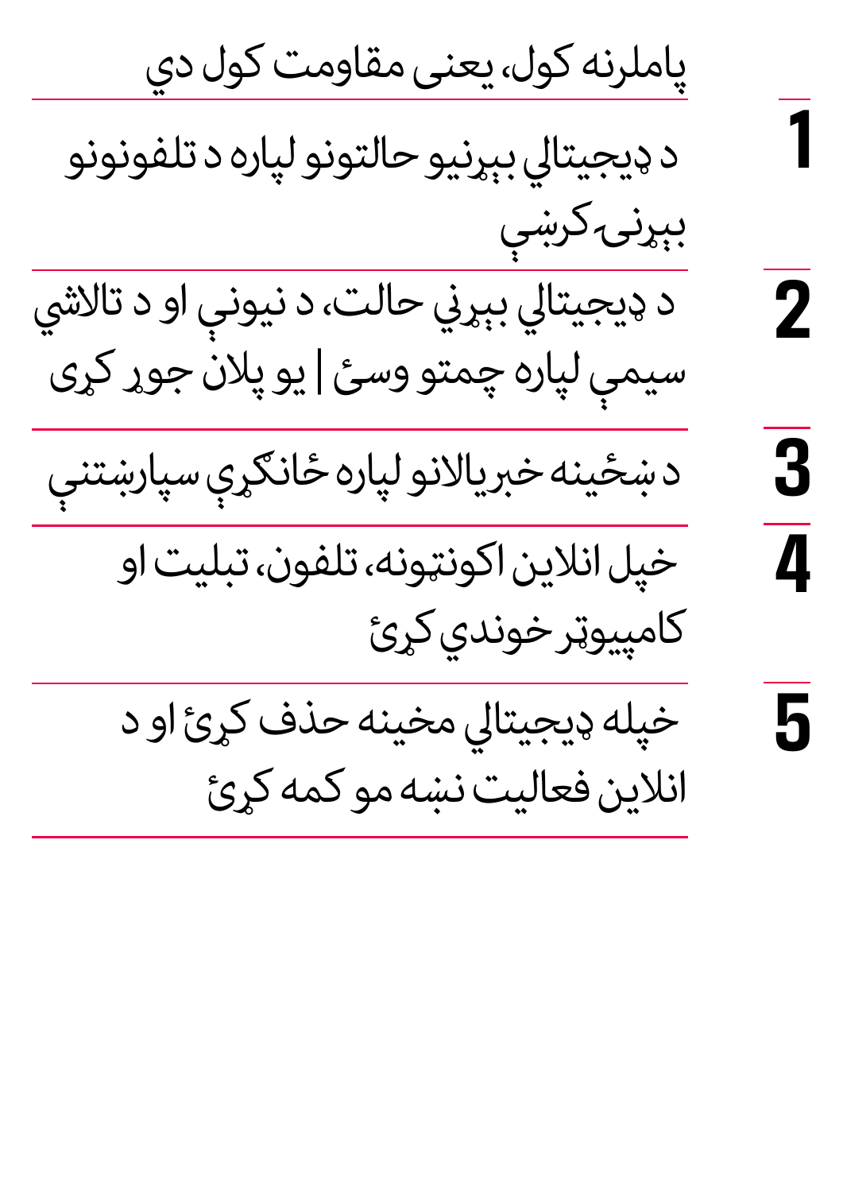پاملرنه کول، یعنی مقاومت کول دي

1. د ډیجیتالي بېړنیو حالتونو لپاره د تلفونونو بېړنۍ کربښې

2. د ډیجیتالي بېړني حالت، د نیونې او د تالاشي سیمې لپاره چمتو وسئ | یو پلان جوړ کړی

3. د شځینه خبریالانو لپاره ځانګړې سپارښتنې

4. خپل انلاین اکونټونه، تلفون، تبلیت او کامپیوټر خوندي کړئ

5. خپله ډیجیتالي مخینه حذف کړئ او د انلاین فعالیت نښه مو کمه کړئ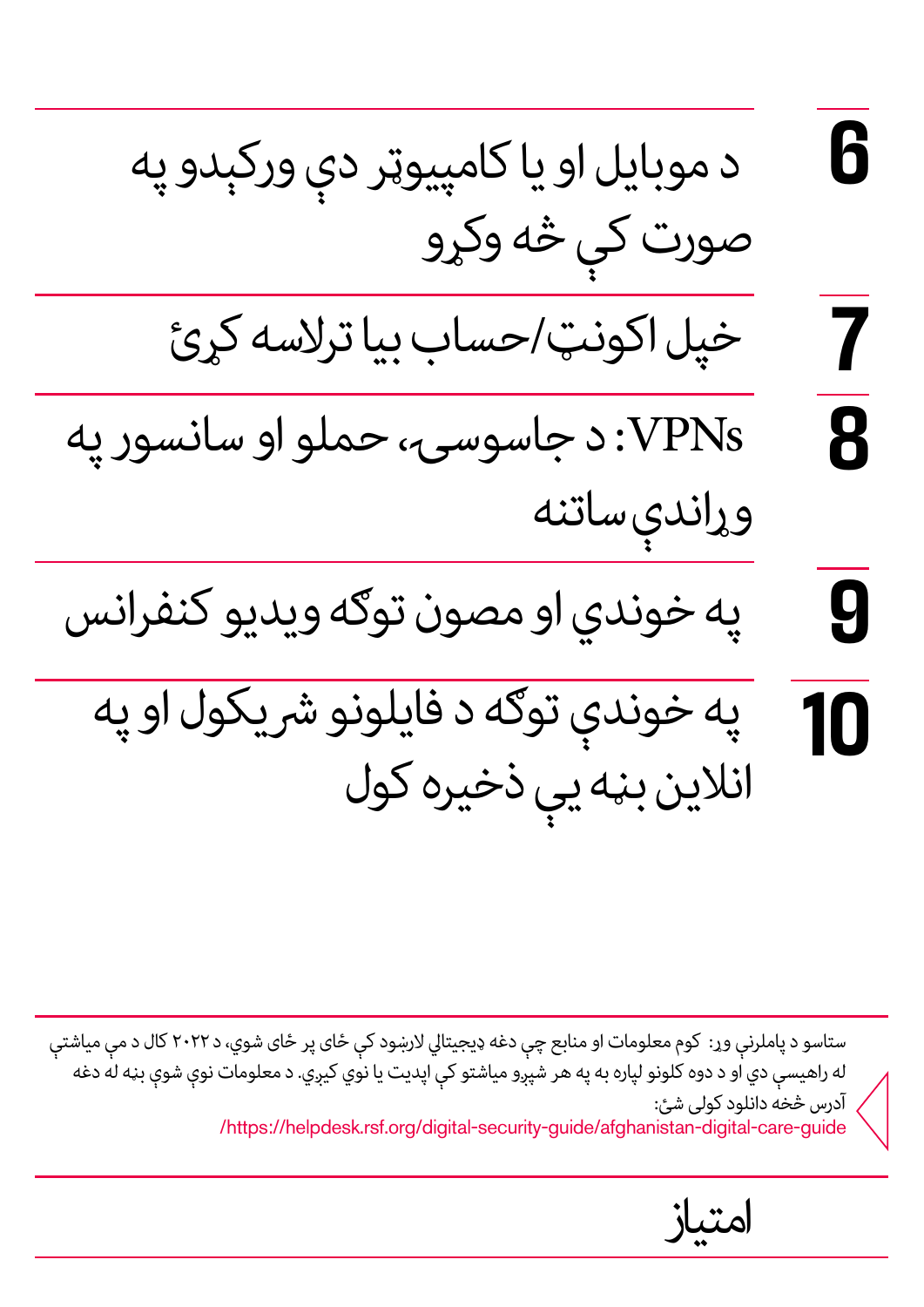6. د موبایل او یا کامپیوټر دې ورکېدو په صورت کې څه وکړو

7. خپل اکونټ/حساب بیا ترلاسه کړئ

8. VPNs: د جاسوسۍ، حملو او سانسور په وړاندې ساتنه

9. په خوندي او مصون توګه ویدیو کنفرانس

10. په خوندي توګه د فایلونو شریکول او په انلاین بڼه یې ذخیره کول

ستاسو د پاملرنې وړ: کوم معلومات او منابع چې دغه ډیجیټالي لارښود کې ځای پر ځای شوي، د ۲۰۲۲ کال د مې میاشتې له راهیسې دي او د دوه کلونو لپاره به په هر شپږو میاشتو کې اپډیت یا نوي کیږي. د معلوماتو نوې شوې بڼه له دغه آدرس څخه دانلود کولی شئ:
/https://helpdesk.rsf.org/digital-security-guide/afghanistan-digital-care-guide

امتیاز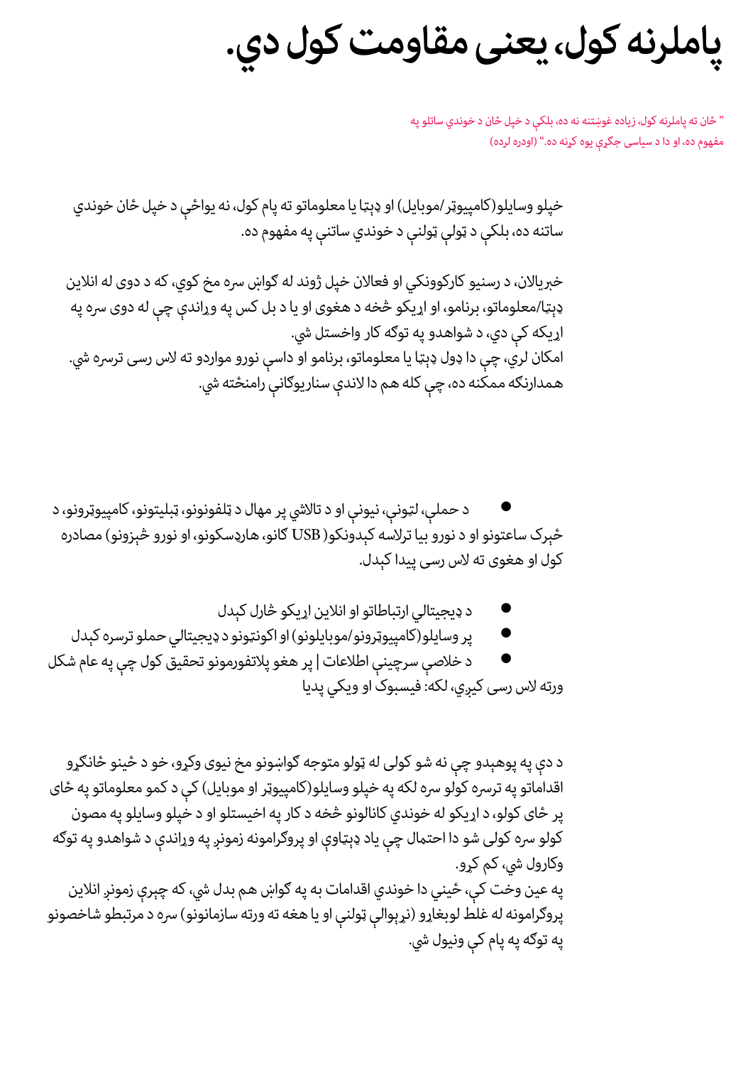# پاملرنه کول، یعنی مقاومت کول دي.

" ځان ته پاملرنه کول، زیاده غوښتنه نه ده، بلکې د خپل ځان د خوندي ساتلو په مفهوم ده، او دا د سیاسي جګړې یوه کړنه ده." (اودره لرده)

خپلو وسایلو(کامپیوټر/موبایل) او ډېټا یا معلوماتو ته پام کول، نه یواځې د خپل ځان خوندي ساتنه ده، بلکې د ټولې ټولنې د خوندي ساتنې په مفهوم ده.

خبریالان، د رسنیو کارکوونکي او فعالان خپل ژوند له ګواښ سره مخ کوي، که د دوی له انلاین ډېټا/معلوماتو، برنامو، او اړیکو څخه د هغوی او یا د بل کس په وړاندې چې له دوی سره په اړیکه کې دي، د شواهدو په توګه کار واخستل شي.
امکان لري، چې دا ډول ډېټا یا معلوماتو، برنامو او داسې نورو مواردو ته لاس رسی ترسره شي.
همدارنګه ممکنه ده، چې کله هم دا لاندې سناریوګانې رامنځته شي.

- د حملې، لټونې، نیونې او د تالاشي پر مهال د ټلفونونو، ټبلیتونو، کامپیوټرونو، د ځېرک ساعتونو او د نورو بیا ترلاسه کېدونکو( USB ګانو، هارډسکونو، او نورو ځېزونو) مصادره کول او هغوی ته لاس رسی پیدا کېدل.

- د ډیجیټالي ارتباطاتو او انلاین اړیکو څارل کېدل
- پر وسایلو(کامپیوټرونو/موبایلونو) او اکونټونو د ډیجیټالي حملو ترسره کېدل
- د خلاصې سرچینې اطلاعات | پر هغو پلاتفورمونو تحقیق کول چې په عام شکل ورته لاس رسی کیږي، لکه: فیسبوک او ویکي پېډیا

د دې په پوهېدو چې نه شو کولی له ټولو متوجه ګواښونو مخ نیوی وکړو، خو د ځینو ځانګړو اقداماتو په ترسره کولو سره لکه په خپلو وسایلو(کامپیوټر او موبایل) کې د کمو معلوماتو په ځای پر ځای کولو، د اړیکو له خوندي کانالونو څخه د کار په اخیستلو او د خپلو وسایلو په مصون کولو سره کولی شو دا احتمال چې یاد ډېټاوې او پروګرامونه زموږ په وړاندې د شواهدو په توګه وکارول شي، کم کړو.
په عین وخت کې، ځینې دا خوندي اقدامات به په ګواښ هم بدل شي، که چېرې زموږ انلاین پروګرامونه له غلط لوبغاړو (نړیوالې ټولنې او یا هغه ته ورته سازمانونو) سره د مرتبطو شاخصونو په توګه په پام کې ونیول شي.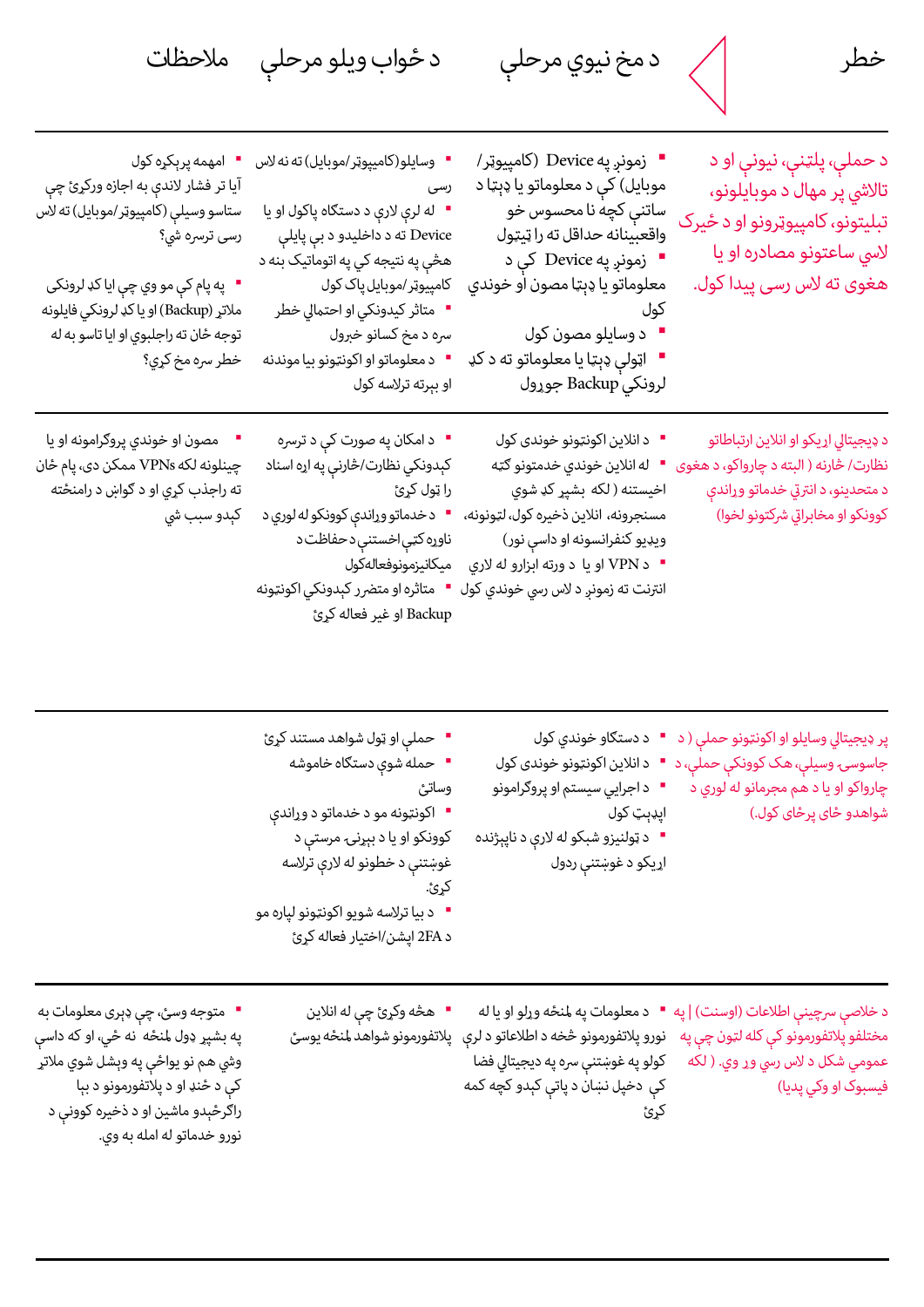| خطر | د مخ نیوي مرحلې | د ځواب ویلو مرحلې | ملاحظات |
|---|---|---|---|
| د حملې، پلټنې، نیونې او د تالاشي پر مهال د موبایلونو، تبلیتونو، کامپیوترونو او د ځیرک لاسي ساعتونو مصادره او یا هغوی ته لاس رسی پیدا کول. | ▪ زموږ په Device (کامپیوټر/ موبایل) کې د معلوماتو یا ډېټا د ساتنې کچه نا محسوس خو واقعبینانه حداقل ته را ټیټول<br>▪ زموږ په Device کې د معلوماتو یا ډېټا مصون او خوندي کول<br>▪ د وسایلو مصون کول<br>▪ اړتیلې ډېټا یا معلوماتو ته د کډ لرونکي Backup جوړول | ▪ وسایلو(کامپیوټر/موبایل) ته نه لاس رسی<br>▪ له لرې لارې د دستګاه پاکول او یا Device ته د داخلیدو د بې پایلې هڅې په نتیجه کې په اتوماتیک بڼه د کامپیوټر/موبایل پاک کول<br>▪ متاثر کېدونکي او احتمالي خطر سره د مخ کسانو خبرول<br>▪ د معلوماتو او اکونټونو بیا موندنه او بېرته ترلاسه کول | ▪ اهمه پرېکړه کول<br>آیا تر فشار لاندې به اجازه ورکړئ چې ستاسو وسیلې (کامپیوټر/موبایل) ته لاس رسی ترسره شي؟<br><br>▪ په پام کې مو وي چې آیا کډ لرونکی ملاتړ (Backup) او یا کډ لرونکي فایلونه توجه ځان ته راجلبوي او آیا تاسو به له خطر سره مخ کړي؟ |
| د ډیجیټالي اړیکو او انلاین ارتباطاتو نظارت/ ځارنه ( البته د چاراواکو، د هغوی د متحدینو، د انټرنټ خدماتو وړاندې کوونکو او مخابراتي شرکتونو لخوا) | ▪ د انلاین اکونټونو خوندي کول<br>▪ له انلاین خوندي خدمتونو کټه اخیستنه ( لکه بشپړ کډ شوې مسنجرونه، انلاین ذخیره کول، لټونونه، ویډیو کنفرانسونه او داسې نور)<br>▪ د VPN او یا د ورته ابزارو له لارې انټرنټ ته زموږ د لاس رسي خوندي کول | ▪ د امکان په صورت کې د ترسره کېدونکي نظارت/ځارنې په اړه اسناد را ټول کړئ<br>▪ د خدماتو وړاندې کوونکو له لورې د ناوړه کټې اخستنې د حفاظت د میکانیزمونوفعالهکول<br>▪ متاثره او متضرر کېدونکي اکونټونه Backup او غیر فعاله کړئ | ▪ مصون او خوندي پروګرامونه او یا چینلونه لکه VPNs ممکن دی، پام ځان ته راجذب کړي او د ګواښ د رامنځته کېدو سبب شي |
| پر ډیجیټالي وسایلو او اکونټونو حملې ( د جاسوسۍ وسیلې، هک کوونکې حملې، د چاراواکو او یا د هم مجرمانو له لورې د شواهدو ځای پرځای کول.) | ▪ د دستګاو خوندي کول<br>▪ د انلاین اکونټونو خوندی کول<br>▪ د اجرایي سیستم او پروګرامونو اپډیټ کول<br>▪ د ټولنیزو شبکو له لارې د ناپېژنده اړیکو د غوښتنې ردول | ▪ حملې او ټول شواهد مستند کړئ<br>▪ حمله شوې دستګاه خاموشه وساتئ<br>▪ اکونټونه مو د خدماتو د وړاندې کوونکو او یا د بېړنۍ مرستې د غوښتنې د خطونو له لارې ترلاسه کړئ.<br>▪ د بیا ترلاسه شویو اکونټونو لپاره مو د 2FA اپشن/اختیار فعاله کړئ | |
| د خلاصې سرچینې اطلاعات (اوسنت) \| په مختلفو پلاتفورمونو کې کله لټون چې په عمومي شکل د لاس رسي وړ وي. ( لکه فیسبوک او وکي پدیا) | ▪ د معلومات په لمنځه وړلو او یا له نورو پلاتفورمونو څخه د اطلاعاتو د لرې کولو په غوښتنې سره په ډیجیټالي فضا کې دخیل نښان د پاتې کېدو کچه کمه کړئ | ▪ هڅه وکړئ چې له انلاین پلاتفورمونو شواهد لمنځه یوسئ | ▪ متوجه وسئ، چې ډېرې معلومات به په بشپړ ډول لمنځه نه ځي، او که داسې وشي هم نو یواځې په وېشل شوي ملاتړ کې د څنډ او د پلاتفورمونو د بیا راګرځېدو ماشین او د ذخیره کوونې د نورو خدماتو له املة به وي. |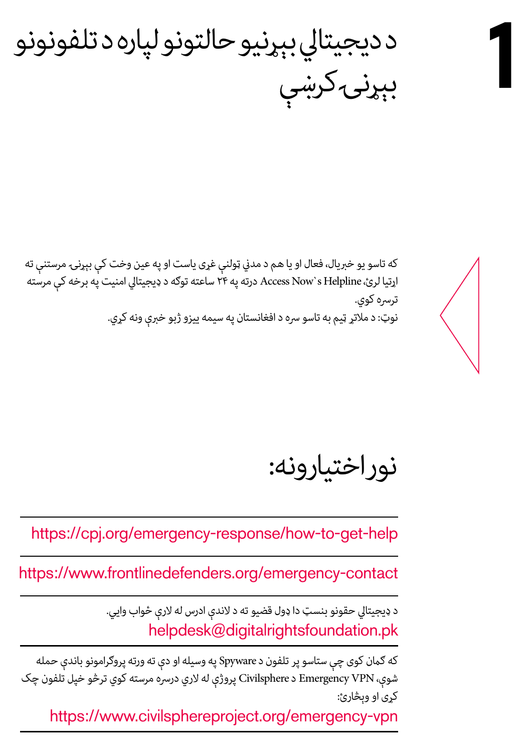# 1 د ډیجیټالي بېړنیو حالتونو لپاره د تلفونونو بېړنۍ کرښې

که تاسو یو خبریال، فعال او یا هم د مدني ټولنې غړی یاست او په عین وخت کې بېړنۍ مرستې ته اړتیا لرئ، Access Now`s Helpline درته په ۲۴ ساعته توګه د ډیجیټالي امنیت په برخه کې مرسته ترسره کوي.
نوټ: د ملاتړ ټیم به تاسو سره د افغانستان په سیمه ییزو ژبو خبرې ونه کړي.

## نور اختیارونه:

https://cpj.org/emergency-response/how-to-get-help

https://www.frontlinedefenders.org/emergency-contact

د ډیجیټالي حقونو بنسټ دا ډول قضیو ته د لاندې ادرس له لارې ځواب وایي.
helpdesk@digitalrightsfoundation.pk

که ګمان کوئ چې ستاسو پر تلفون د Spyware په وسیله او دې ته ورته پروګرامونو باندې حمله شوې، Emergency VPN د Civilsphere پروژې له لارې درسره مرسته کوي ترڅو خپل تلفون چک کړئ او وېڅارئ:
https://www.civilsphereproject.org/emergency-vpn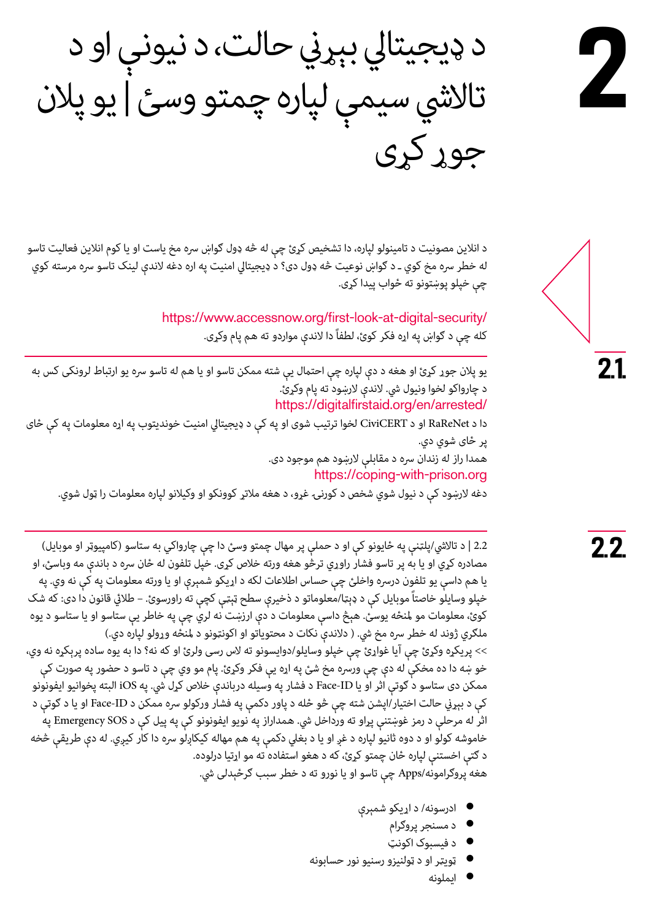# 2 د ډیجیتالي بیړني حالت، د نیوني او د تالاشي سیمې لپاره چمتو وسئ | یو پلان جوړ کړی

د انلاین مصونیت د تامینولو لپاره، دا تشخیص کړئ چې له څه ډول ګواښ سره مخ یاست او یا کوم انلاین فعالیت تاسو له خطر سره مخ کوي ـ د ګواښ نوعیت څه ډول دی؟ د ډیجیتالي امنیت په اړه دغه لاندې لینک تاسو سره مرسته کوي چې خپلو پوښتونو ته ځواب پیدا کړی.

https://www.accessnow.org/first-look-at-digital-security/

کله چې د ګواښ په اړه فکر کوئ، لطفاً دا لاندې مواردو ته هم پام وکړی.

## 2.1.

یو پلان جوړ کړئ او هغه د دې لپاره چې احتمال یې شته ممکن تاسو او یا هم له تاسو سره یو ارتباط لرونکی کس به د چارواکو لخوا ونیول شي. لاندې لارښود ته پام وکړئ.

https://digitalfirstaid.org/en/arrested/

دا د RaReNet او د CiviCERT لخوا ترتیب شوی او په کې د ډیجیټالي امنیت خوندیتوب په اړه معلومات په کې ځای پر ځای شوي دي.

همدا راز له زندان سره د مقابلې لارښود هم موجود دی.

https://coping-with-prison.org

دغه لارښود کې د نیول شوي شخص د کورنۍ غړو، د هغه ملاتړ کوونکو او وکیلانو لپاره معلومات را ټول شوي.

## 2.2.

2.2 | د تالاشي/پلټنې په ځایونو کې او د حملې پر مهال چمتو وسئ دا چې چارواکي به ستاسو (کامپیوټر او موبایل) مصادره کړي او یا به پر تاسو فشار راوړي ترڅو هغه ورته خلاص کړی. خپل تلفون له ځان سره د باندې مه وباسئ، او یا هم داسې یو تلفون درسره واخلئ چې حساس اطلاعات لکه د اړیکو شمېرې او یا ورته معلومات په کې نه وي. په خپلو وسایلو خاصتاً موبایل کې د ډېټا/معلوماتو د ذخیرې سطح ټیټې کچې ته راورسوئ. – طلائي قانون دا دی: که شک کوئ، معلومات مو لمنځه یوسئ. هېڅ داسې معلومات د دې ارزښت نه لري چې په خاطر یې ستاسو او یا ستاسو د یوه ملګري ژوند له خطر سره مخ شي. ( دلاندې نکات د محتویاتو او اکونټونو د لمنځه وړولو لپاره دي.)

>> پریکړه وکړئ چې آیا غواړئ چې خپلو وسایلو/دوایسونو ته لاس رسی ولرئ او که نه؟ دا به یوه ساده پرېکړه نه وي، خو ښه دا ده مخکې له دې چې ورسره مخ شئ په اړه یې فکر وکړئ. پام مو وي چې د تاسو د حضور په صورت کې ممکن دی ستاسو د ګوتې اثر او یا Face-ID د فشار په وسیله دربانديې خلاص کړل شي. په iOS البته پخوانیو ایفونونو کې د بېړني حالت اختیار/اپشن شته چې څو ځله د پاور دکمې په فشار ورکولو سره ممکن د Face-ID او یا د ګوتې د اثر له مرحلې د رمز غوښتنې پړاو ته ورداخل شي. همداراز په نویو ایفونونو کې په پیل کې د Emergency SOS په خاموشه کولو او د دوه ثانیو لپاره د غږ او یا د بغلي دکمې په هم مهاله کیکارلو سره دا کار کیږي. له دې طریقې څخه د ګټې اخستنې لپاره ځان چمتو کړئ، که د هغو استفاده ته مو اړتیا درلوده.

هغه پروګرامونه/Apps چې تاسو او یا نورو ته د خطر سبب ګرځېدلی شي.

- ادرسونه/ د اړیکو شمېرې
- د مسنجر پروګرام
- د فیسبوک اکونټ
- ټویټر او د ټولنیزو رسنیو نور حسابونه
- ایملونه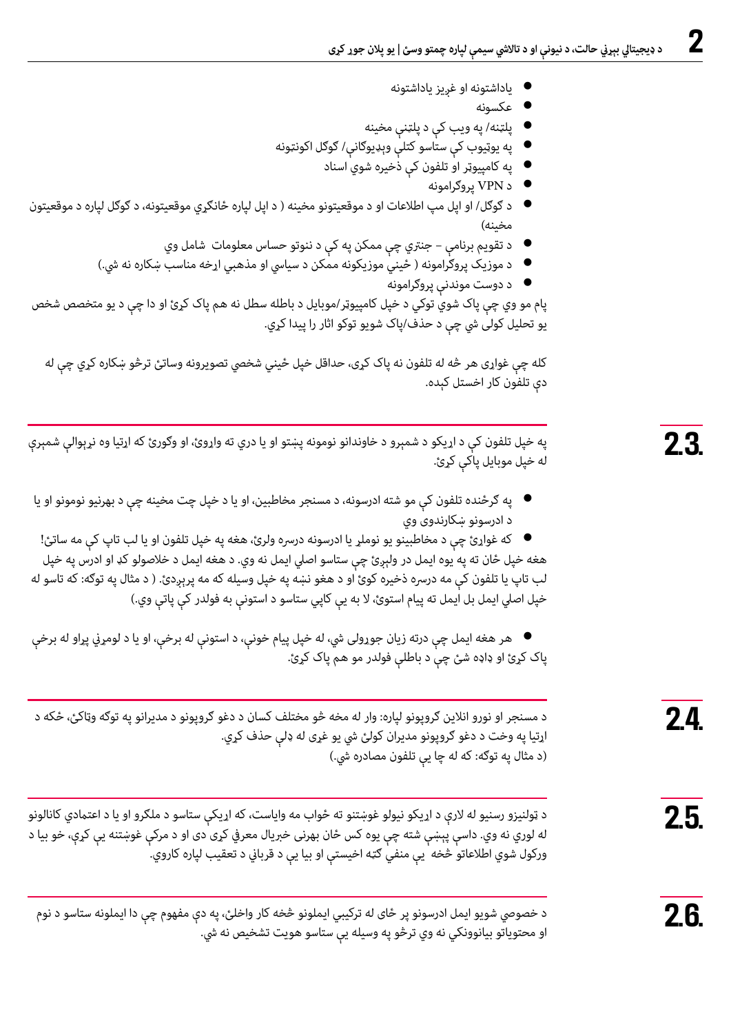- یاداشتونه او غړیز یاداشتونه
- عکسونه
- پلټنه/ په ویب کې د پلټنې مخینه
- په یوټیوب کې ستاسو کتلې ویډیوګانې/ ګوګل اکونټونه
- په کامپیوټر او تلفون کې ذخیره شوي اسناد
- د VPN پروګرامونه
- د ګوګل/ او اپل مپ اطلاعات او د موقعیتونو مخینه ( د اپل لپاره ځانګړي موقعیتونه، د ګوګل لپاره د موقعیتون مخینه)
- د تقویم برنامې – جنتري چې ممکن په کې د ننوتو حساس معلومات شامل وي
- د موزیک پروګرامونه ( ځینې موزیکونه ممکن د سیاسي او مذهبي اړخه مناسب ښکاره نه شي.)
- د دوست موندنې پروګرامونه

پام مو وي چې پاک شوي توکي د خپل کامپیوټر/موبایل د باطله سطل نه هم پاک کړئ او دا چې د یو متخصص شخص یو تحلیل کولی شي چې د حذف/پاک شویو توکو اثار را پیدا کړي.

کله چې غواړی هر څه له تلفون نه پاک کړی، حداقل خپل ځیني شخصي تصویرونه وساتئ ترڅو ښکاره کړي چې له دې تلفون کار اخستل کېده.

## 2.3.

په خپل تلفون کې اړیکو د شمېرو د خاوندانو نومونه پټتو او یا دري ته واړوئ، او وګورئ که اړتیا وه نړېوالې شمېرې له خپل موبایل پاکې کړئ.

- په ګرځنده تلفون کې مو شته ادرسونه، د مسنجر مخاطبین، او یا د خپل چټ مخینه چې د بهرنیو نومونو او یا د ادرسونو ښکارندوی وي
- که غواړئ چې د مخاطبینو یو نوملړ یا ادرسونه درسره ولرئ، هغه په خپل تلفون او یا لب تاپ کې مه ساتئ!

هغه خپل ځان ته په یوه ایمل در ولېږئ چې ستاسو اصلي ایمل نه وي. د هغه ایمل د خلاصولو کډ او ادرس په خپل لب تاپ یا تلفون کې مه درسره ذخیره کوئ او د هغو نښه په خپل وسیله که مه پرېږدئ. ( د مثال په توګه: که تاسو له خپل اصلي ایمل بل ایمل ته پیام استوئ، لا به یې کاپي ستاسو د استونې به فولدر کې پاتې وي.)

- هر هغه ایمل چې درته زیان جوړولی شي، له خپل پیام خونې، د استونې له برخې، او یا د لومړني پړاو له برخې پاک کړئ او ډاډه شئ چې د باطلې فولدر مو هم پاک کړئ.

## 2.4.

د مسنجر او نورو انلاین ګروپونو لپاره: وار له مخه څو مختلف کسان د دغو ګروپونو د مدیرانو په توګه وټاکئ، څکه د اړتیا په وخت د دغو ګروپونو مدیران کولئ شي یو غړی له ډلې حذف کړي.
(د مثال په توګه: که له چا یې تلفون مصادره شي.)

## 2.5.

د ټولنیزو رسنیو له لارې د اړیکو نیولو غوښتنو ته ځواب مه وایاست، که اړیکې ستاسو د ملګرو او یا د اعتمادي کانالونو له لوري نه وي. داسې پېښې شته چې یوه کس ځان بهرنی خبریال معرفي کړی دی او د مرکې غوښتنه یې کړې، خو بیا د ورکول شوي اطلاعاتو څخه یې منفي ګټه اخیستې او بیا یې د قرباني د تعقیب لپاره کاروي.

## 2.6.

د خصوصي شویو ایمل ادرسونو پر ځای له ترکیبي ایملونو څخه کار واخلئ، په دې مفهوم چې دا ایملونه ستاسو د نوم او محتویاتو بیانوونکي نه وي ترڅو په وسیله یې ستاسو هویت تشخیص نه شي.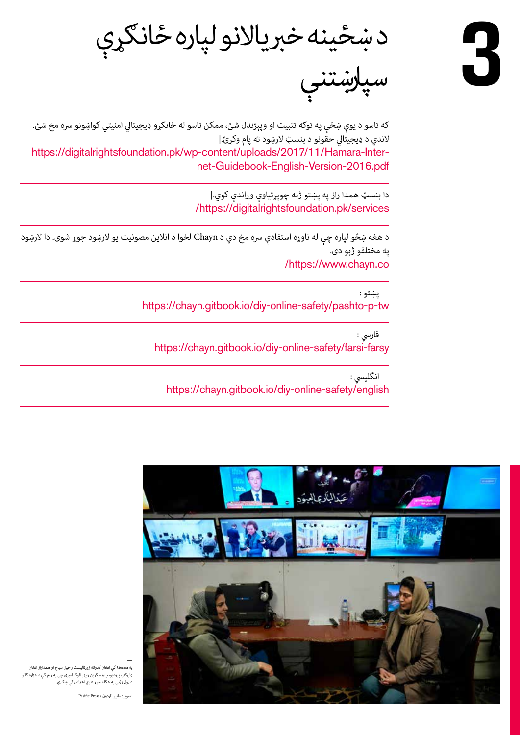# د ښځینه خبریالانو لپاره ځانګړې سپارښتنې

3

که تاسو د یوې ښځې په توګه تثبیت او وپېژندل شئ، ممکن تاسو له ځانګړو ډیجیتالي امنیتي ګواښونو سره مخ شئ. لاندې د ډیجیتالي حقونو د بنسټ لارښود ته پام وکړئ.|
https://digitalrightsfoundation.pk/wp-content/uploads/2017/11/Hamara-Internet-Guidebook-English-Version-2016.pdf

دا بنسټ همدا راز په پښتو ژبه چوپړتیاوې وړاندې کوي.|
https://digitalrightsfoundation.pk/services/

د هغه ښځو لپاره چې له ناوړه استفادې سره مخ دي د Chayn لخوا د انلاین مصونیت یو لارښود جوړ شوی. دا لارښود په مختلفو ژبو دی.
https://www.chayn.co/

پښتو :
https://chayn.gitbook.io/diy-online-safety/pashto-p-tw

فارسي :
https://chayn.gitbook.io/diy-online-safety/farsi-farsy

انګلیسي :
https://chayn.gitbook.io/diy-online-safety/english

—
په Genoa کې افغان کډواله ژورنالیسته راحیل سیاح او همدا راز افغان ډایرکټر، پروډیوسر او سکرین رایټر الوک امیري چې په روم کې د هزاره ګانو د ټول وژنې په هکله جوړ شوي اعتراض کې ښکاري.

تصویر: ماتیو ناردون / Pacific Press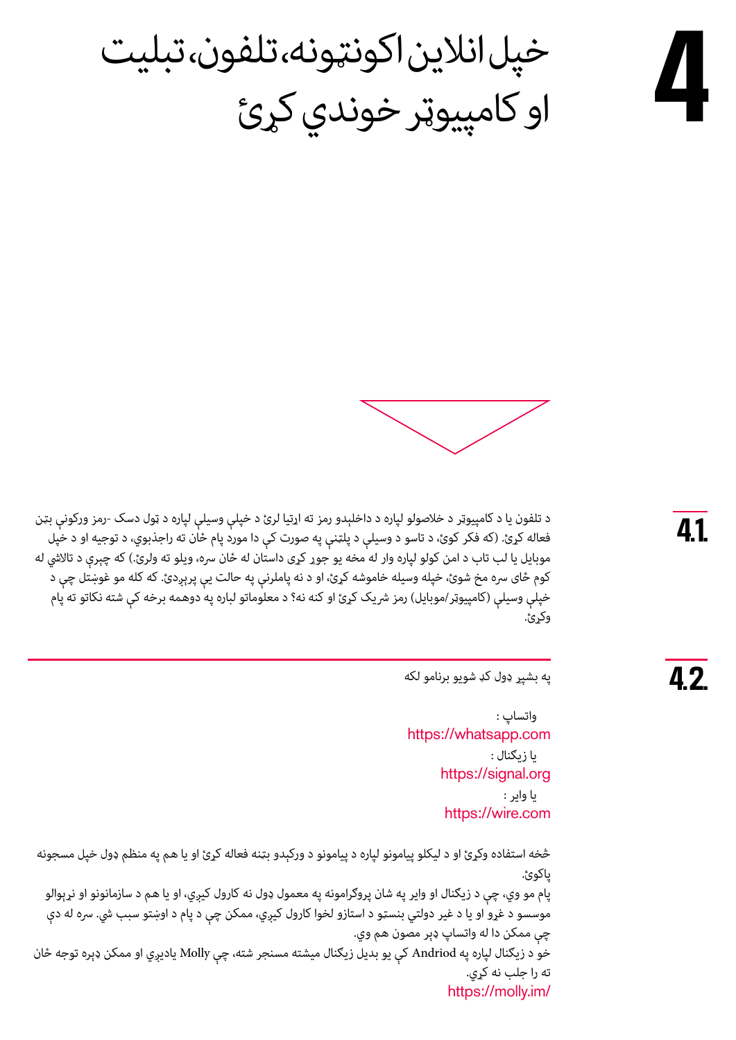# 4

# خپل انلاین اکونټونه، تلفون، تبلیت او کامپیوټر خوندي کړئ

## 4.1.

د تلفون یا د کامپیوټر د خلاصولو لپاره د داخلېدو رمز ته اړتیا لرئ د خپلې وسیلې لپاره د ټول دسک -رمز ورکونې بټن فعاله کړئ. (که فکر کوئ، د تاسو د وسیلې د پلټنې په صورت کې دا مورد پام ځان ته راجذبوي، د توجیه او د خپل موبایل یا لب تاب د امن کولو لپاره وار له مخه یو جوړ کړئ داستان له ځان سره، ویلو ته ولرئ.) که چېرې د تالاشي له کوم ځای سره مخ شوئ، خپله وسیله خاموشه کړئ، او د نه پاملرنې په حالت یې پرېږدئ. که کله مو غوښتل چې د خپلې وسیلې (کامپیوټر/موبایل) رمز شریک کړئ او کنه نه؟ د معلوماتو لباره په دوهمه برخه کې شته نکاتو ته پام وکړئ.

## 4.2.

په بشپړ ډول کډ شویو برنامو لکه

واتساپ :
https://whatsapp.com
یا زیګنال :
https://signal.org
یا وایر :
https://wire.com

څخه استفاده وکړئ او د لیکلو پیامونو لپاره د پیامونو د ورکېدو بټنه فعاله کړئ او یا هم په منظم ډول خپل مسجونه پاکوئ.
پام مو وي، چې د زیګنال او وایر په شان پروګرامونه په معمول ډول نه کارول کیږي، او یا هم د سازمانونو او نړیوالو موسسو د غړو او یا د غیر دولتي بنسټو د استازو لخوا کارول کیږي، ممکن چې د پام د اوښتو سبب شي. سره له دې چې ممکن دا له واتساپ ډېر مصون هم وي.
خو د زیګنال لپاره په Andriod کې یو بدیل زیګنال میشته مسنجر شته، چې Molly یادیږي او ممکن ډېره توجه ځان ته را جلب نه کړي.
https://molly.im/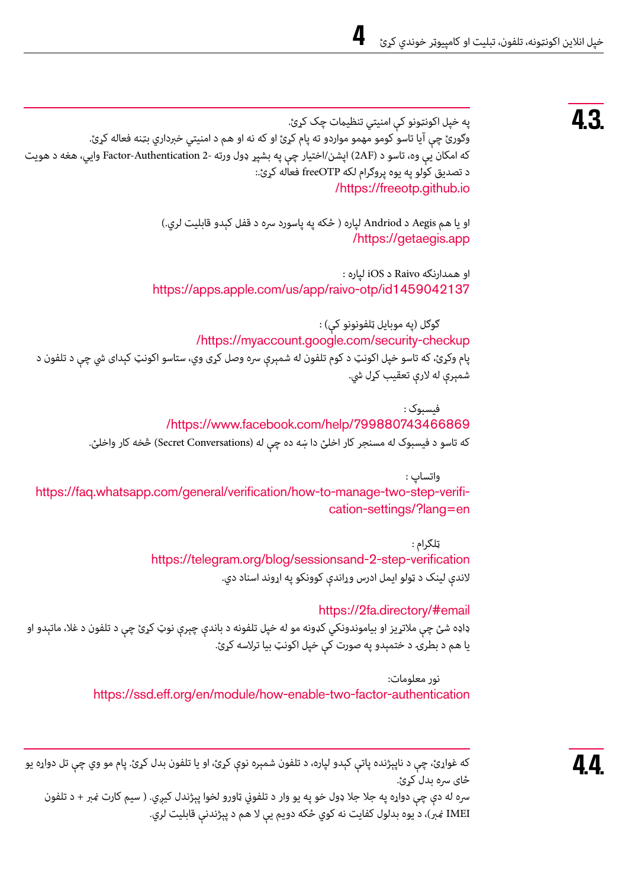## 4.3.

په خپل اکونټونو کې امنیتي تنظیمات چک کړئ.
وګورئ چې آیا تاسو کومو مهمو مواردو ته پام کړئ او که نه او هم د امنیتي خبرداري بټنه فعاله کړئ.
که امکان یې وه، تاسو د (2AF) اپشن/اختیار چې په بشپړ ډول ورته Factor-Authentication -2 وایي، هغه د هویت د تصدیق کولو په یوه پروګرام لکه freeOTP فعاله کړئ.:
/https://freeotp.github.io

او یا هم Aegis د Andriod لپاره ( ځکه په پاسورد سره د قفل کېدو قابلیت لري.)
/https://getaegis.app

او همدارنګه Raivo د iOS لپاره :
https://apps.apple.com/us/app/raivo-otp/id1459042137

ګوګل (په موبایل ټلفونونو کې) :
/https://myaccount.google.com/security-checkup
پام وکړئ، که تاسو خپل اکونټ د کوم تلفون له شمېرې سره وصل کړی وي، ستاسو اکونټ کېدای شي چې د تلفون د شمېرې له لارې تعقیب کړل شي.

فیسبوک :
/https://www.facebook.com/help/799880743466869
که تاسو د فیسبوک له مسنجر کار اخلئ دا ښه ده چې له (Secret Conversations) څخه کار واخلئ.

واتساپ :
https://faq.whatsapp.com/general/verification/how-to-manage-two-step-verification-settings/?lang=en

ټلګرام :
https://telegram.org/blog/sessionsand-2-step-verification
لاندې لینک د ټولو ایمل ادرس وړاندې کوونکو په اړوند اسناد دي.

https://2fa.directory/#email
ډاډه شئ چې ملاتړیز او بیامووندونکې کډونه مو له خپل تلفونه د باندې چېرې نوټ کړئ چې د تلفون د غلا، ماتېدو او یا هم د بطرۍ د ختمېدو په صورت کې خپل اکونټ بیا ترلاسه کړئ.

نور معلومات:
https://ssd.eff.org/en/module/how-enable-two-factor-authentication

## 4.4.

که غواړئ، چې د ناپېژنده پاتې کېدو لپاره، د تلفون شمېره نوې کړئ، او یا تلفون بدل کړئ. پام مو وي چې تل دواړه یو ځای سره بدل کړئ.
سره له دې چې دواړه په جلا جلا ډول خو په یو وار د تلفوني ټاورو لخوا پېژندل کیږي. ( سیم کارت نمبر + د تلفون IMEI نمبر)، د یوه بدلول کفایت نه کوي ځکه دویم یې لا هم د پېژندنې قابلیت لري.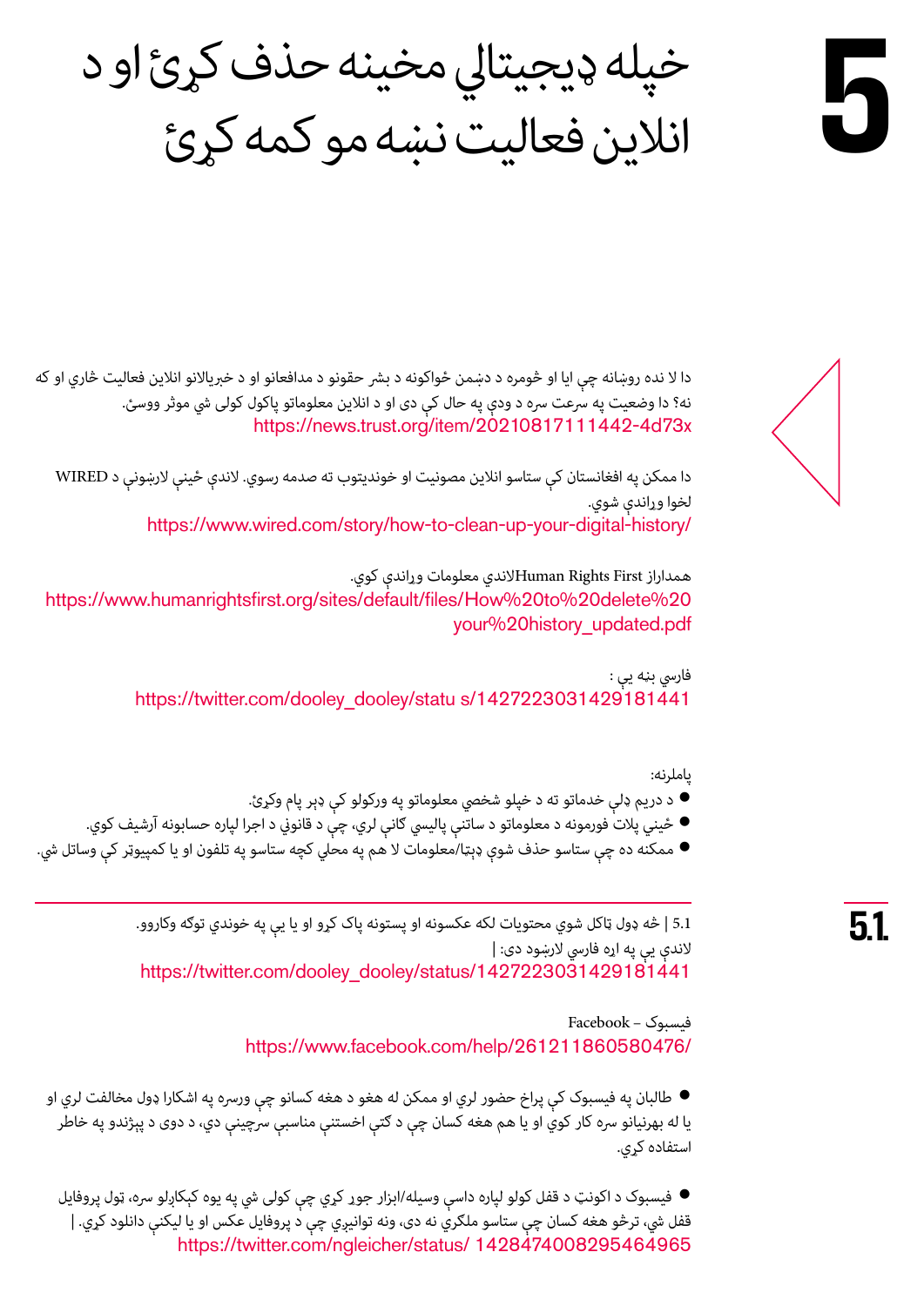# 5 خپله ډیجیټالي مخینه حذف کړئ او د انلاین فعالیت نښه مو کمه کړئ

دا لا نده روښانه چې ایا او څومره د دښمن ځواکونه د بشر حقونو د مدافعانو او د خبریالانو انلاین فعالیت څاري او که نه؟ دا وضعیت په سرعت سره د ودې په حال کې دی او د انلاین معلوماتو پاکول کولی شي موثر ووسئ.
https://news.trust.org/item/20210817111442-4d73x

دا ممکن په افغانستان کې ستاسو انلاین مصونیت او خوندیتوب ته صدمه رسوي. لاندې ځینې لارښونې د WIRED لخوا وړاندې شوي.
https://www.wired.com/story/how-to-clean-up-your-digital-history/

همدارازHuman Rights First لاندې معلومات وړاندې کوي.
https://www.humanrightsfirst.org/sites/default/files/How%20to%20delete%20your%20history_updated.pdf

فارسي بڼه يې :
https://twitter.com/dooley_dooley/statu s/1427223031429181441

پاملرنه:

- د دريم ډلي خدماتو ته د خپلو شخصي معلوماتو په ورکولو کې ډېر پام وکړئ.
- ځینې پلاټ فورمونه د معلوماتو د ساتنې پالیسي کاني لري، چې د قانوني د اجرا لپاره حسابونه آرشیف کوي.
- ممکنه ده چې ستاسو حذف شوي ډېټا/معلومات لا هم په محلي کچه ستاسو په تلفون او یا کمپیوټر کې وساتل شي.

## 5.1.

5.1 | څه ډول ټاکل شوي محتويات لکه عکسونه او پستونه پاک کړو او يا يې په خوندي توګه وکاروو.
لاندې يې په اړه فارسي لارښود دی: |
https://twitter.com/dooley_dooley/status/1427223031429181441

فیسبوک – Facebook
https://www.facebook.com/help/261211860580476/

- طالبان په فیسبوک کې پراخ حضور لري او ممکن له هغو د هغه کسانو چې ورسره په اشکارا ډول مخالفت لري او يا له بهرنیانو سره کار کوي او يا هم هغه کسان چې د کتې اخستنې مناسبې سرچینې دي، د دوی د پېژندو په خاطر استفاده کړي.

- فیسبوک د اکونټ د قفل کولو لپاره داسې وسیله/ابزار جوړ کړي چې کولی شي په یوه کېکاږلو سره، ټول پروفایل قفل شي، ترڅو هغه کسان چې ستاسو ملګري نه دی، ونه توانیږي چې د پروفایل عکس او يا لیکنې دانلود کړي. |
https://twitter.com/ngleicher/status/ 1428474008295464965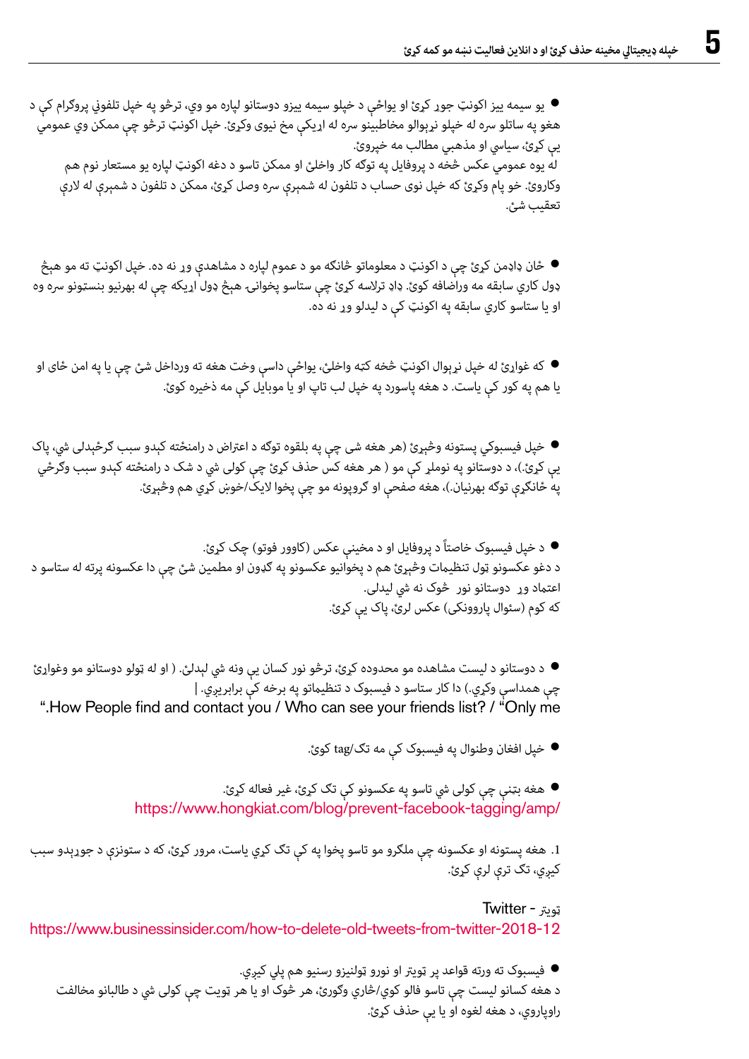- یو سیمه ییز اکونټ جوړ کړئ او یواځې د خپلو سیمه ییزو دوستانو لپاره مو وي، ترڅو په خپل تلفوني پروګرام کې د هغو په ساتلو سره له خپلو نړیوالو مخاطبینو سره له اړیکې مخ نیوی وکړئ. خپل اکونټ ترڅو چې ممکن وي عمومي یې کړئ، سیاسي او مذهبي مطالب مه خپروئ.
  له یوه عمومي عکس څخه د پروفایل په توګه کار واخلئ او ممکن تاسو د دغه اکونټ لپاره یو مستعار نوم هم وکاروئ. خو پام وکړئ که خپل نوی حساب د تلفون له شمېرې سره وصل کړئ، ممکن د تلفون د شمېرې له لارې تعقیب شئ.

- ځان ډاډمن کړئ چې د اکونټ د معلوماتو څانګه مو د عموم لپاره د مشاهدې وړ نه ده. خپل اکونټ ته مو هېڅ ډول کاري سابقه مه وراضافه کوئ. ډاډ ترلاسه کړئ چې ستاسو پخوانۍ هېڅ ډول اړیکه چې له بهرنیو بنسټونو سره وه او یا ستاسو کاري سابقه په اکونټ کې د لیدلو وړ نه ده.

- که غواړئ له خپل نړیوال اکونټ څخه کټه واخلئ، یواځې داسې وخت هغه ته ورداخل شئ چې یا په امن ځای او یا هم په کور کې یاست. د هغه پاسورډ په خپل لپ ټاپ او یا موبایل کې مه ذخیره کوئ.

- خپل فیسبوکي پستونه وڅېړئ (هر هغه شی چې په بلقوه توګه د اعتراض د رامنځته کېدو سبب ګرځېدلی شي، پاک یې کړئ.)، د دوستانو په نوملړ کې مو ( هر هغه کس حذف کړئ چې کولی شي د شک د رامنځته کېدو سبب وګرځي په ځانګړې توګه بهرنیان.)، هغه صفحې او ګروپونه مو چې پخوا لایک/خوښ کړي هم وڅېړئ.

- د خپل فیسبوک خاصتاً د پروفایل او د مخینې عکس (کاوور فوټو) چک کړئ.
  د دغو عکسونو ټول تنظیمات وڅېړئ هم د پخوانیو عکسونو په ګډون او مطمین شئ چې دا عکسونه پرته له ستاسو د اعتماد وړ دوستانو نور خوک نه شي لیدلی.
  که کوم (سئوال پاروونکی) عکس لرئ، پاک یې کړئ.

- د دوستانو د لیست مشاهده مو محدوده کړئ، ترڅو نور کسان یې ونه شي لېدلئ. ( او له ټولو دوستانو مو وغواړئ چې همداسې وکړي.) دا کار ستاسو د فیسبوک د تنظیماتو په برخه کې برابرېږي. |
  ".How People find and contact you / Who can see your friends list? / "Only me

- خپل افغان وطنوال په فیسبوک کې مه تګ/tag کوئ.

- هغه بټنې چې کولی شي تاسو په عکسونو کې ټګ کړئ، غیر فعاله کړئ.
  https://www.hongkiat.com/blog/prevent-facebook-tagging/amp/

1. هغه پستونه او عکسونه چې ملګرو مو تاسو پخوا په کې ټګ کړي یاست، مرور کړئ، که د ستونزې د جوړېدو سبب کېږي، ټګ ترې لرې کړئ.

ټویټر - Twitter
https://www.businessinsider.com/how-to-delete-old-tweets-from-twitter-2018-12

- فیسبوک ته ورته قواعد پر ټویټر او نورو ټولنیزو رسنیو هم پلي کېږي.
  د هغه کسانو لیست چې تاسو فالو کوي/څاري وګورئ، هر څوک او یا هر ټویټ چې کولی شي د طالبانو مخالفت راوپاروي، د هغه لغوه او یا یې حذف کړئ.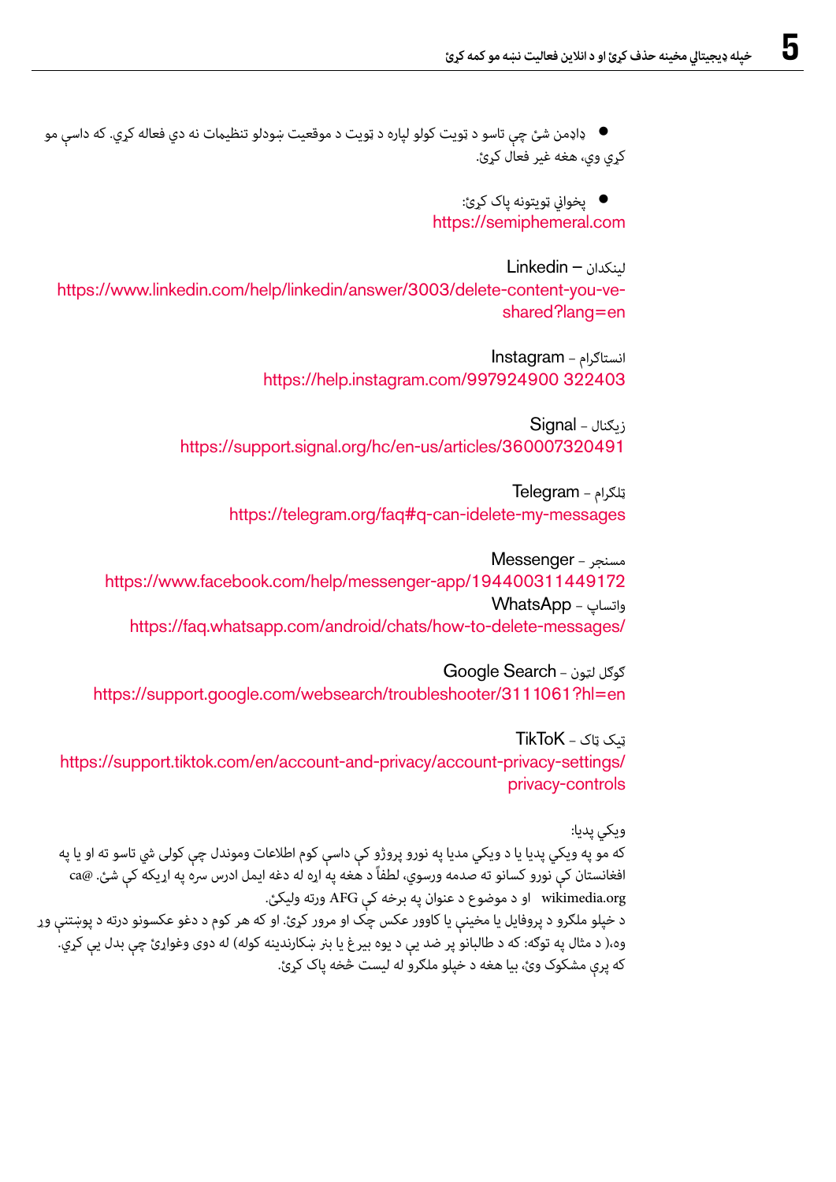- ډاډمن شئ چې تاسو د ټویټ کولو لپاره د ټویټ د موقعیت ښودلو تنظیمات نه دي فعاله کړي. که داسې مو کړي وي، هغه غیر فعال کړئ.

- پخواني ټویټونه پاک کړئ:
https://semiphemeral.com

لینکدان – Linkedin
https://www.linkedin.com/help/linkedin/answer/3003/delete-content-you-ve-shared?lang=en

انستاګرام - Instagram
https://help.instagram.com/997924900 322403

زیګنال - Signal
https://support.signal.org/hc/en-us/articles/360007320491

ټلګرام - Telegram
https://telegram.org/faq#q-can-idelete-my-messages

مسنجر - Messenger
https://www.facebook.com/help/messenger-app/194400311449172

واتساپ - WhatsApp
https://faq.whatsapp.com/android/chats/how-to-delete-messages/

ګوګل لټون - Google Search
https://support.google.com/websearch/troubleshooter/3111061?hl=en

ټیک ټاک - TikToK
https://support.tiktok.com/en/account-and-privacy/account-privacy-settings/privacy-controls

ویکي پدیا:
که مو په ویکي پدیا یا د ویکي مدیا په نورو پروژو کې داسې کوم اطلاعات موندل چې کولی شي تاسو ته او یا په افغانستان کې نورو کسانو ته صدمه ورسوي، لطفاً د هغه په اړه له دغه ایمل ادرس سره په اړیکه کې شئ. ca@wikimedia.org او د موضوع د عنوان په برخه کې AFG ورته ولیکئ.
د خپلو ملګرو د پروفایل یا مخینې یا کاوور عکس چک او مرور کړئ. او که هر کوم د دغو عکسونو درته د پوښتنې وړ وه،( د مثال په توګه: که د طالبانو پر ضد یې د یوه بیرغ یا بنر ښکارندینه کوله) له دوی وغواړئ چې بدل یې کړي. که پرې مشکوک وئ، بیا هغه د خپلو ملګرو له لیست څخه پاک کړئ.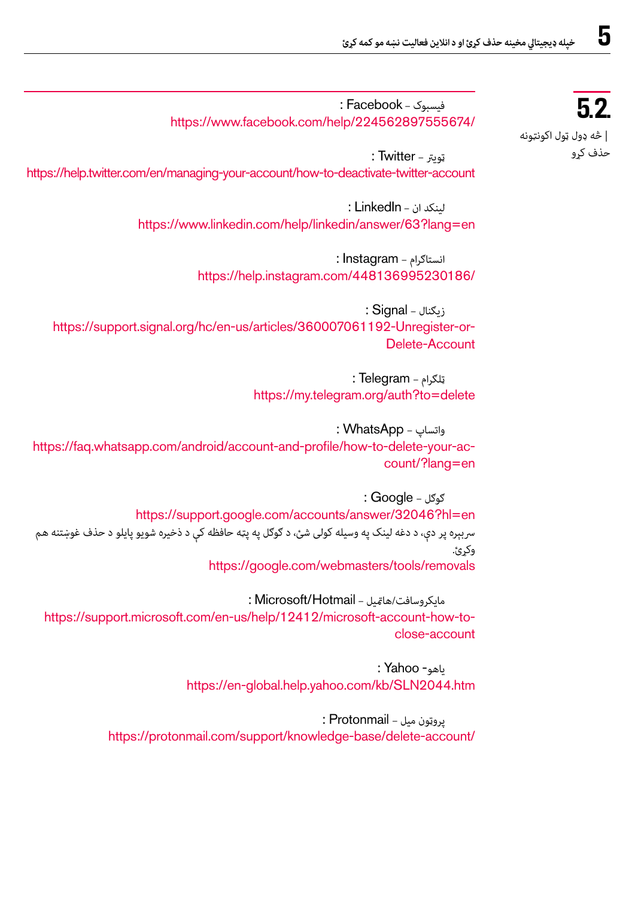## 5.2.

| څه ډول ټول اکونټونه حذف کړو

فیسبوک - Facebook :
https://www.facebook.com/help/224562897555674/

ټویټر - Twitter :
https://help.twitter.com/en/managing-your-account/how-to-deactivate-twitter-account

لینکډ ان - LinkedIn :
https://www.linkedin.com/help/linkedin/answer/63?lang=en

انستاګرام - Instagram :
https://help.instagram.com/448136995230186/

زیګنال - Signal :
https://support.signal.org/hc/en-us/articles/360007061192-Unregister-or-Delete-Account

ټلګرام - Telegram :
https://my.telegram.org/auth?to=delete

واتساپ - WhatsApp :
https://faq.whatsapp.com/android/account-and-profile/how-to-delete-your-account/?lang=en

ګوګل - Google :
https://support.google.com/accounts/answer/32046?hl=en
سربېره پر دې، د دغه لینک په وسیله کولی شئ، د ګوګل په پټه حافظه کې د ذخیره شویو پاڼو د حذف غوښتنه هم وکړئ.
https://google.com/webmasters/tools/removals

مایکروسافت/هاټمیل - Microsoft/Hotmail :
https://support.microsoft.com/en-us/help/12412/microsoft-account-how-to-close-account

یاهو- Yahoo :
https://en-global.help.yahoo.com/kb/SLN2044.htm

پروټون میل - Protonmail :
https://protonmail.com/support/knowledge-base/delete-account/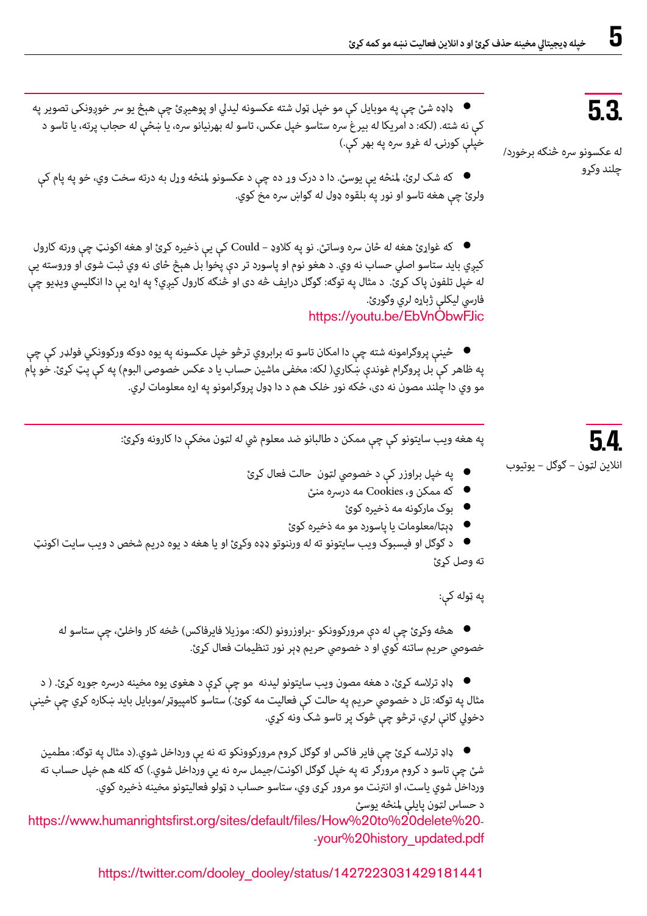## 5.3. له عکسونو سره څنګه برخورد/ چلند وکړو

- ډاډه شئ چې په موبایل کې مو خپل ټول شته عکسونه لیدلي او پوهیږئ چې هېڅ یو سر خوړونکی تصویر په کې نه شته. (لکه: د امریکا له بیرغ سره ستاسو خپل عکس، تاسو له بهرنیانو سره، یا ښځې له حجاب پرته، یا تاسو د خپلې کورنۍ له غړو سره په بهر کې.)

- که شک لرئ، ړنګه یې یوسئ. دا د درک وړ ده چې د عکسونو ړنګه ورل به درته سخت وي، خو په پام کې ولرئ چې هغه تاسو او نور په بلقوه ډول له ګواښ سره مخ کوي.

- که غواړئ هغه له ځان سره وساتئ. نو په کلاوډ – Could کې یې ذخیره کړئ او هغه اکونټ چې ورته کارول کیږي باید ستاسو اصلي حساب نه وي. د هغوی نوم او پاسورډ تر دې پخوا بل هېڅ ځای نه وي ثبت شوی او وروسته یې له خپل تلفون پاک کړئ. د مثال په توګه: ګوګل درایف څه دی او څنګه کارول کیږي؟ په اړه یې دا انګلیسي ویډیو چې فارسي لیکلې ژباړه لري وګورئ.
https://youtu.be/EbVnObwFJic

- ځینې پروګرامونه شته چې دا امکان تاسو ته برابروي ترڅو خپل عکسونه په یوه دوکه ورکوونکي فولډر کې چې په ظاهر کې بل پروګرام غوندې ښکاري( لکه: مخفی ماشین حساب یا د عکس خصوصی البوم) په کې پټ کړئ. خو پام مو وي دا چلند مصون نه دی، ځکه نور خلک هم د دا ډول پروګرامونو په اړه معلومات لري.

## 5.4. انلاین لټون – ګوګل – یوتیوب

په هغه ویب سایټونو کې چې ممکن د طالبانو ضد معلوم شي له لټون مخکې دا کارونه وکړئ:

- په خپل براوزر کې د خصوصي لټون حالت فعال کړئ
- که ممکن وي، Cookies مه درسره منئ
- بوک مارکونه مه ذخیره کوئ
- ډیټا/معلومات یا پاسورډ مو مه ذخیره کوئ
- د ګوګل او فیسبوک ویب سایټونو ته له ورننوتو ډډه وکړئ او یا هغه د یوه دریم شخص د ویب سایټ اکونټ ته وصل کړئ

په ټوله کې:

- هڅه وکړئ چې له دې مرورکوونکو -براوزرونو (لکه: موزیلا فایرفاکس) څخه کار واخلئ، چې ستاسو له خصوصي حریم ساتنه کوي او د خصوصي حریم ډېر نور تنظیمات فعال کړئ.

- ډاډ ترلاسه کړئ، د هغه مصون ویب سایټونو لیدنه مو چې کړې د هغوی یوه مخینه درسره جوړه کړئ. ( د مثال په توګه: تل د خصوصي حریم په حالت کې فعالیت مه کوئ.) ستاسو کامپیوټر/موبایل باید ښکاره کړي چې ځینې دخولي ګانې لري، ترڅو چې څوک پر تاسو شک ونه کړي.

- ډاډ ترلاسه کړئ چې فایر فاکس او ګوګل کروم مرورکوونکو ته نه یې ورداخل شوي.(د مثال په توګه: مطمین شئ چې تاسو د کروم مرورګر ته په خپل ګوګل اکونت/جیمل سره نه یې ورداخل شوي.) که کله هم خپل حساب ته ورداخل شوي یاست، او انټرنټ مو مرور کړی وي، ستاسو حساب د ټولو فعالیتونو مخینه ذخیره کوي.
د حساس لټون پایلې ړنګه یوسئ
https://www.humanrightsfirst.org/sites/default/files/How%20to%20delete%20-your%20history_updated.pdf

https://twitter.com/dooley_dooley/status/1427223031429181441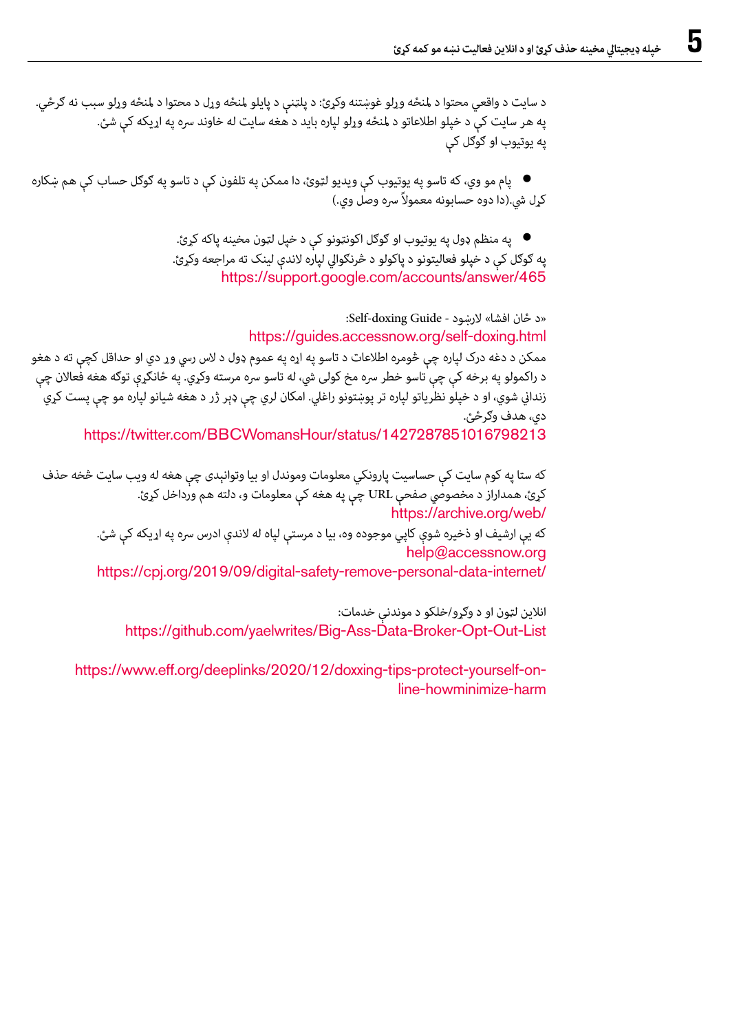د سایت د واقعي محتوا د لمنځه وړلو غوښتنه وکړئ: د پلټنې د پایلو لمنځه وړل د محتوا د لمنځه وړلو سبب نه ګرځي.
په هر سایت کې د خپلو اطلاعاتو د لمنځه وړلو لپاره باید د هغه سایت له خاوند سره په اړیکه کې شئ.
په یوتیوب او ګوګل کې

- پام مو وي، که تاسو په یوتیوب کې ویډیو لټوئ، دا ممکن په تلفون کې د تاسو په ګوګل حساب کې هم ښکاره کړل شي.(دا دوه حسابونه معمولاً سره وصل وي.)

- په منظم ډول په یوتیوب او ګوګل اکونټونو کې د خپل لټون مخینه پاکه کړئ.

په ګوګل کې د خپلو فعالیتونو د پاکولو د څرنګوالي لپاره لاندې لینک ته مراجعه وکړئ.
https://support.google.com/accounts/answer/465

«د ځان افشا» لارښود - Self-doxing Guide:
https://guides.accessnow.org/self-doxing.html
ممکن د دغه درک لپاره چې څومره اطلاعات د تاسو په اړه په عموم ډول د لاس رسي وړ دي او حداقل کچې ته د هغو د راکمولو په برخه کې چې تاسو خطر سره مخ کولی شي، له تاسو سره مرسته وکړي. په ځانګړي توګه هغه فعالان چې زنداني شوي، او د خپلو نظریاتو لپاره تر پوښتنو راغلي. امکان لري چې ډېر ژر د هغه شیانو لپاره مو چې پست کړي دي، هدف وګرځئ.
https://twitter.com/BBCWomansHour/status/1427287851016798213

که ستا په کوم سایت کې حساسیت پارونکي معلومات وموندل او بیا وتوانیدی چې هغه له ویب سایت څخه حذف کړئ، همدا راز د مخصوصي صفحې URL چې په هغه کې معلومات و، دلته هم ورداخل کړئ.
https://archive.org/web/
که یې ارشیف او ذخیره شوې کاپي موجوده وه، بیا د مرستې لپاره له لاندې ادرس سره په اړیکه کې شئ.
help@accessnow.org
https://cpj.org/2019/09/digital-safety-remove-personal-data-internet/

انلاین لټون او د وګړو/خلکو د موندنې خدمات:
https://github.com/yaelwrites/Big-Ass-Data-Broker-Opt-Out-List

https://www.eff.org/deeplinks/2020/12/doxxing-tips-protect-yourself-online-howminimize-harm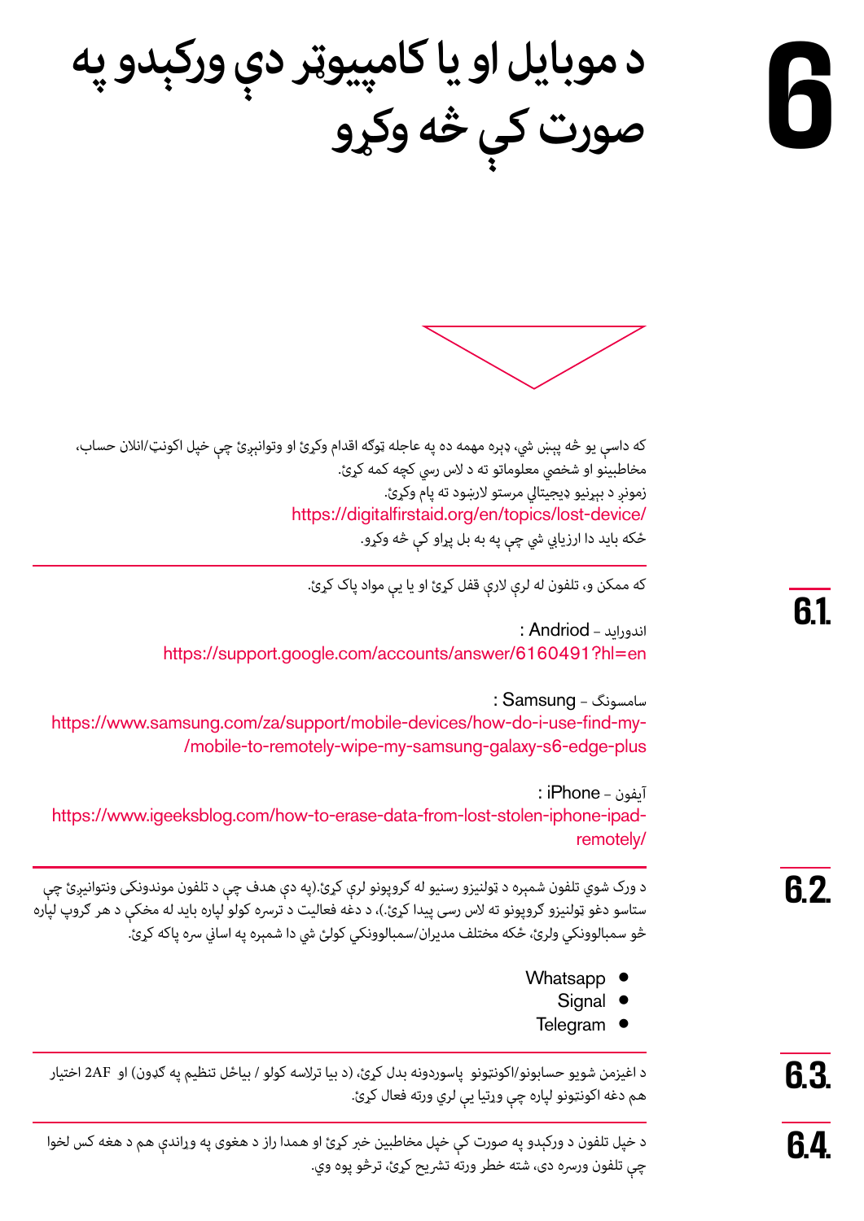# 6 د موبایل او یا کامپیوټر دې ورکېدو په صورت کې څه وکړو

که داسې یو څه پېښ شي، ډېره مهمه ده په عاجله توګه اقدام وکړئ او وتوانېږئ چې خپل اکونټ/انلان حساب، مخاطبینو او شخصي معلوماتو ته د لاس رسي کچه کمه کړئ.
زمونږ د بېړنیو ډیجیتالي مرستو لارښود ته پام وکړئ.
https://digitalfirstaid.org/en/topics/lost-device/
څکه باید دا ارزیابي شي چې په به بل پړاو کې څه وکړو.

## 6.1.

که ممکن و، تلفون له لرې لارې قفل کړئ او یا یې مواد پاک کړئ.

اندوراید – Andriod :
https://support.google.com/accounts/answer/6160491?hl=en

سامسونګ – Samsung :
https://www.samsung.com/za/support/mobile-devices/how-do-i-use-find-my-mobile-to-remotely-wipe-my-samsung-galaxy-s6-edge-plus/

آیفون – iPhone :
https://www.igeeksblog.com/how-to-erase-data-from-lost-stolen-iphone-ipad-remotely/

## 6.2.

د ورک شوي تلفون شمېره د ټولنیزو رسنیو له ګروپونو لرې کړئ.(په دې هدف چې د تلفون موندونکی ونتوانیږئ چې ستاسو دغو ټولنیزو ګروپونو ته لاس رسی پیدا کړئ.)، د دغه فعالیت د ترسره کولو لپاره باید له مخکې د هر ګروپ لپاره څو سمبالوونکي ولرئ، څکه مختلف مدیران/سمبالوونکي کولئ شي دا شمېره په اساني سره پاکه کړئ.

- Whatsapp
- Signal
- Telegram

## 6.3.

د اغیزمن شویو حسابونو/اکونټونو پاسوردونه بدل کړئ، (د بیا ترلاسه کولو / بیاځل تنظیم په ګډون) او 2AF اختیار هم دغه اکونټونو لپاره چې ورتیا یې لري ورته فعال کړئ.

## 6.4.

د خپل تلفون د ورکېدو په صورت کې خپل مخاطبین خبر کړئ او همدا راز د هغوی په وړاندې هم د هغه کس لخوا چې تلفون ورسره دی، شته خطر ورته تشریح کړئ، ترڅو پوه وي.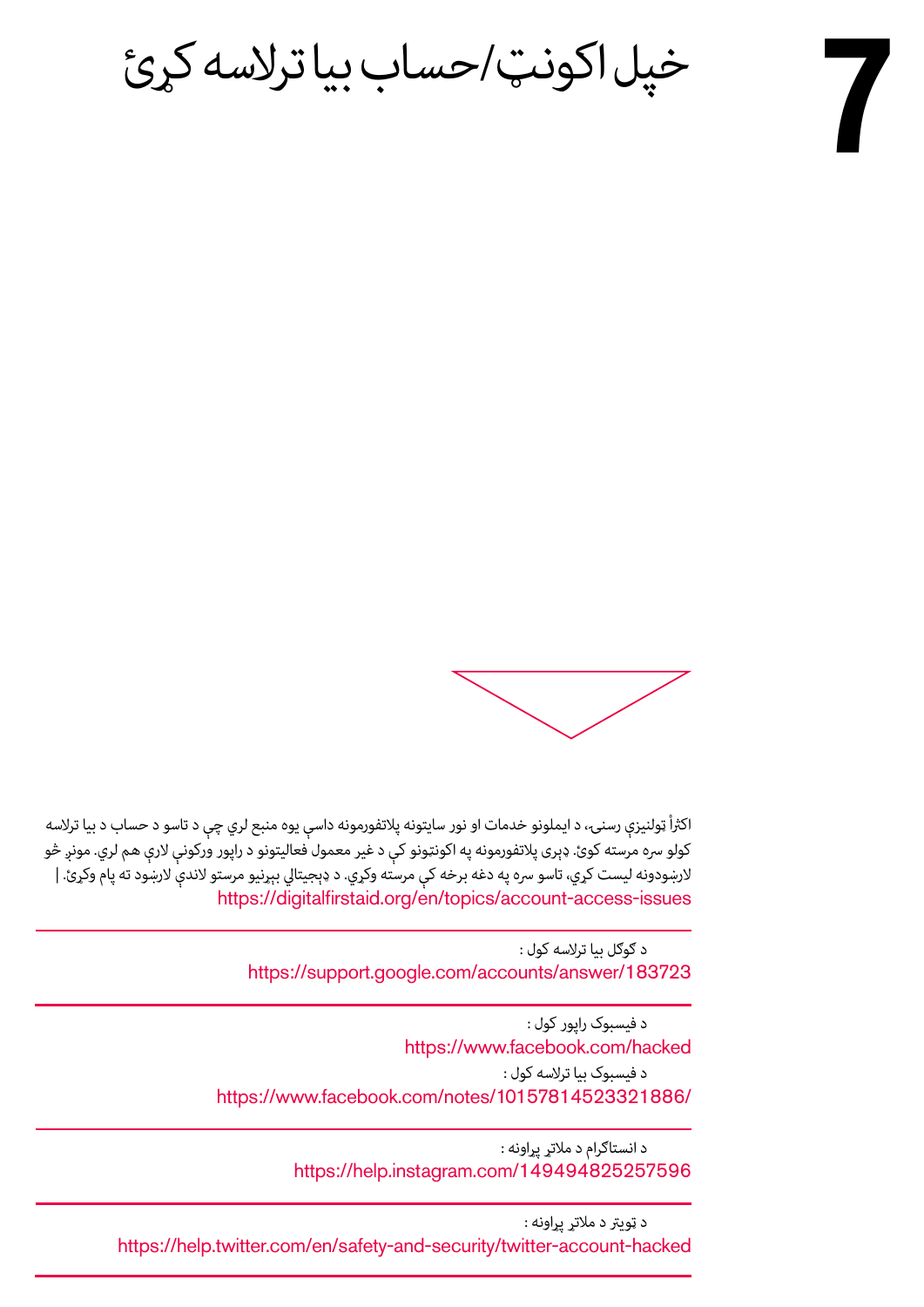# 7 خپل اکونټ/حساب بیا ترلاسه کړئ

اکثراً ټولنیزې رسنۍ، د ایملونو خدمات او نور سایټونه پلاتفورمونه داسې یوه منبع لري چې د تاسو د حساب د بیا ترلاسه کولو سره مرسته کوئ. ډېری پلاتفورمونه په اکونټونو کې د غیر معمول فعالیتونو د راپور ورکونې لارې هم لري. مونږ څو لارښودونه لیست کړي، تاسو سره په دغه برخه کې مرسته وکړي. د ډیجیټالي ببړنیو مرستو لاندې لارښود ته پام وکړئ. |
https://digitalfirstaid.org/en/topics/account-access-issues

---

د ګوګل بیا ترلاسه کول :
https://support.google.com/accounts/answer/183723

---

د فیسبوک راپور کول :
https://www.facebook.com/hacked

د فیسبوک بیا ترلاسه کول :
https://www.facebook.com/notes/10157814523321886/

---

د انستاګرام د ملاتړ پراونه :
https://help.instagram.com/149494825257596

---

د ټویټر د ملاتړ پراونه :
https://help.twitter.com/en/safety-and-security/twitter-account-hacked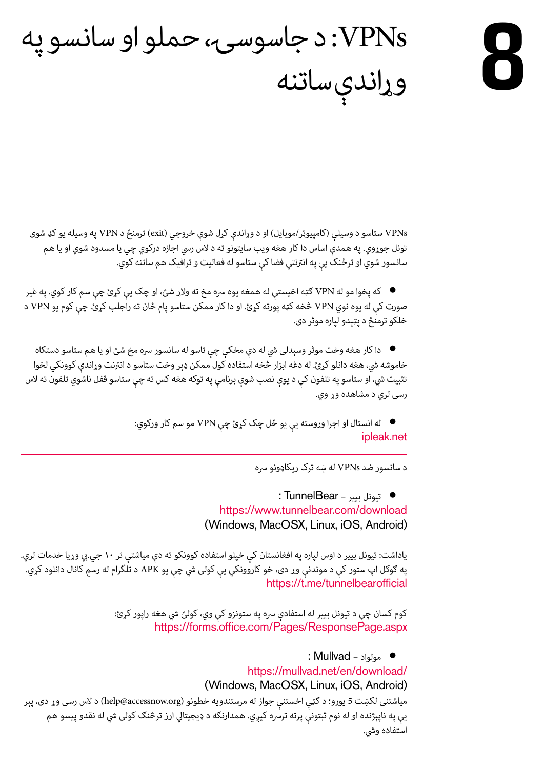# 8 VPNs: د جاسوسۍ، حملو او سانسو په وړاندې ساتنه

VPNs ستاسو د وسیلې (کامپیوټر/موبایل) او د وړاندې کړل شوې خروجي (exit) ترمنځ د VPN په وسیله یو کډ شوی تونل جوړوي. په همدې اساس دا کار هغه ویب سایټونو ته د لاس رسي اجازه درکوي چې یا مسدود شوي او یا هم سانسور شوي او ترڅنګ یې په انټرنټي فضا کې ستاسو له فعالیت و ترافیک هم ساتنه کوي.

- که پخوا مو له VPN کټه اخیستې له همغه یوه سره مخ ته ولاړ شئ، او چک یې کړئ چې سم کار کوي. په غیر صورت کې له یوه نوي VPN څخه کټه پورته کړئ. او دا کار ممکن ستاسو پام ځان ته راجلب کړئ. چې کوم یو VPN د خلکو ترمنځ د پېژندو لپاره موثر دی.

- دا کار هغه وخت موثر وسېدلی شي له دې مخکې چې تاسو له سانسور سره مخ شئ او یا هم ستاسو دستګاه خاموشه شي، هغه دانلو کړئ. له دغه ابزار څخه استفاده کول ممکن ډېر وخت ستاسو د انټرنت وړاندې کوونکې لخوا تثبیت شي، او ستاسو په تلفون کې د یوې نصب شوې برنامې په توګه هغه کس ته چې ستاسو قفل ناشوې تلفون ته لاس رسی لري د مشاهده وړ وي.

- له انستال او اجرا وروسته یې یو ځل چک کړئ چې VPN مو سم کار ورکوي:
  ipleak.net

---

د سانسور ضد VPNs له ښه ترک ریکاډونو سره

- تیونل بییر - TunnelBear :
  https://www.tunnelbear.com/download
  (Windows, MacOSX, Linux, iOS, Android)

یاداشت: تیونل بییر د اوس لپاره په افغانستان کې خپلو استفاده کوونکو ته دې میاشتې تر ۱۰ جي.بي وړیا خدمات لري. په ګوګل اپ ستور کې د موندنې وړ دی، خو کاروونکي یې کولی شي چې یو APK د تلګرام له رسمِ کانال دانلود کړي.
https://t.me/tunnelbearofficial

کوم کسان چې د تیونل بییر له استفادې سره په ستونزو کې وي، کولئ شي هغه راپور کړئ:
https://forms.office.com/Pages/ResponsePage.aspx

- مولواد - Mullvad :
  https://mullvad.net/en/download/
  (Windows, MacOSX, Linux, iOS, Android)

میاشتنی لګښت 5 یورو؛ د کټې اخستنې جواز له مرستندویه خطونو (help@accessnow.org) د لاس رسی وړ دی، ډېر یې په ناپېژنده او له نوم ثبتونې پرته ترسره کیږي. همدارنګه د ډیجیټالي ارز ترڅنګ کولی شي له نقدو پیسو هم استفاده وشي.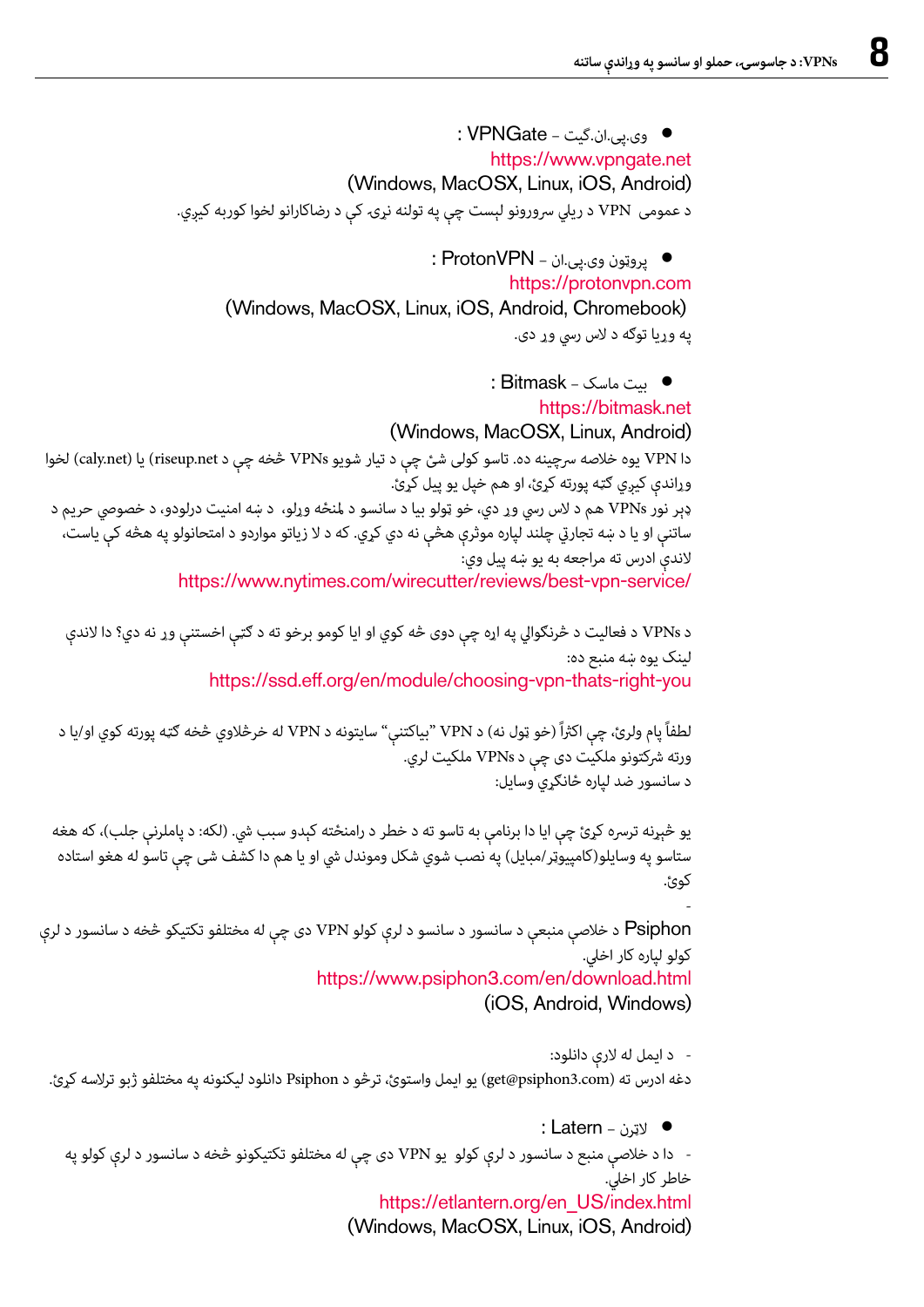- وی.پی.ان.گیت – VPNGate :

https://www.vpngate.net

(Windows, MacOSX, Linux, iOS, Android)

د عمومي  VPN د ريلي سرورونو لېست چې په تولنه نړۍ کې د رضاکارانو لخوا کوربه کېږي.

- پروتون وی.پی.ان – ProtonVPN :

https://protonvpn.com

(Windows, MacOSX, Linux, iOS, Android, Chromebook)

په وړيا توګه د لاس رسي وړ دی.

- بيت ماسک – Bitmask :

https://bitmask.net

(Windows, MacOSX, Linux, Android)

دا VPN یوه خلاصه سرچينه ده. تاسو کولی شئ چې د تيار شويو VPNs څخه چې د riseup.net) يا (caly.net) لخوا وړاندې کيږي ګټه پورته کړئ، او هم خپل يو پيل کړئ.

ډېر نور VPNs هم د لاس رسي وړ دي، خو ټولو بيا د سانسو د لمنځه وړلو، د ښه امنيت درلودو، د خصوصي حريم د ساتنې او يا د ښه تجارتي چلند لپاره موثري هڅې نه دي کړي. که د لا زياتو مواردو د امتحانولو په هڅه کې ياست، لاندې ادرس ته مراجعه به يو ښه پيل وي:

https://www.nytimes.com/wirecutter/reviews/best-vpn-service/

د VPNs د فعاليت د څرنګوالي په اړه چې دوی څه کوي او ايا کومو برخو ته د کټې اخستنې وړ نه دي؟ دا لاندې لينک يوه ښه منبع ده:

https://ssd.eff.org/en/module/choosing-vpn-thats-right-you

لطفاً پام ولرئ، چې اکثراً (خو ټول نه) د VPN "بياکتنې" سايتونه د VPN له خرڅلاوي څخه ګټه پورته کوي او/يا د ورته شرکتونو ملکيت دی چې د VPNs ملکيت لري.

د سانسور ضد لپاره ځانګړي وسايل:

يو څېړنه ترسره کړئ چې ايا دا برنامې به تاسو ته د خطر د رامنځته کېدو سبب شي. (لکه: د پاملرنې جلب)، که هغه ستاسو په وسايلو(کامپيوتر/مبايل) په نصب شوي شکل وموندل شي او يا هم دا کشف شی چې تاسو له هغو استاده کوئ.

-

Psiphon د خلاصې منبعې د سانسور د سانسو د لرې کولو VPN دی چې له مختلفو تکتيکو څخه د سانسور د لرې کولو لپاره کار اخلي.

https://www.psiphon3.com/en/download.html

(iOS, Android, Windows)

- د ايمل له لارې دانلود:

دغه ادرس ته (get@psiphon3.com) يو ايمل واستوئ، ترڅو د Psiphon دانلود ليکنونه په مختلفو ژبو ترلاسه کړئ.

- لاټرن – Latern :

- دا د خلاصې منبع د سانسور د لرې کولو  يو VPN دی چې له مختلفو تکتيکونو څخه د سانسور د لرې کولو په خاطر کار اخلي.

https://etlantern.org/en_US/index.html

(Windows, MacOSX, Linux, iOS, Android)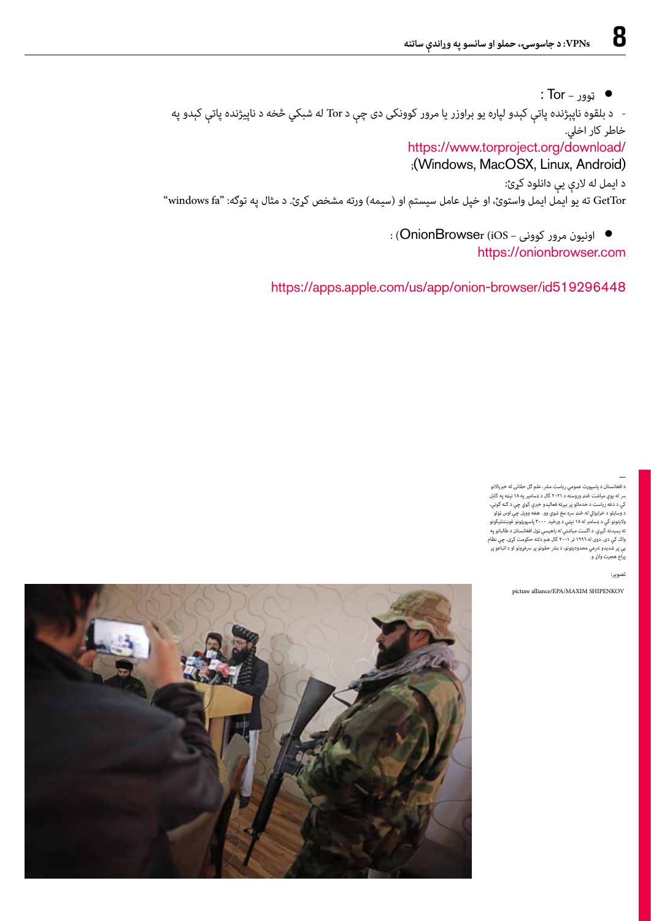- ټوور – Tor :

- د بلقوه ناپېژنده پاتې کېدو لپاره یو براوزر یا مرور کوونکی دی چې د Tor له شبکې څخه د ناپېژنده پاتې کېدو په خاطر کار اخلي.

https://www.torproject.org/download/

(Windows, MacOSX, Linux, Android)؛

د ایمل له لارې یې دانلود کړئ:

GetTor ته یو ایمل ایمل واستوئ، او خپل عامل سیستم او (سیمه) ورته مشخص کړئ. د مثال په توګه: "windows fa"

- اونیون مرور کوونی – OnionBrowser (iOS) :

https://onionbrowser.com

https://apps.apple.com/us/app/onion-browser/id519296448

د افغانستان د پاسپورټ عمومي ریاست مشر، علم ګل حقاني له خبریالانو سره له یوې مباشت څخه وروسته د ۲۰۲۱ کال د ډسامبر په ۱۸ نېټه په کابل کې د دغه ریاست د خدماتو پر بیرته فعالېدو خبرې کوي چې د ګڼه ګوڼې، د وسایلو د خرابوالي له څخه سره مخ شوي وو. هغه وویل چې اوس ټولو ولایتونو کې د ډسامبر له ۱۸ نېټې د ورځې ۳۰۰۰ پاسپورټونو غوښتنلیکونو ته رسیدنه کېږي. د اګست میاشتې له راهیسې ټول افغانستان د طالبانو په واک کې دی. دوی له ۱۹۹۶ تر ۲۰۰۱ کال هم دلته حکومت کړی، چې نظام یې پر شدیدو شرعي محدودیتونو، د بشر حقونو پر سرغړونو او د اتباعو پر پراخ هجرت ولاړ و.

تصویر:

picture alliance/EPA/MAXIM SHIPENKOV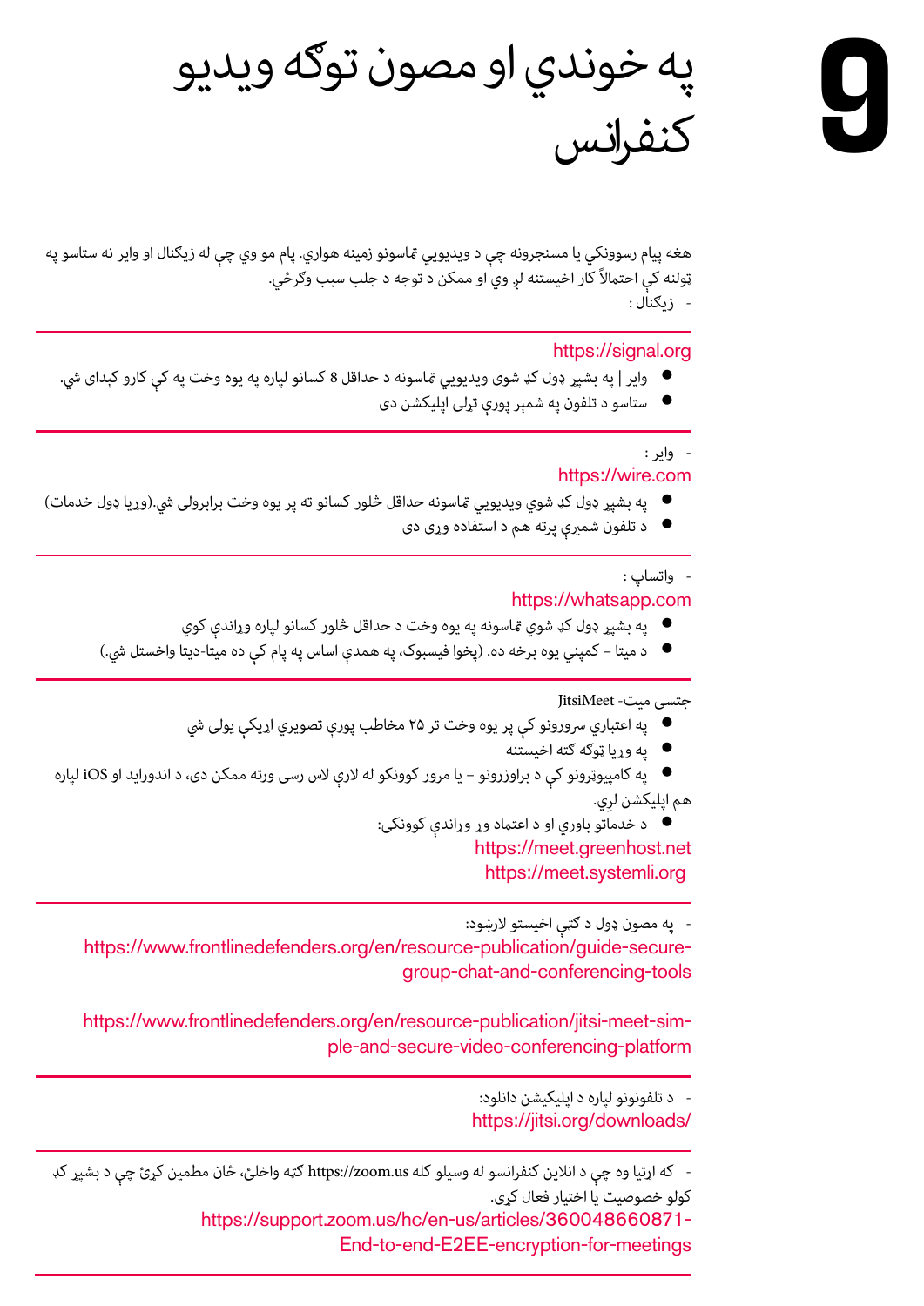# 9 په خوندي او مصون توګه ويډيو کنفرانس

هغه پيام رسوونکي يا مسنجرونه چې د ويډيويي تماسونو زمينه هواري. پام مو وي چې له زيګنال او واير نه ستاسو په ټولنه کې احتمالاً کار اخيستنه لږ وي او ممکن د توجه د جلب سبب وګرځي.

- زيګنال :

https://signal.org

- واير | په بشپړ ډول کډ شوی ويډيويي تماسونه د حداقل 8 کسانو لپاره په يوه وخت په کې کارو کېدای شي.
- ستاسو د تلفون په شمېر پورې تړلی اپليکشن دی

- واير :

https://wire.com

- په بشپړ ډول کډ شوي ويډيويي تماسونه حداقل څلور کسانو ته پر يوه وخت برابرولی شي.(وړيا ډول خدمات)
- د تلفون شمېرې پرته هم د استفاده وړی دی

- واتساپ :

https://whatsapp.com

- په بشپړ ډول کډ شوي تماسونه په يوه وخت د حداقل څلور کسانو لپاره وړاندې کوي
- د ميټا – کمپني يوه برخه ده. (پخوا فيسبوک، په همدې اساس په پام کې ده ميټا-ډيټا واخستل شي.)

جتسي ميټ- JitsiMeet

- په اعتباري سرورونو کې پر يوه وخت تر ۲۵ مخاطب پورې تصويري اړيکې يولی شي
- په وړيا توګه کته اخيستنه
- په کامپيوټرونو کې د براوزرونو – يا مرور کوونکو له لارې لاس رسی ورته ممکن دی، د اندورايد او iOS لپاره هم اپليکشن لري.
- د خدماتو باوري او د اعتماد وړ وړاندې کوونکی:

https://meet.greenhost.net
https://meet.systemli.org

- په مصون ډول د کتې اخيستو لارښود:

https://www.frontlinedefenders.org/en/resource-publication/guide-secure-group-chat-and-conferencing-tools

https://www.frontlinedefenders.org/en/resource-publication/jitsi-meet-simple-and-secure-video-conferencing-platform

- د تلفونونو لپاره د اپليکيشن دانلود:

https://jitsi.org/downloads/

- که اړتيا وه چې د انلاين کنفرانسو له وسيلو کله https://zoom.us کته واخلئ، ځان مطمين کړئ چې د بشپړ کډ کولو خصوصيت يا اختيار فعال کړی.

https://support.zoom.us/hc/en-us/articles/360048660871-End-to-end-E2EE-encryption-for-meetings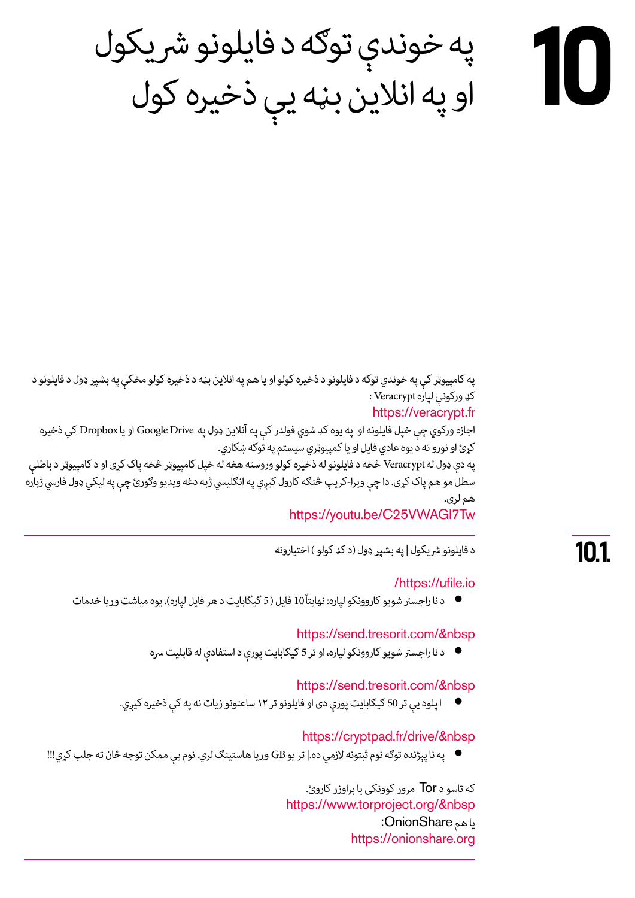# 10 په خوندي توګه د فایلونو شریکول او په انلاین بڼه یې ذخیره کول

په کامپیوټر کې په خوندي توګه د فایلونو د ذخیره کولو او یا هم په انلاین بڼه د ذخیره کولو مخکې په بشپړ ډول د فایلونو د کډ ورکوني لپاره Veracrypt :

https://veracrypt.fr

اجازه ورکوي چې خپل فایلونه او  په یوه کډ شوي فولډر کې په آنلاین ډول په  Google Drive او یا Dropbox کې ذخیره کړئ او نورو ته د یوه عادي فایل او یا کمپیوټري سیستم په توګه ښکاري.

په دې ډول له Veracrypt څخه د فایلونو له ذخیره کولو وروسته هغه له خپل کامپیوټر څخه پاک کړی او د کامپیوټر د باطلې سطل مو هم پاک کړی. دا چې ویرا-کریپ څنګه کارول کیږي په انګلیسي ژبه دغه ویدیو وګورئ چې په لیکې ډول فارسي ژباړه هم لري.

https://youtu.be/C25VWAGl7Tw

## 10.1. د فایلونو شریکول | په بشپړ ډول (د کډ کولو ) اختیارونه

/https://ufile.io

- د نا راجستر شویو کاروونکو لپاره: نهایتاً 10 فایل (5 ګیګابایت د هر فایل لپاره)، یوه میاشت وړیا خدمات

https://send.tresorit.com/&nbsp

- د نا راجستر شویو کاروونکو لپاره، او تر 5 ګیګابایت پورې د استفادې له قابلیت سره

https://send.tresorit.com/&nbsp

- اپلود یې تر 50 ګیګابایت پورې دی او فایلونو تر ۱۲ ساعتونو زیات نه په کې ذخیره کیږي.

https://cryptpad.fr/drive/&nbsp

- په نا پیژنده توګه نوم ثبتونه لازمي ده.| تر یو GB وړیا هاستینګ لري. نوم یې ممکن توجه ځان ته جلب کړي!!!

که تاسو د Tor  مرور کوونکی یا براوزر کاروئ.

https://www.torproject.org/&nbsp

یا هم OnionShare:

https://onionshare.org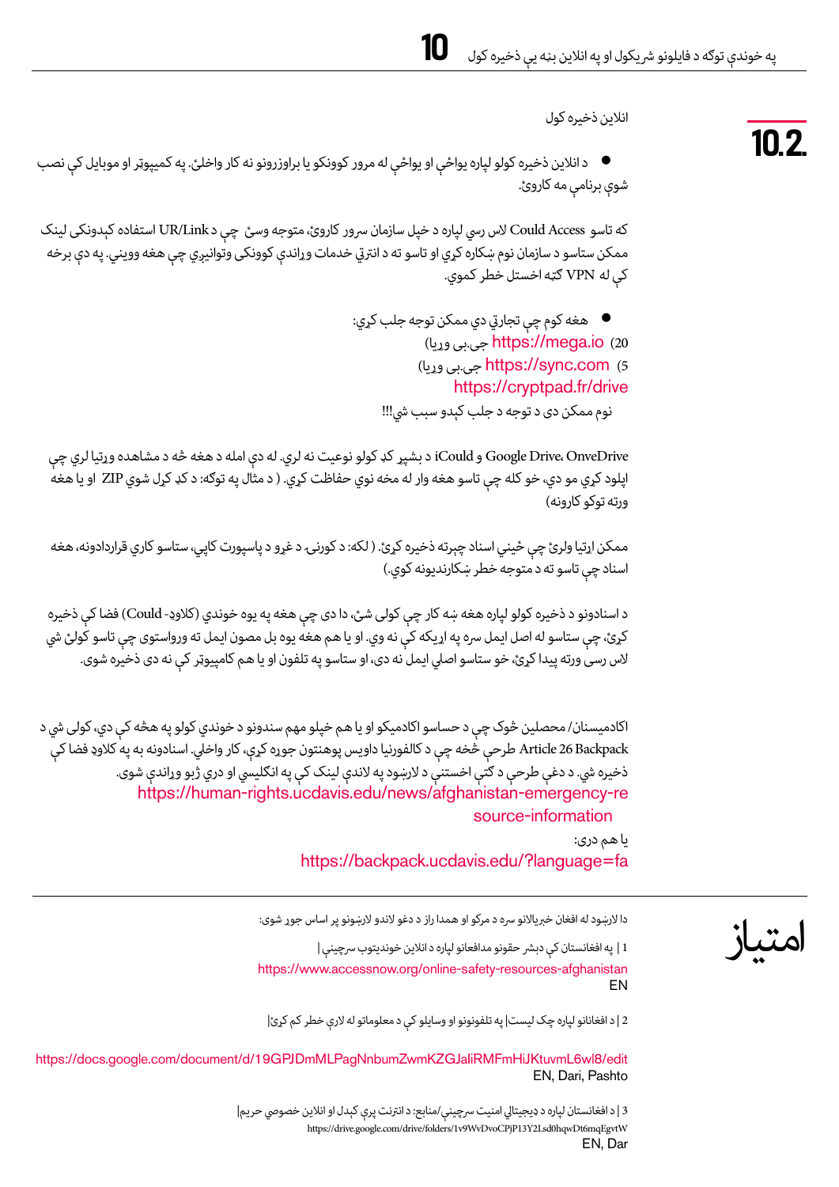## 10.2. انلاین ذخیره کول

- د انلاین ذخیره کولو لپاره یواځې او یواځې له مرور کوونکو یا براوزرونو نه کار واخلئ. په کمپیوټر او موبایل کې نصب شوې برنامې مه کاروئ.

که تاسو Could Access لاس رسي لپاره د خپل سازمان سرور کاروئ، متوجه وسئ چې د UR/Link استفاده کېدونکی لینک ممکن ستاسو د سازمان نوم ښکاره کړي او تاسو ته د انترنټ خدمات وړاندې کوونکی وتوانیږي چې هغه ووینې. په دې برخه کې له VPN ګټه اخستل خطر کموي.

- هغه کوم چې تجارتي دي ممکن توجه جلب کړي:
  - https://mega.io (20 جی.بی وړیا)
  - https://sync.com (5 جی.بی وړیا)
  - https://cryptpad.fr/drive

نوم ممکن دی د توجه د جلب کېدو سبب شي!!!

Google Drive، OneDrive و iCould د بشپړ کډ کولو نوعیت نه لري. له دې امله د هغه څه د مشاهده وړتیا لري چې اپلود کړي مو دي، خو کله چې تاسو هغه وار له مخه نوي حفاظت کړي. ( د مثال په توګه: د کډ کړل شوي ZIP او یا هغه ورته توکو کارونه)

ممکن اړتیا ولرئ چې ځیني اسناد چېرته ذخیره کړئ. ( لکه: د کورنۍ د غړو د پاسپورټ کاپي، ستاسو کاري قراردادونه، هغه اسناد چې تاسو ته د متوجه خطر ښکارندیونه کوي.)

د اسنادونو د ذخیره کولو لپاره هغه ښه کار چې کولی شئ، دا دی چې هغه په یوه خوندي (کلاوډ- Could) فضا کې ذخیره کړئ، چې ستاسو له اصل ایمل سره په اړیکه کې نه وي. او یا هم هغه یوه بل مصون ایمل ته ورواستوی چې تاسو کولئ شي لاس رسی ورته پیدا کړئ، خو ستاسو اصلي ایمل نه دی، او ستاسو په تلفون او یا هم کامپیوټر کې نه دی ذخیره شوی.

اکادمیسنان/ محصلین څوک چې د حساسو اکادمیکو او یا هم خپلو مهم سندونو د خوندي کولو په هڅه کې دي، کولی شي د Article 26 Backpack طرحې څخه چې د کالفورنیا داویس پوهنتون جوړه کړې، کار واخلي. اسنادونه به په کلاوډ فضا کې ذخیره شي. د دغې طرحې د ګټې اخستنې د لارښود په لاندې لینک کې په انګلیسي او دري ژبو وړاندې شوی.
https://human-rights.ucdavis.edu/news/afghanistan-emergency-resource-information

یا هم دری:
https://backpack.ucdavis.edu/?language=fa

---

## امتیاز

دا لارښود له افغان خبریالانو سره د مرکو او همدا راز د دغو لاندو لارښونو پر اساس جوړ شوی:

1 | په افغانستان کې دبشر حقونو مدافعانو لپاره د انلاین خوندیتوب سرچینې |
https://www.accessnow.org/online-safety-resources-afghanistan
EN

2 | د افغانانو لپاره چک لیست| په تلفونونو او وسایلو کې د معلوماتو له لارې خطر کم کړئ|
https://docs.google.com/document/d/19GPJDmMLPagNnbumZwmKZGJaliRMFmHiJKtuvmL6wl8/edit
EN, Dari, Pashto

3 | د افغانستان لپاره د ډیجیټالي امنیت سرچینې/منابع: د انټرنټ پرې کېدل او انلاین خصوصي حریم|
https://drive.google.com/drive/folders/1v9WvDvoCPjP13Y2Lsd0hqwDt6mqEgvtW
EN, Dar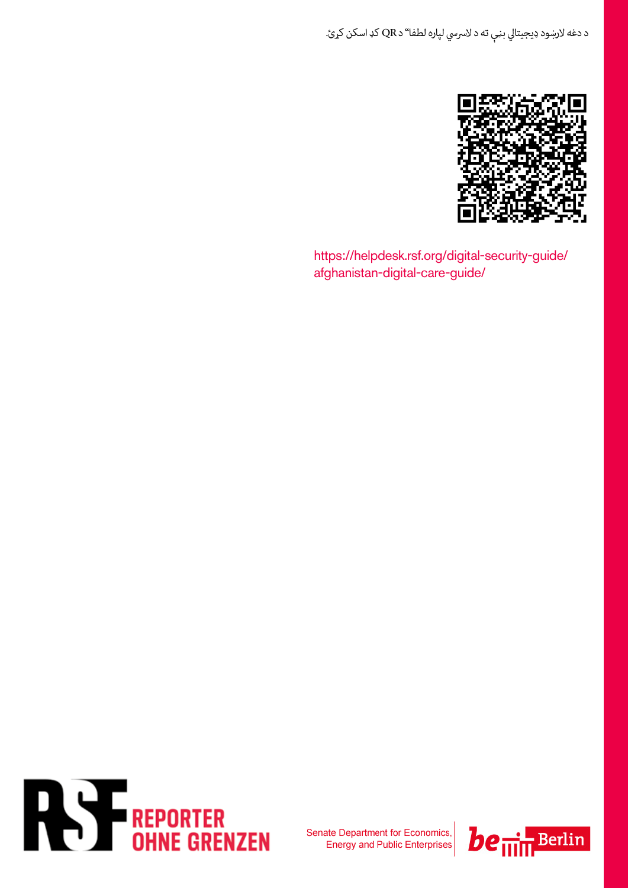د دغه لارښود ډیجیټالي بڼې ته د لاسرسي لپاره لطفاً د QR کډ اسکن کړئ.

https://helpdesk.rsf.org/digital-security-guide/afghanistan-digital-care-guide/

RSF REPORTER OHNE GRENZEN

Senate Department for Economics, Energy and Public Enterprises

be Berlin